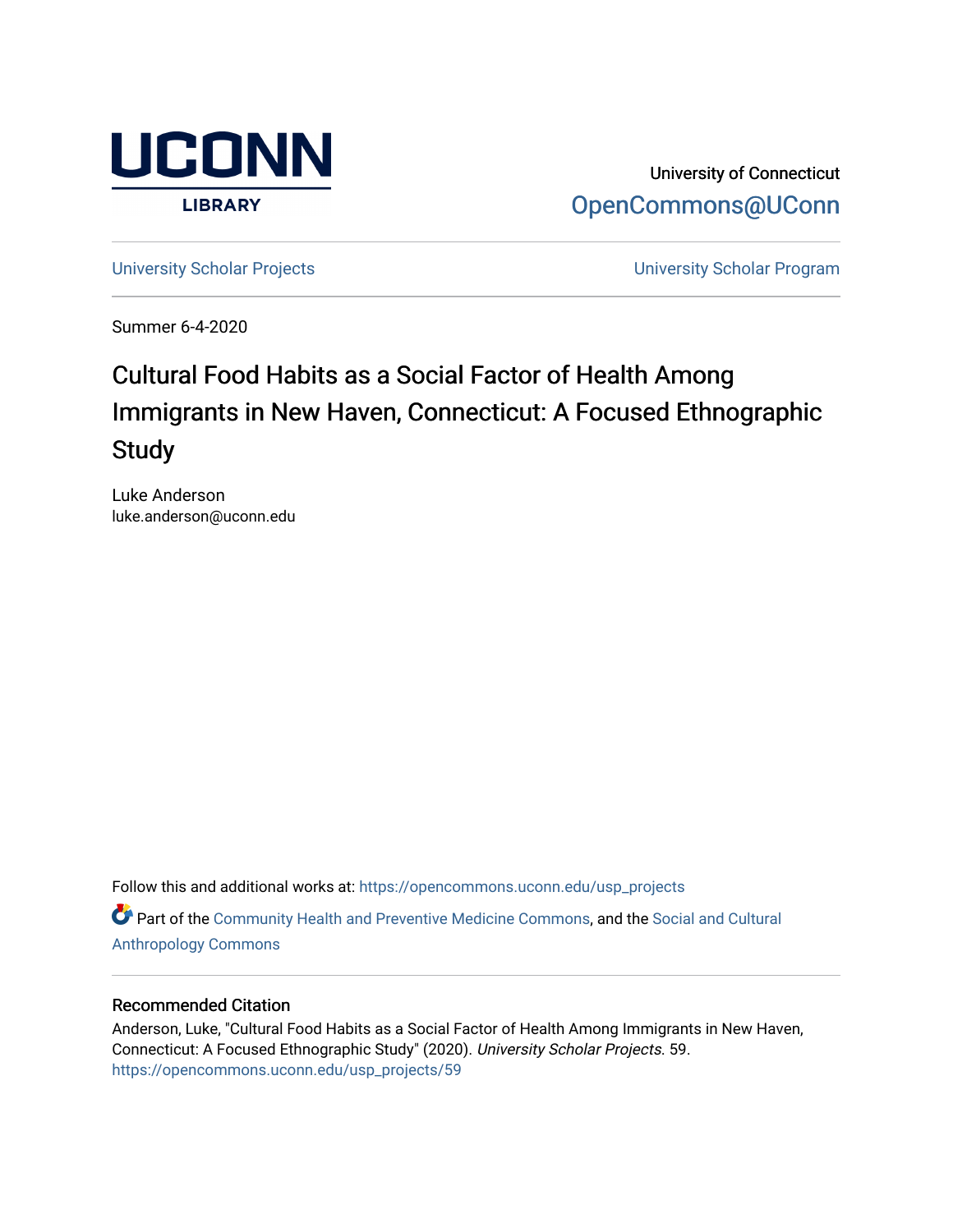UCONN LIBRARY

University of Connecticut
OpenCommons@UConn

University Scholar Projects | University Scholar Program

Summer 6-4-2020

# Cultural Food Habits as a Social Factor of Health Among Immigrants in New Haven, Connecticut: A Focused Ethnographic Study

Luke Anderson
luke.anderson@uconn.edu

Follow this and additional works at: https://opencommons.uconn.edu/usp_projects

Part of the Community Health and Preventive Medicine Commons, and the Social and Cultural Anthropology Commons

## Recommended Citation

Anderson, Luke, "Cultural Food Habits as a Social Factor of Health Among Immigrants in New Haven, Connecticut: A Focused Ethnographic Study" (2020). *University Scholar Projects*. 59.
https://opencommons.uconn.edu/usp_projects/59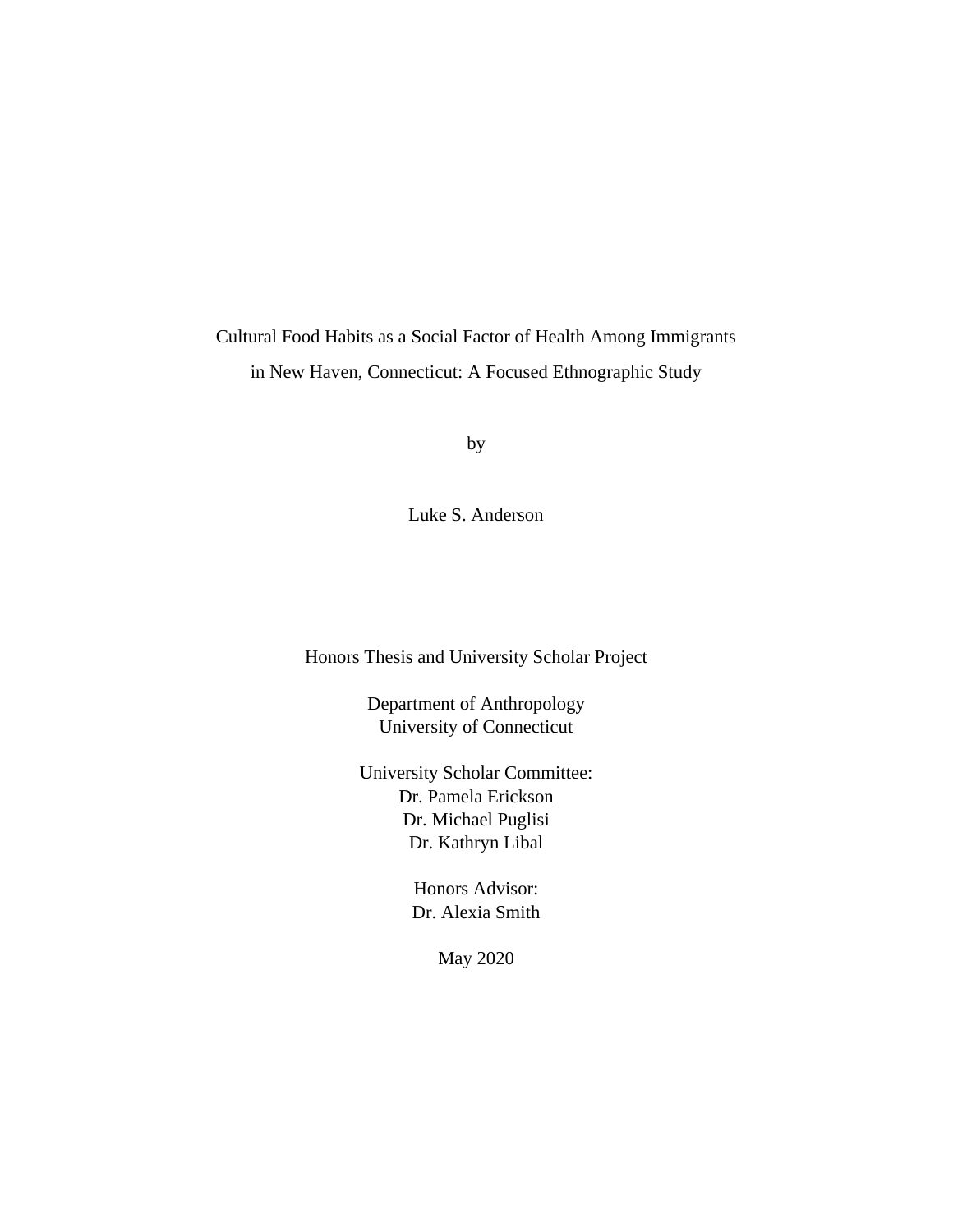# Cultural Food Habits as a Social Factor of Health Among Immigrants in New Haven, Connecticut: A Focused Ethnographic Study

by

Luke S. Anderson

Honors Thesis and University Scholar Project

Department of Anthropology
University of Connecticut

University Scholar Committee:
Dr. Pamela Erickson
Dr. Michael Puglisi
Dr. Kathryn Libal

Honors Advisor:
Dr. Alexia Smith

May 2020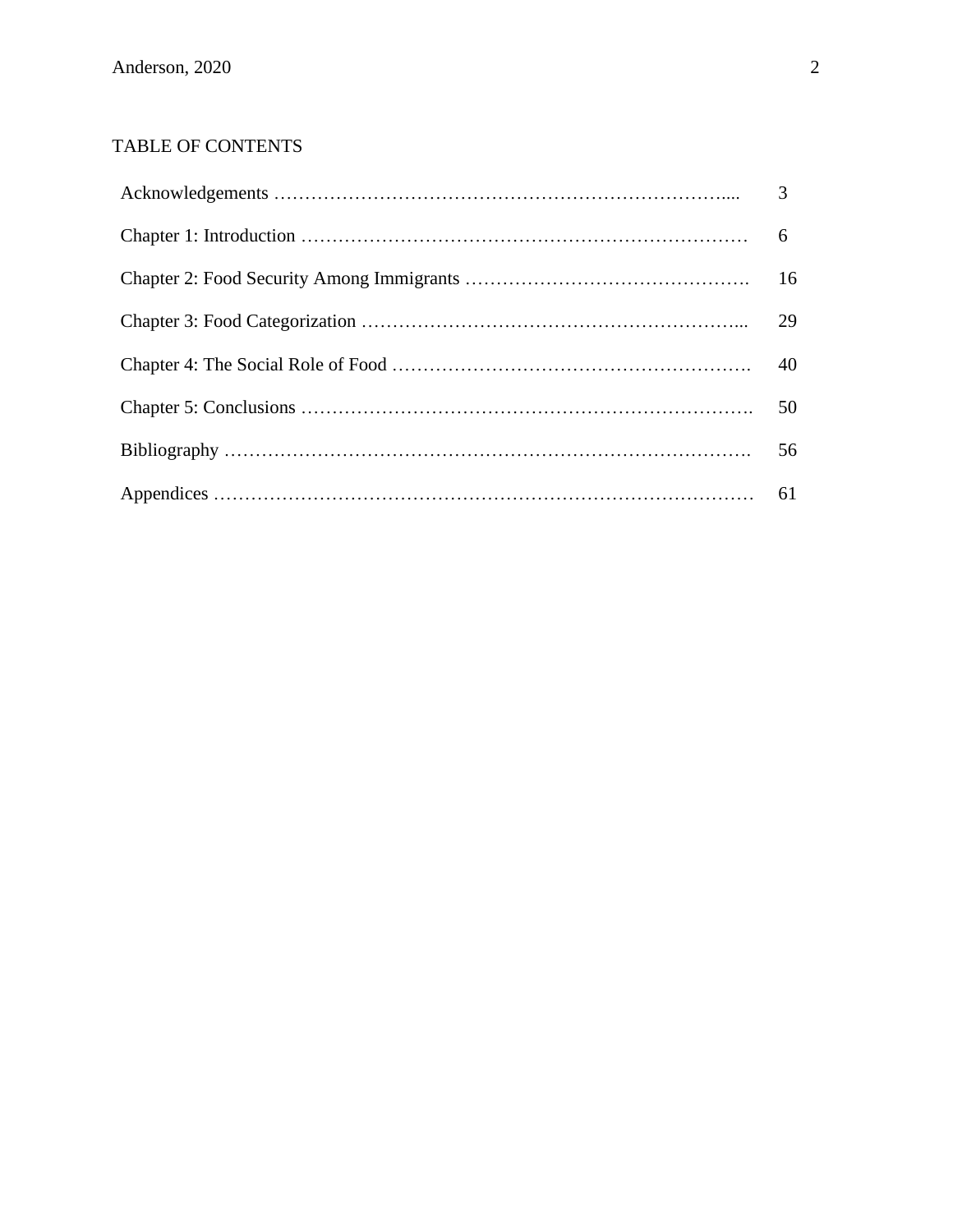# TABLE OF CONTENTS

| | |
|---|---|
| Acknowledgements ……………………………………………………………….... | 3 |
| Chapter 1: Introduction ……………………………………………………………… | 6 |
| Chapter 2: Food Security Among Immigrants ………………………………………. | 16 |
| Chapter 3: Food Categorization ……………………………………………………... | 29 |
| Chapter 4: The Social Role of Food …………………………………………………. | 40 |
| Chapter 5: Conclusions ………………………………………………………………. | 50 |
| Bibliography …………………………………………………………………………. | 56 |
| Appendices ………………………………………………………………………… | 61 |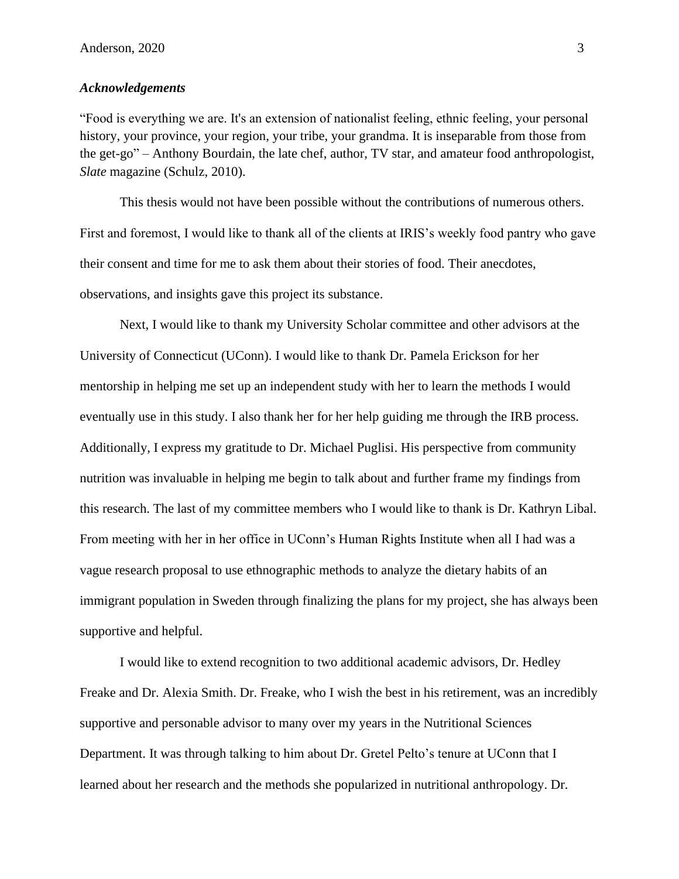### *Acknowledgements*

"Food is everything we are. It's an extension of nationalist feeling, ethnic feeling, your personal history, your province, your region, your tribe, your grandma. It is inseparable from those from the get-go" – Anthony Bourdain, the late chef, author, TV star, and amateur food anthropologist, *Slate* magazine (Schulz, 2010).

This thesis would not have been possible without the contributions of numerous others. First and foremost, I would like to thank all of the clients at IRIS's weekly food pantry who gave their consent and time for me to ask them about their stories of food. Their anecdotes, observations, and insights gave this project its substance.

Next, I would like to thank my University Scholar committee and other advisors at the University of Connecticut (UConn). I would like to thank Dr. Pamela Erickson for her mentorship in helping me set up an independent study with her to learn the methods I would eventually use in this study. I also thank her for her help guiding me through the IRB process. Additionally, I express my gratitude to Dr. Michael Puglisi. His perspective from community nutrition was invaluable in helping me begin to talk about and further frame my findings from this research. The last of my committee members who I would like to thank is Dr. Kathryn Libal. From meeting with her in her office in UConn's Human Rights Institute when all I had was a vague research proposal to use ethnographic methods to analyze the dietary habits of an immigrant population in Sweden through finalizing the plans for my project, she has always been supportive and helpful.

I would like to extend recognition to two additional academic advisors, Dr. Hedley Freake and Dr. Alexia Smith. Dr. Freake, who I wish the best in his retirement, was an incredibly supportive and personable advisor to many over my years in the Nutritional Sciences Department. It was through talking to him about Dr. Gretel Pelto's tenure at UConn that I learned about her research and the methods she popularized in nutritional anthropology. Dr.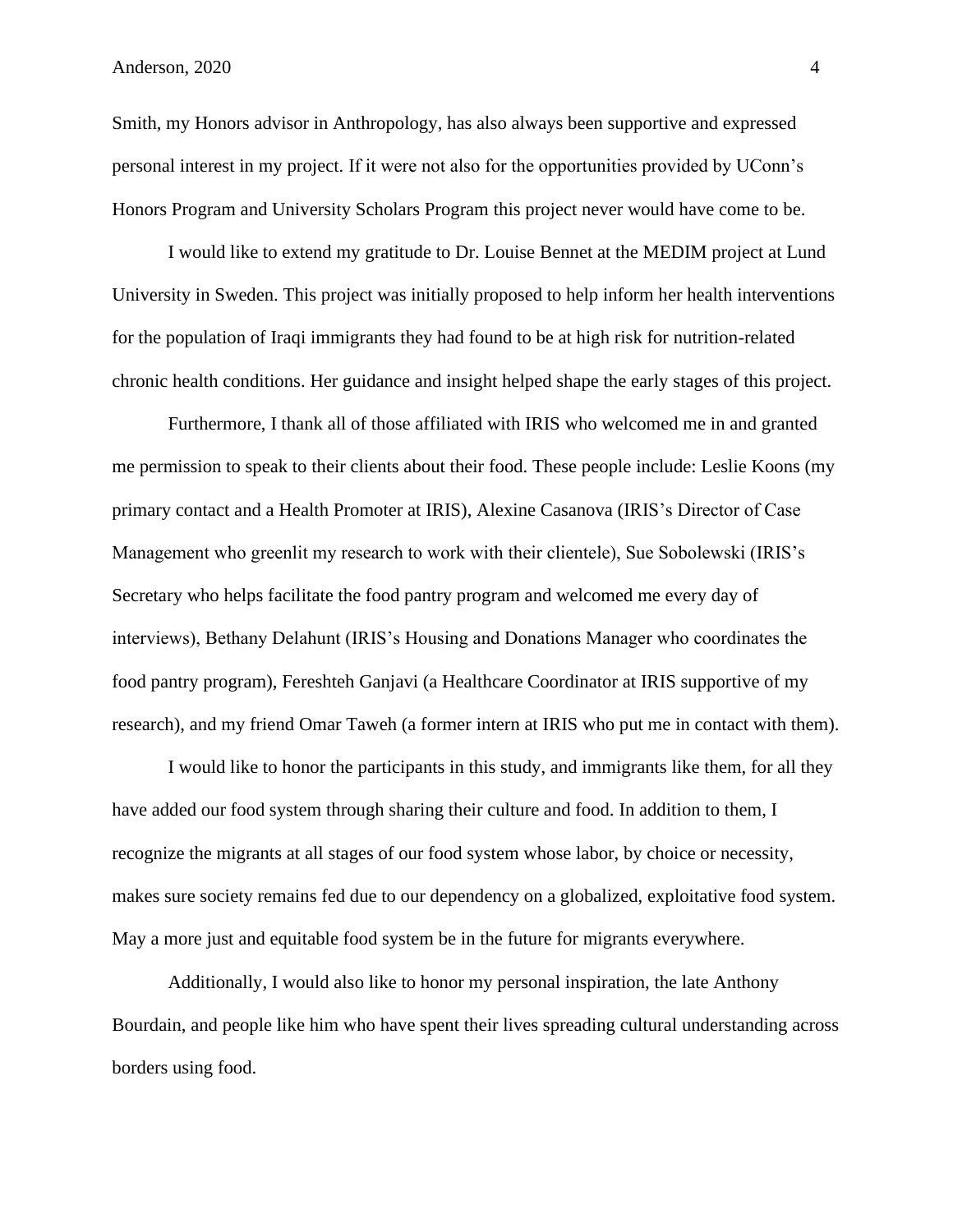Smith, my Honors advisor in Anthropology, has also always been supportive and expressed personal interest in my project. If it were not also for the opportunities provided by UConn's Honors Program and University Scholars Program this project never would have come to be.

I would like to extend my gratitude to Dr. Louise Bennet at the MEDIM project at Lund University in Sweden. This project was initially proposed to help inform her health interventions for the population of Iraqi immigrants they had found to be at high risk for nutrition-related chronic health conditions. Her guidance and insight helped shape the early stages of this project.

Furthermore, I thank all of those affiliated with IRIS who welcomed me in and granted me permission to speak to their clients about their food. These people include: Leslie Koons (my primary contact and a Health Promoter at IRIS), Alexine Casanova (IRIS's Director of Case Management who greenlit my research to work with their clientele), Sue Sobolewski (IRIS's Secretary who helps facilitate the food pantry program and welcomed me every day of interviews), Bethany Delahunt (IRIS's Housing and Donations Manager who coordinates the food pantry program), Fereshteh Ganjavi (a Healthcare Coordinator at IRIS supportive of my research), and my friend Omar Taweh (a former intern at IRIS who put me in contact with them).

I would like to honor the participants in this study, and immigrants like them, for all they have added our food system through sharing their culture and food. In addition to them, I recognize the migrants at all stages of our food system whose labor, by choice or necessity, makes sure society remains fed due to our dependency on a globalized, exploitative food system. May a more just and equitable food system be in the future for migrants everywhere.

Additionally, I would also like to honor my personal inspiration, the late Anthony Bourdain, and people like him who have spent their lives spreading cultural understanding across borders using food.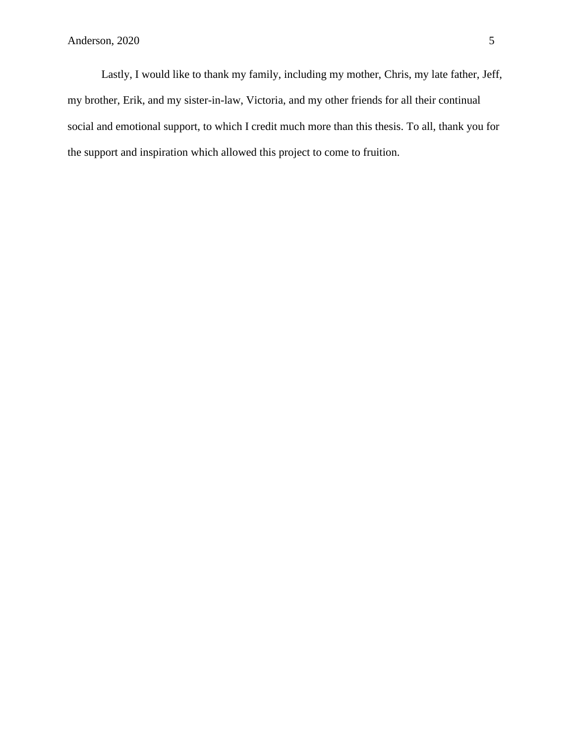Lastly, I would like to thank my family, including my mother, Chris, my late father, Jeff, my brother, Erik, and my sister-in-law, Victoria, and my other friends for all their continual social and emotional support, to which I credit much more than this thesis. To all, thank you for the support and inspiration which allowed this project to come to fruition.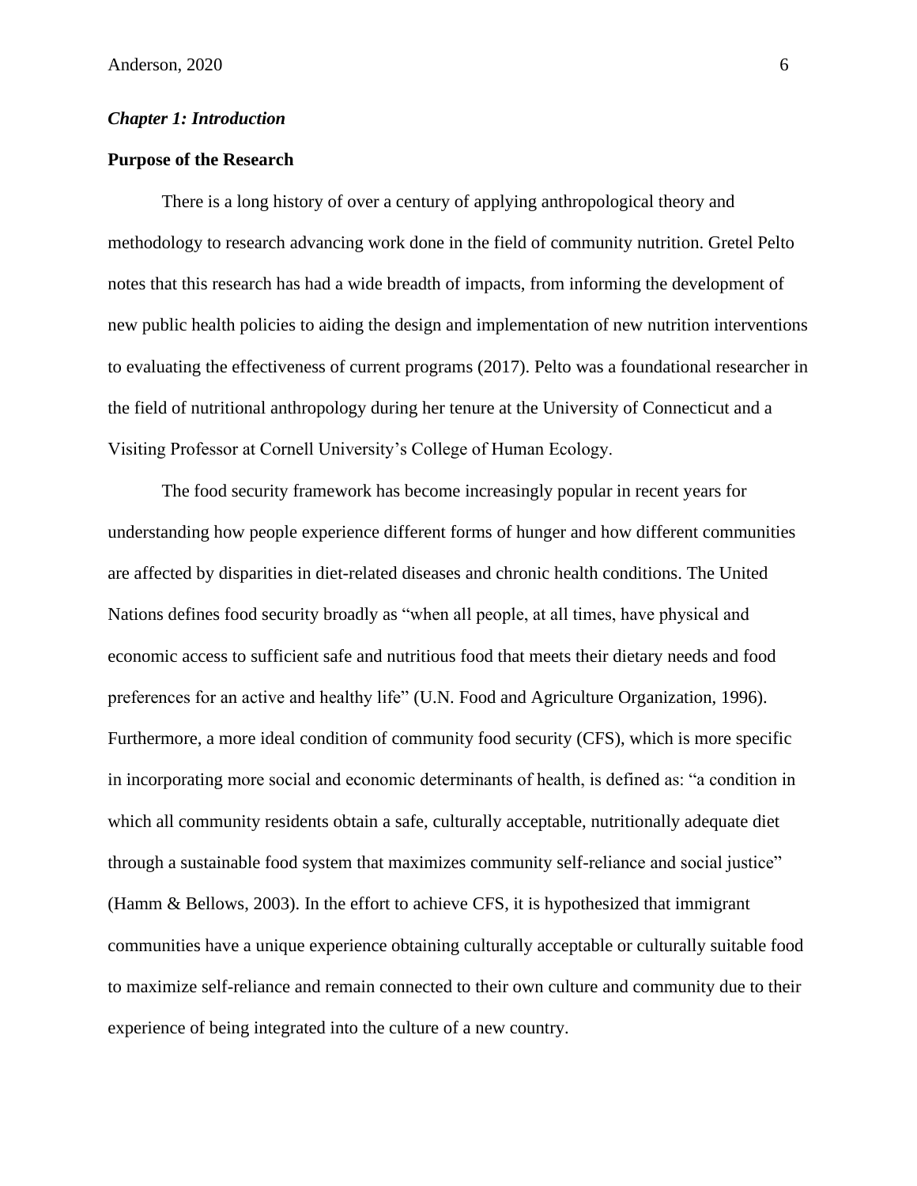## *Chapter 1: Introduction*

### Purpose of the Research

There is a long history of over a century of applying anthropological theory and methodology to research advancing work done in the field of community nutrition. Gretel Pelto notes that this research has had a wide breadth of impacts, from informing the development of new public health policies to aiding the design and implementation of new nutrition interventions to evaluating the effectiveness of current programs (2017). Pelto was a foundational researcher in the field of nutritional anthropology during her tenure at the University of Connecticut and a Visiting Professor at Cornell University's College of Human Ecology.

The food security framework has become increasingly popular in recent years for understanding how people experience different forms of hunger and how different communities are affected by disparities in diet-related diseases and chronic health conditions. The United Nations defines food security broadly as "when all people, at all times, have physical and economic access to sufficient safe and nutritious food that meets their dietary needs and food preferences for an active and healthy life" (U.N. Food and Agriculture Organization, 1996). Furthermore, a more ideal condition of community food security (CFS), which is more specific in incorporating more social and economic determinants of health, is defined as: "a condition in which all community residents obtain a safe, culturally acceptable, nutritionally adequate diet through a sustainable food system that maximizes community self-reliance and social justice" (Hamm & Bellows, 2003). In the effort to achieve CFS, it is hypothesized that immigrant communities have a unique experience obtaining culturally acceptable or culturally suitable food to maximize self-reliance and remain connected to their own culture and community due to their experience of being integrated into the culture of a new country.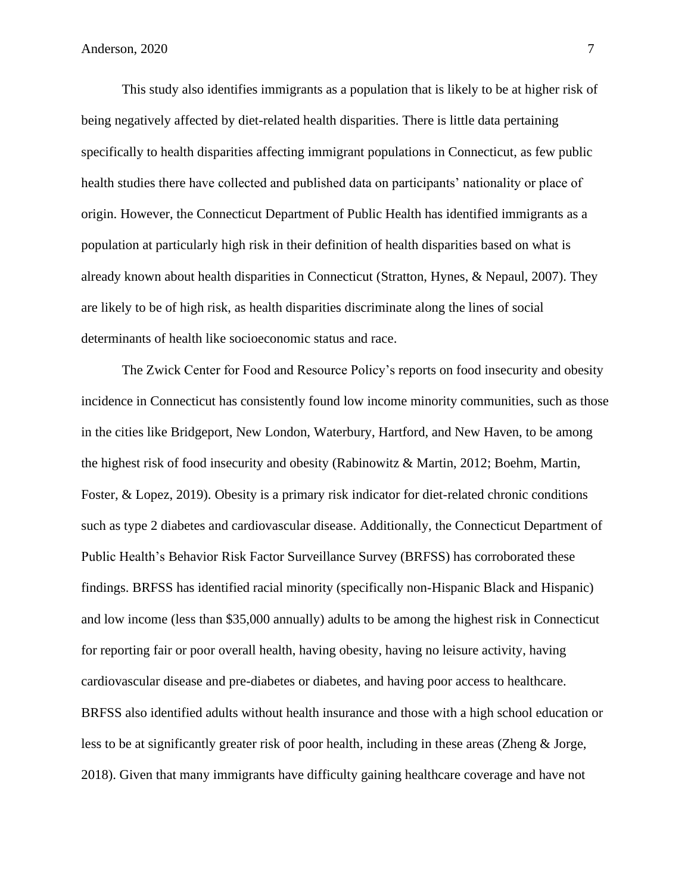This study also identifies immigrants as a population that is likely to be at higher risk of being negatively affected by diet-related health disparities. There is little data pertaining specifically to health disparities affecting immigrant populations in Connecticut, as few public health studies there have collected and published data on participants' nationality or place of origin. However, the Connecticut Department of Public Health has identified immigrants as a population at particularly high risk in their definition of health disparities based on what is already known about health disparities in Connecticut (Stratton, Hynes, & Nepaul, 2007). They are likely to be of high risk, as health disparities discriminate along the lines of social determinants of health like socioeconomic status and race.

The Zwick Center for Food and Resource Policy's reports on food insecurity and obesity incidence in Connecticut has consistently found low income minority communities, such as those in the cities like Bridgeport, New London, Waterbury, Hartford, and New Haven, to be among the highest risk of food insecurity and obesity (Rabinowitz & Martin, 2012; Boehm, Martin, Foster, & Lopez, 2019). Obesity is a primary risk indicator for diet-related chronic conditions such as type 2 diabetes and cardiovascular disease. Additionally, the Connecticut Department of Public Health's Behavior Risk Factor Surveillance Survey (BRFSS) has corroborated these findings. BRFSS has identified racial minority (specifically non-Hispanic Black and Hispanic) and low income (less than $35,000 annually) adults to be among the highest risk in Connecticut for reporting fair or poor overall health, having obesity, having no leisure activity, having cardiovascular disease and pre-diabetes or diabetes, and having poor access to healthcare. BRFSS also identified adults without health insurance and those with a high school education or less to be at significantly greater risk of poor health, including in these areas (Zheng & Jorge, 2018). Given that many immigrants have difficulty gaining healthcare coverage and have not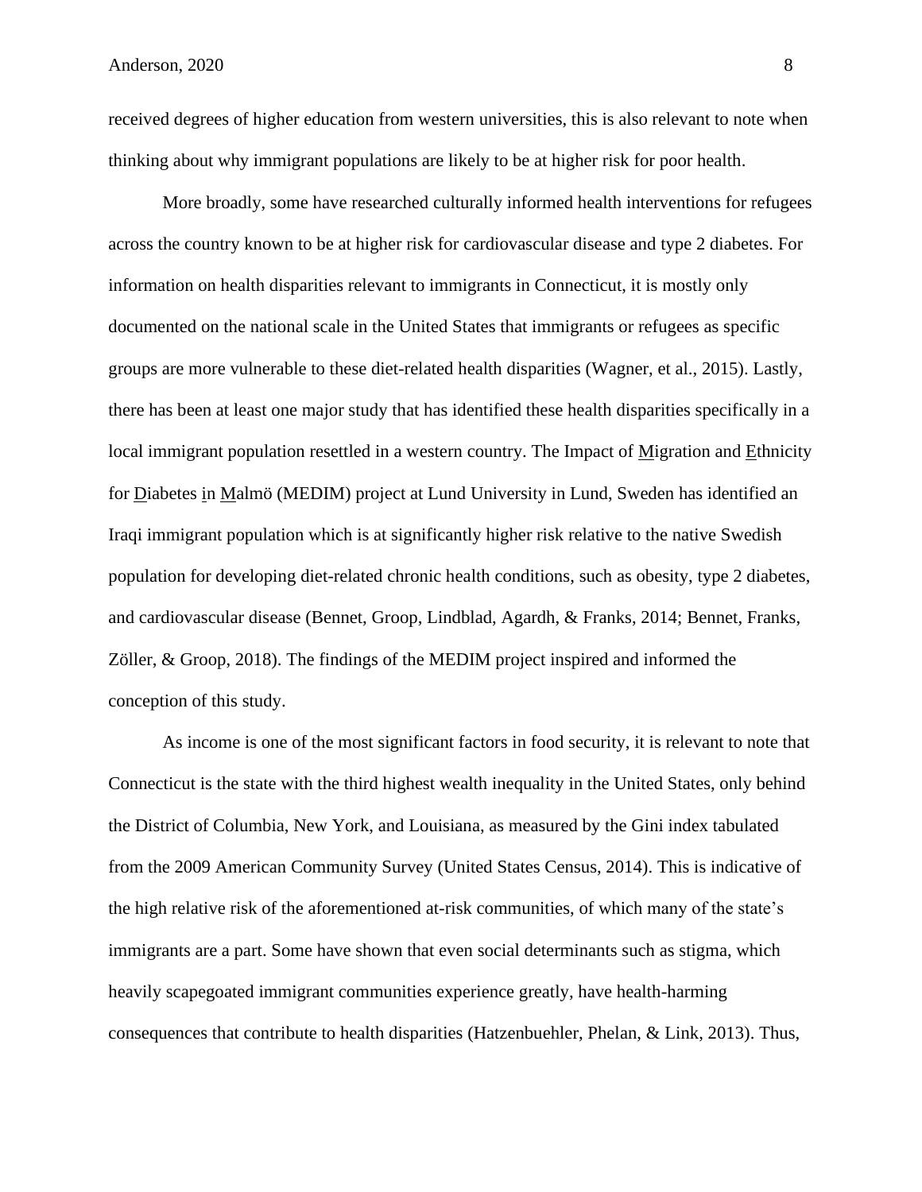received degrees of higher education from western universities, this is also relevant to note when thinking about why immigrant populations are likely to be at higher risk for poor health.

More broadly, some have researched culturally informed health interventions for refugees across the country known to be at higher risk for cardiovascular disease and type 2 diabetes. For information on health disparities relevant to immigrants in Connecticut, it is mostly only documented on the national scale in the United States that immigrants or refugees as specific groups are more vulnerable to these diet-related health disparities (Wagner, et al., 2015). Lastly, there has been at least one major study that has identified these health disparities specifically in a local immigrant population resettled in a western country. The Impact of <u>M</u>igration and <u>E</u>thnicity for <u>D</u>iabetes <u>i</u>n <u>M</u>almö (MEDIM) project at Lund University in Lund, Sweden has identified an Iraqi immigrant population which is at significantly higher risk relative to the native Swedish population for developing diet-related chronic health conditions, such as obesity, type 2 diabetes, and cardiovascular disease (Bennet, Groop, Lindblad, Agardh, & Franks, 2014; Bennet, Franks, Zöller, & Groop, 2018). The findings of the MEDIM project inspired and informed the conception of this study.

As income is one of the most significant factors in food security, it is relevant to note that Connecticut is the state with the third highest wealth inequality in the United States, only behind the District of Columbia, New York, and Louisiana, as measured by the Gini index tabulated from the 2009 American Community Survey (United States Census, 2014). This is indicative of the high relative risk of the aforementioned at-risk communities, of which many of the state's immigrants are a part. Some have shown that even social determinants such as stigma, which heavily scapegoated immigrant communities experience greatly, have health-harming consequences that contribute to health disparities (Hatzenbuehler, Phelan, & Link, 2013). Thus,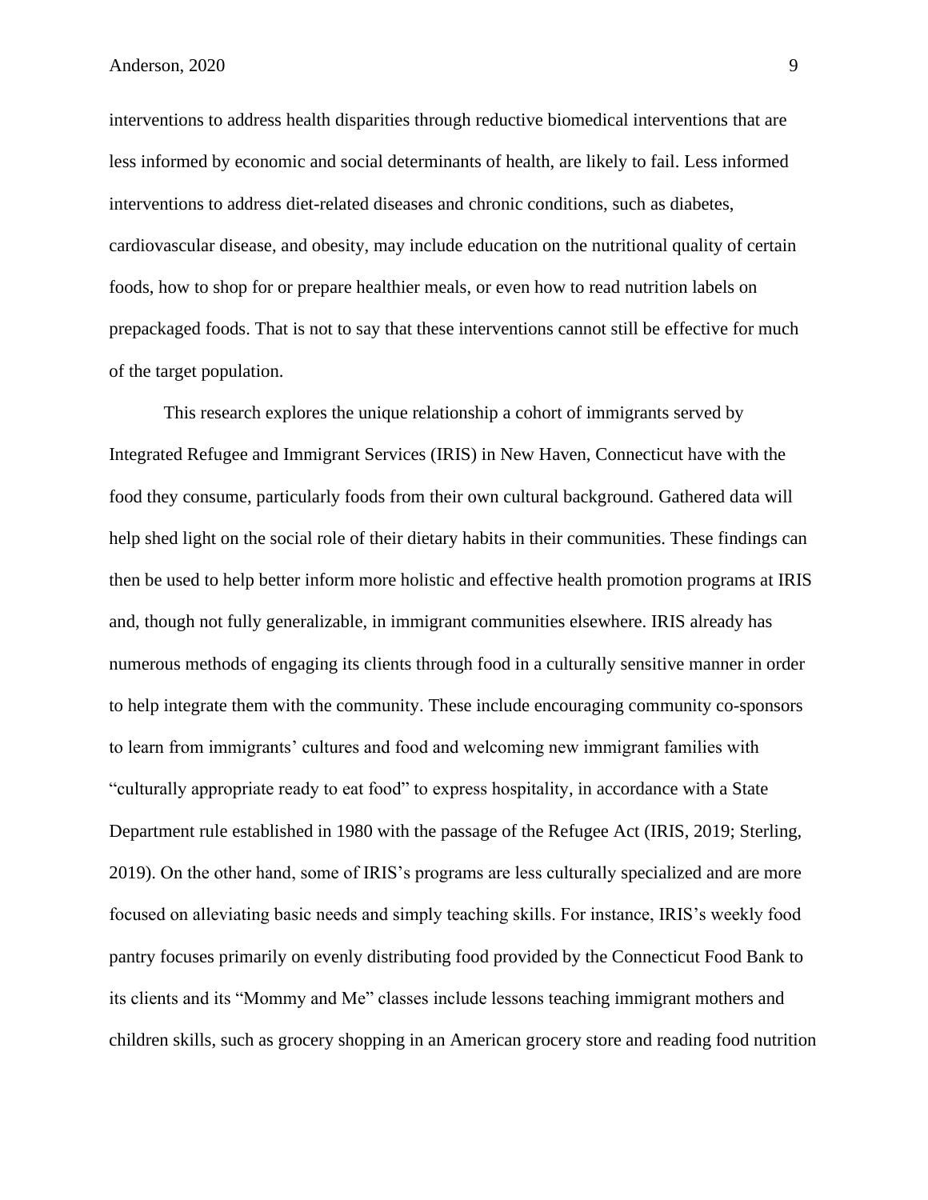interventions to address health disparities through reductive biomedical interventions that are less informed by economic and social determinants of health, are likely to fail. Less informed interventions to address diet-related diseases and chronic conditions, such as diabetes, cardiovascular disease, and obesity, may include education on the nutritional quality of certain foods, how to shop for or prepare healthier meals, or even how to read nutrition labels on prepackaged foods. That is not to say that these interventions cannot still be effective for much of the target population.

This research explores the unique relationship a cohort of immigrants served by Integrated Refugee and Immigrant Services (IRIS) in New Haven, Connecticut have with the food they consume, particularly foods from their own cultural background. Gathered data will help shed light on the social role of their dietary habits in their communities. These findings can then be used to help better inform more holistic and effective health promotion programs at IRIS and, though not fully generalizable, in immigrant communities elsewhere. IRIS already has numerous methods of engaging its clients through food in a culturally sensitive manner in order to help integrate them with the community. These include encouraging community co-sponsors to learn from immigrants' cultures and food and welcoming new immigrant families with "culturally appropriate ready to eat food" to express hospitality, in accordance with a State Department rule established in 1980 with the passage of the Refugee Act (IRIS, 2019; Sterling, 2019). On the other hand, some of IRIS's programs are less culturally specialized and are more focused on alleviating basic needs and simply teaching skills. For instance, IRIS's weekly food pantry focuses primarily on evenly distributing food provided by the Connecticut Food Bank to its clients and its "Mommy and Me" classes include lessons teaching immigrant mothers and children skills, such as grocery shopping in an American grocery store and reading food nutrition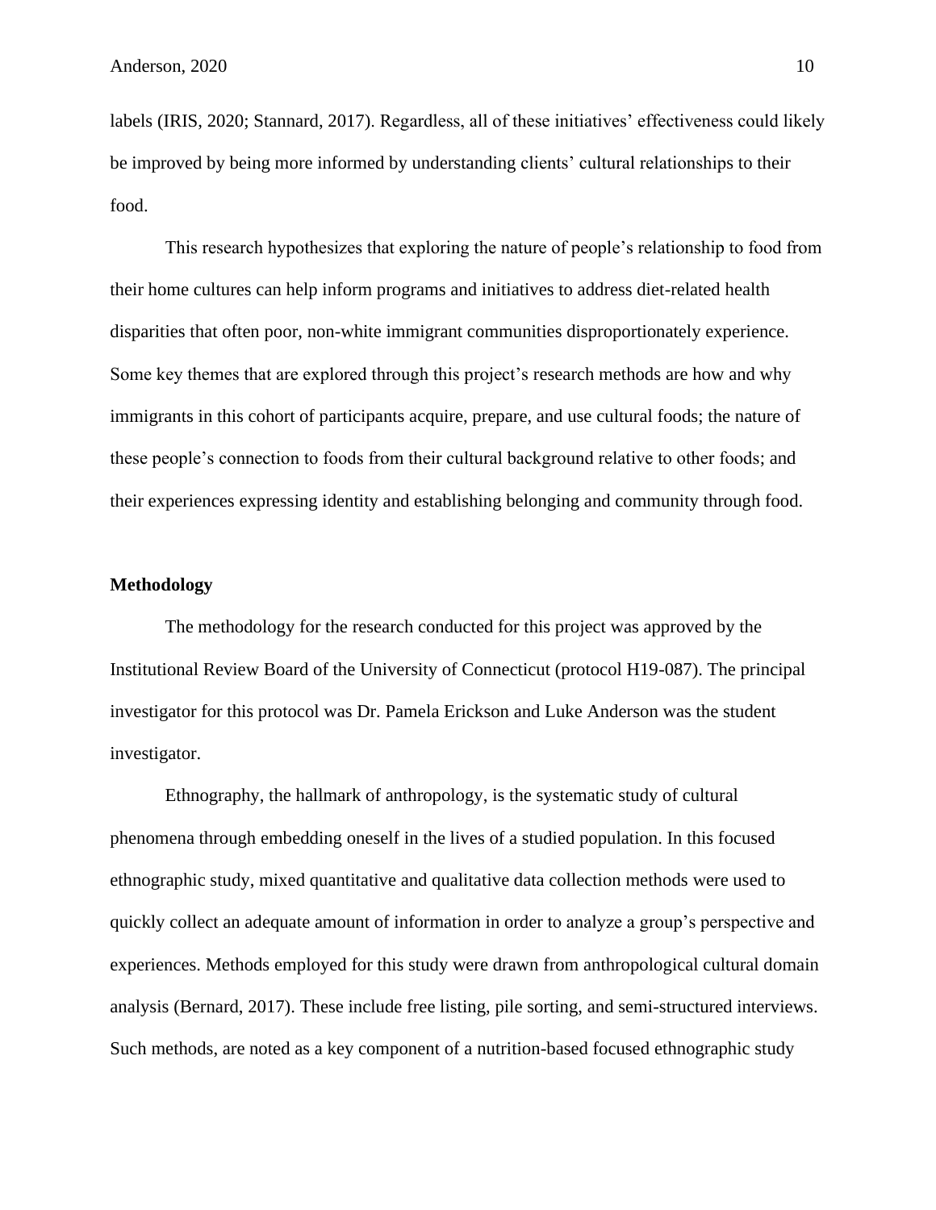labels (IRIS, 2020; Stannard, 2017). Regardless, all of these initiatives' effectiveness could likely be improved by being more informed by understanding clients' cultural relationships to their food.

This research hypothesizes that exploring the nature of people's relationship to food from their home cultures can help inform programs and initiatives to address diet-related health disparities that often poor, non-white immigrant communities disproportionately experience. Some key themes that are explored through this project's research methods are how and why immigrants in this cohort of participants acquire, prepare, and use cultural foods; the nature of these people's connection to foods from their cultural background relative to other foods; and their experiences expressing identity and establishing belonging and community through food.

## Methodology

The methodology for the research conducted for this project was approved by the Institutional Review Board of the University of Connecticut (protocol H19-087). The principal investigator for this protocol was Dr. Pamela Erickson and Luke Anderson was the student investigator.

Ethnography, the hallmark of anthropology, is the systematic study of cultural phenomena through embedding oneself in the lives of a studied population. In this focused ethnographic study, mixed quantitative and qualitative data collection methods were used to quickly collect an adequate amount of information in order to analyze a group's perspective and experiences. Methods employed for this study were drawn from anthropological cultural domain analysis (Bernard, 2017). These include free listing, pile sorting, and semi-structured interviews. Such methods, are noted as a key component of a nutrition-based focused ethnographic study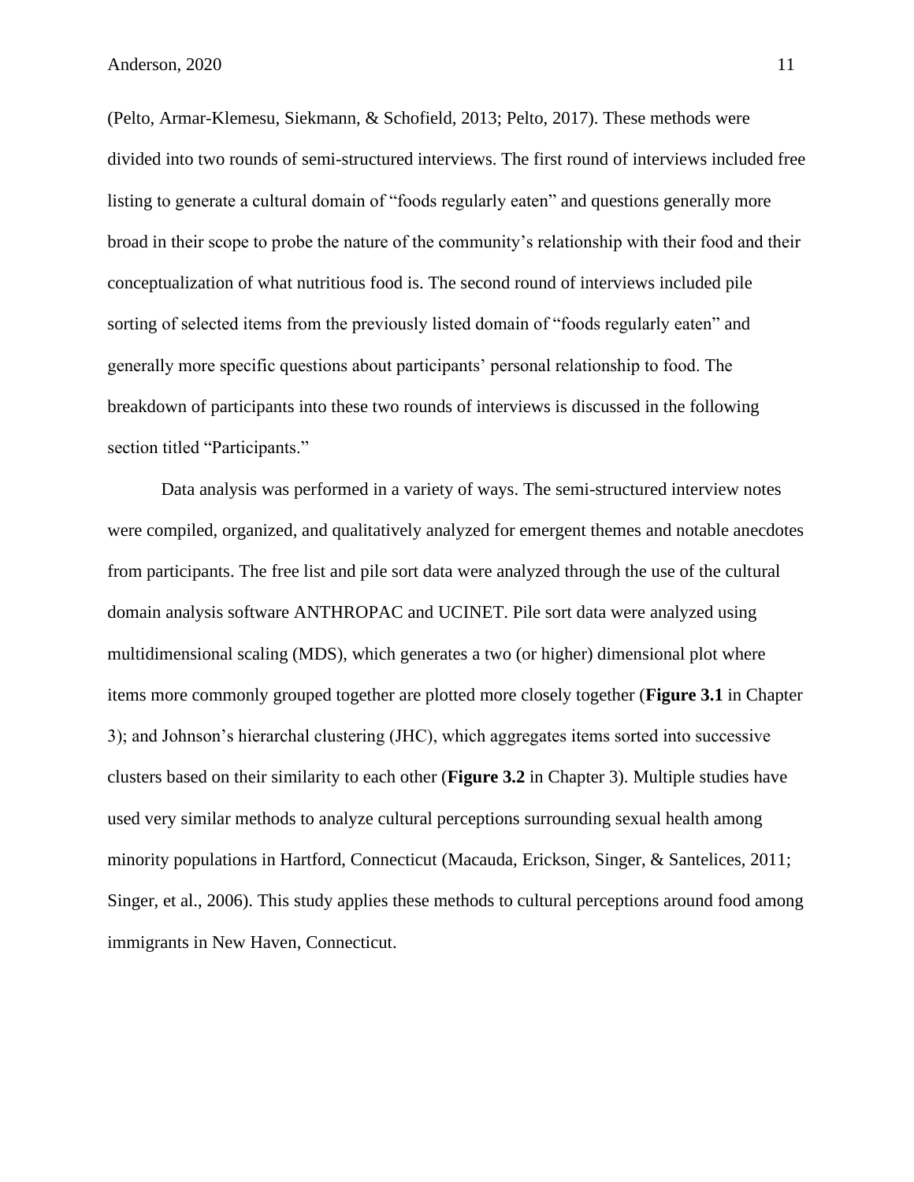(Pelto, Armar-Klemesu, Siekmann, & Schofield, 2013; Pelto, 2017). These methods were divided into two rounds of semi-structured interviews. The first round of interviews included free listing to generate a cultural domain of "foods regularly eaten" and questions generally more broad in their scope to probe the nature of the community's relationship with their food and their conceptualization of what nutritious food is. The second round of interviews included pile sorting of selected items from the previously listed domain of "foods regularly eaten" and generally more specific questions about participants' personal relationship to food. The breakdown of participants into these two rounds of interviews is discussed in the following section titled "Participants."

Data analysis was performed in a variety of ways. The semi-structured interview notes were compiled, organized, and qualitatively analyzed for emergent themes and notable anecdotes from participants. The free list and pile sort data were analyzed through the use of the cultural domain analysis software ANTHROPAC and UCINET. Pile sort data were analyzed using multidimensional scaling (MDS), which generates a two (or higher) dimensional plot where items more commonly grouped together are plotted more closely together (**Figure 3.1** in Chapter 3); and Johnson's hierarchal clustering (JHC), which aggregates items sorted into successive clusters based on their similarity to each other (**Figure 3.2** in Chapter 3). Multiple studies have used very similar methods to analyze cultural perceptions surrounding sexual health among minority populations in Hartford, Connecticut (Macauda, Erickson, Singer, & Santelices, 2011; Singer, et al., 2006). This study applies these methods to cultural perceptions around food among immigrants in New Haven, Connecticut.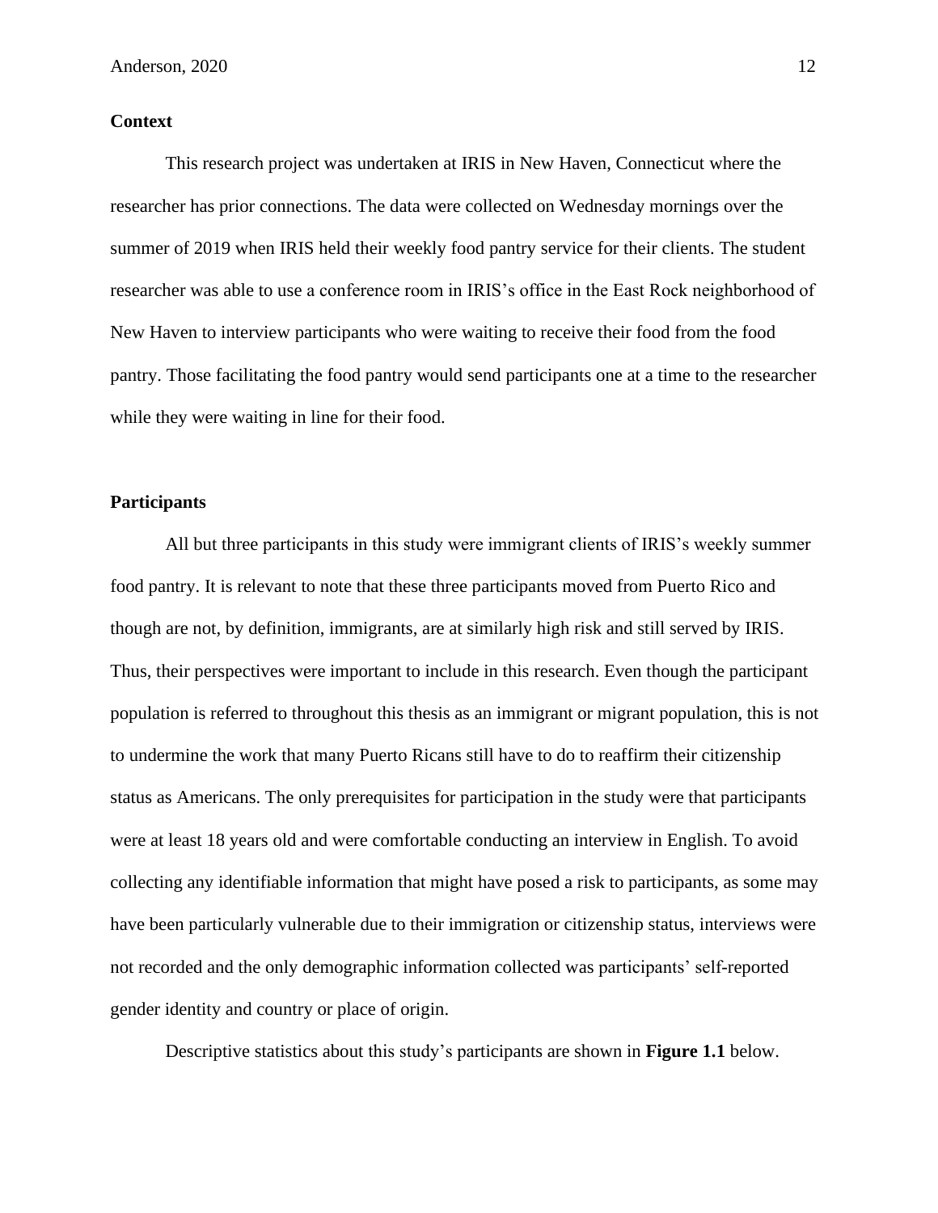## Context

This research project was undertaken at IRIS in New Haven, Connecticut where the researcher has prior connections. The data were collected on Wednesday mornings over the summer of 2019 when IRIS held their weekly food pantry service for their clients. The student researcher was able to use a conference room in IRIS's office in the East Rock neighborhood of New Haven to interview participants who were waiting to receive their food from the food pantry. Those facilitating the food pantry would send participants one at a time to the researcher while they were waiting in line for their food.

## Participants

All but three participants in this study were immigrant clients of IRIS's weekly summer food pantry. It is relevant to note that these three participants moved from Puerto Rico and though are not, by definition, immigrants, are at similarly high risk and still served by IRIS. Thus, their perspectives were important to include in this research. Even though the participant population is referred to throughout this thesis as an immigrant or migrant population, this is not to undermine the work that many Puerto Ricans still have to do to reaffirm their citizenship status as Americans. The only prerequisites for participation in the study were that participants were at least 18 years old and were comfortable conducting an interview in English. To avoid collecting any identifiable information that might have posed a risk to participants, as some may have been particularly vulnerable due to their immigration or citizenship status, interviews were not recorded and the only demographic information collected was participants' self-reported gender identity and country or place of origin.

Descriptive statistics about this study's participants are shown in **Figure 1.1** below.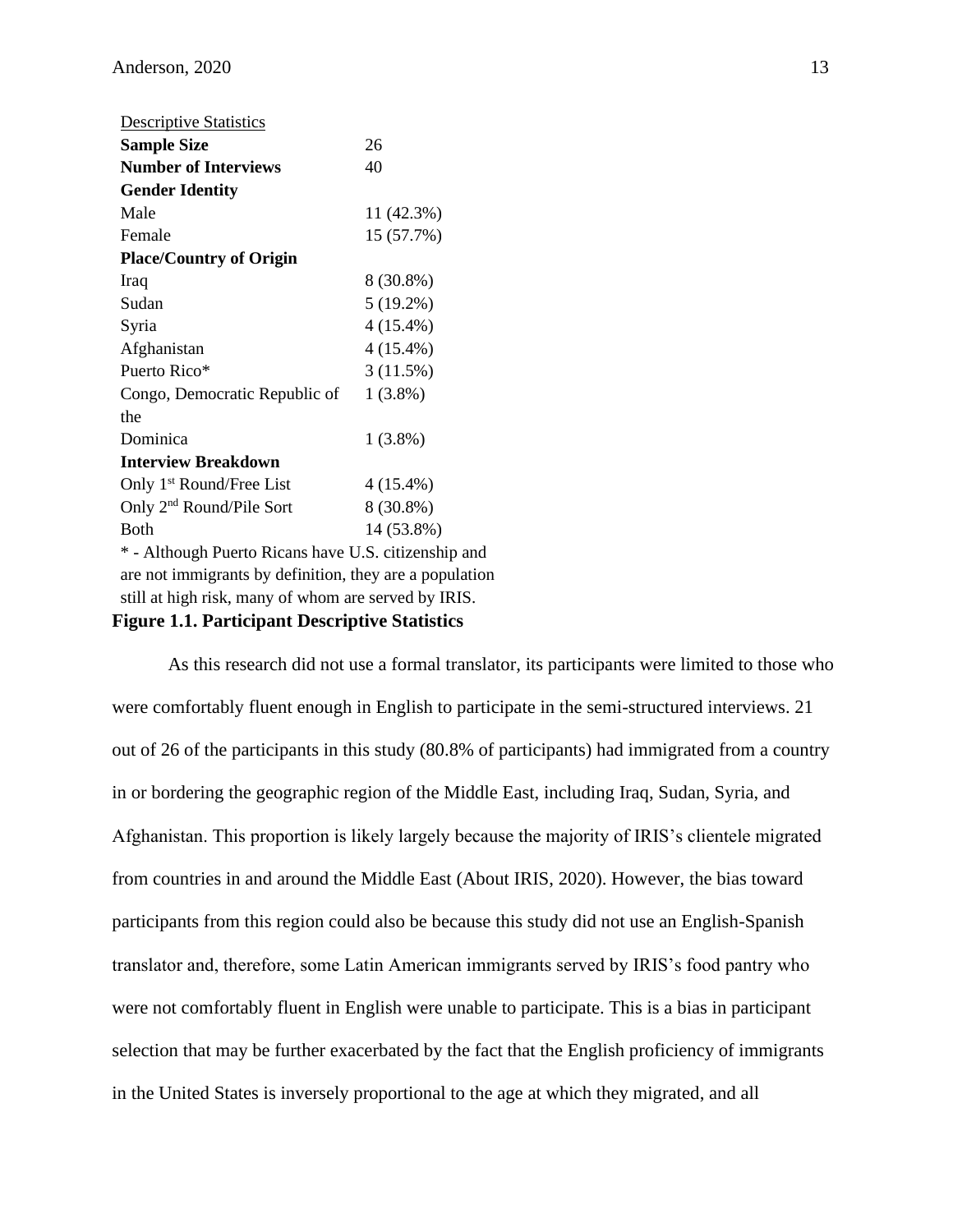| Descriptive Statistics | |
|---|---|
| **Sample Size** | 26 |
| **Number of Interviews** | 40 |
| **Gender Identity** | |
| Male | 11 (42.3%) |
| Female | 15 (57.7%) |
| **Place/Country of Origin** | |
| Iraq | 8 (30.8%) |
| Sudan | 5 (19.2%) |
| Syria | 4 (15.4%) |
| Afghanistan | 4 (15.4%) |
| Puerto Rico* | 3 (11.5%) |
| Congo, Democratic Republic of the | 1 (3.8%) |
| Dominica | 1 (3.8%) |
| **Interview Breakdown** | |
| Only 1st Round/Free List | 4 (15.4%) |
| Only 2nd Round/Pile Sort | 8 (30.8%) |
| Both | 14 (53.8%) |

* - Although Puerto Ricans have U.S. citizenship and are not immigrants by definition, they are a population still at high risk, many of whom are served by IRIS.

**Figure 1.1. Participant Descriptive Statistics**

As this research did not use a formal translator, its participants were limited to those who were comfortably fluent enough in English to participate in the semi-structured interviews. 21 out of 26 of the participants in this study (80.8% of participants) had immigrated from a country in or bordering the geographic region of the Middle East, including Iraq, Sudan, Syria, and Afghanistan. This proportion is likely largely because the majority of IRIS's clientele migrated from countries in and around the Middle East (About IRIS, 2020). However, the bias toward participants from this region could also be because this study did not use an English-Spanish translator and, therefore, some Latin American immigrants served by IRIS's food pantry who were not comfortably fluent in English were unable to participate. This is a bias in participant selection that may be further exacerbated by the fact that the English proficiency of immigrants in the United States is inversely proportional to the age at which they migrated, and all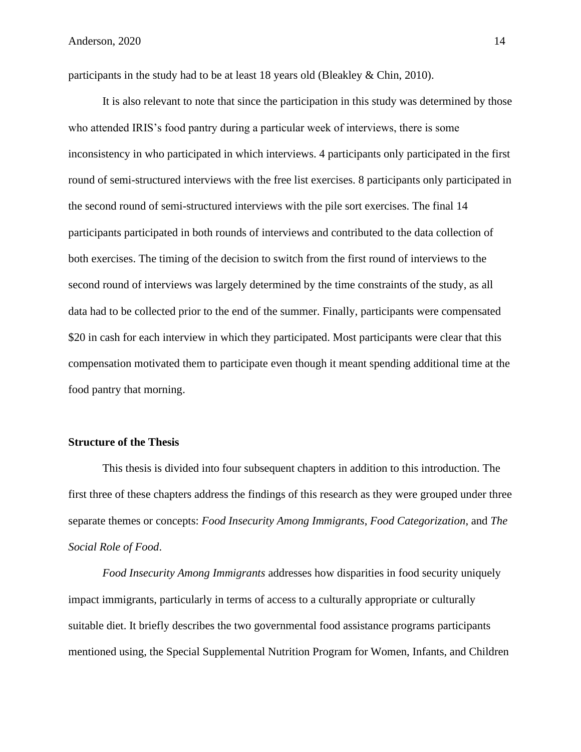participants in the study had to be at least 18 years old (Bleakley & Chin, 2010).

It is also relevant to note that since the participation in this study was determined by those who attended IRIS's food pantry during a particular week of interviews, there is some inconsistency in who participated in which interviews. 4 participants only participated in the first round of semi-structured interviews with the free list exercises. 8 participants only participated in the second round of semi-structured interviews with the pile sort exercises. The final 14 participants participated in both rounds of interviews and contributed to the data collection of both exercises. The timing of the decision to switch from the first round of interviews to the second round of interviews was largely determined by the time constraints of the study, as all data had to be collected prior to the end of the summer. Finally, participants were compensated $20 in cash for each interview in which they participated. Most participants were clear that this compensation motivated them to participate even though it meant spending additional time at the food pantry that morning.

### Structure of the Thesis

This thesis is divided into four subsequent chapters in addition to this introduction. The first three of these chapters address the findings of this research as they were grouped under three separate themes or concepts: *Food Insecurity Among Immigrants*, *Food Categorization*, and *The Social Role of Food*.

*Food Insecurity Among Immigrants* addresses how disparities in food security uniquely impact immigrants, particularly in terms of access to a culturally appropriate or culturally suitable diet. It briefly describes the two governmental food assistance programs participants mentioned using, the Special Supplemental Nutrition Program for Women, Infants, and Children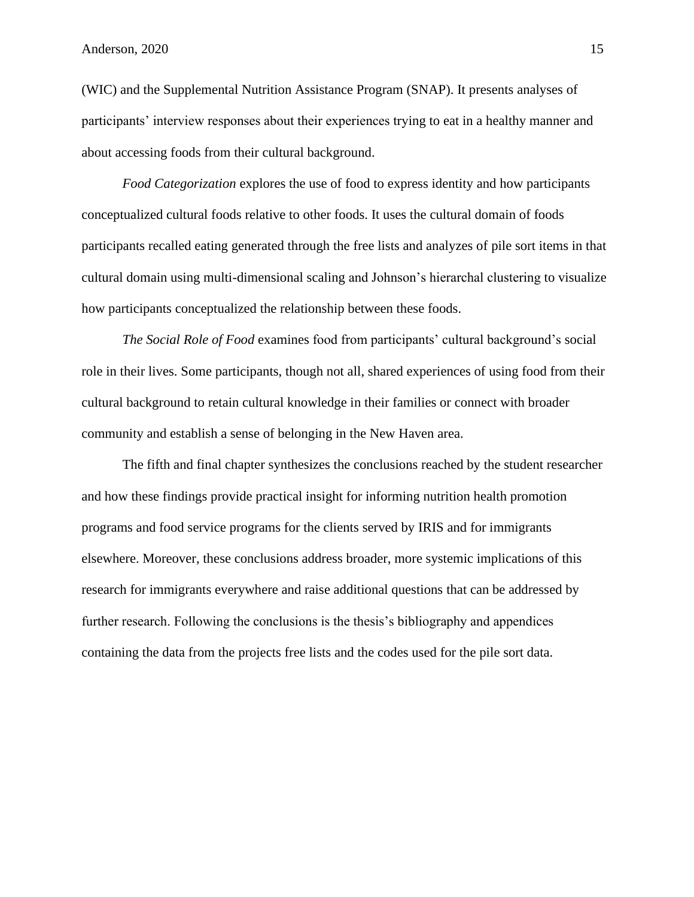(WIC) and the Supplemental Nutrition Assistance Program (SNAP). It presents analyses of participants' interview responses about their experiences trying to eat in a healthy manner and about accessing foods from their cultural background.

*Food Categorization* explores the use of food to express identity and how participants conceptualized cultural foods relative to other foods. It uses the cultural domain of foods participants recalled eating generated through the free lists and analyzes of pile sort items in that cultural domain using multi-dimensional scaling and Johnson's hierarchal clustering to visualize how participants conceptualized the relationship between these foods.

*The Social Role of Food* examines food from participants' cultural background's social role in their lives. Some participants, though not all, shared experiences of using food from their cultural background to retain cultural knowledge in their families or connect with broader community and establish a sense of belonging in the New Haven area.

The fifth and final chapter synthesizes the conclusions reached by the student researcher and how these findings provide practical insight for informing nutrition health promotion programs and food service programs for the clients served by IRIS and for immigrants elsewhere. Moreover, these conclusions address broader, more systemic implications of this research for immigrants everywhere and raise additional questions that can be addressed by further research. Following the conclusions is the thesis's bibliography and appendices containing the data from the projects free lists and the codes used for the pile sort data.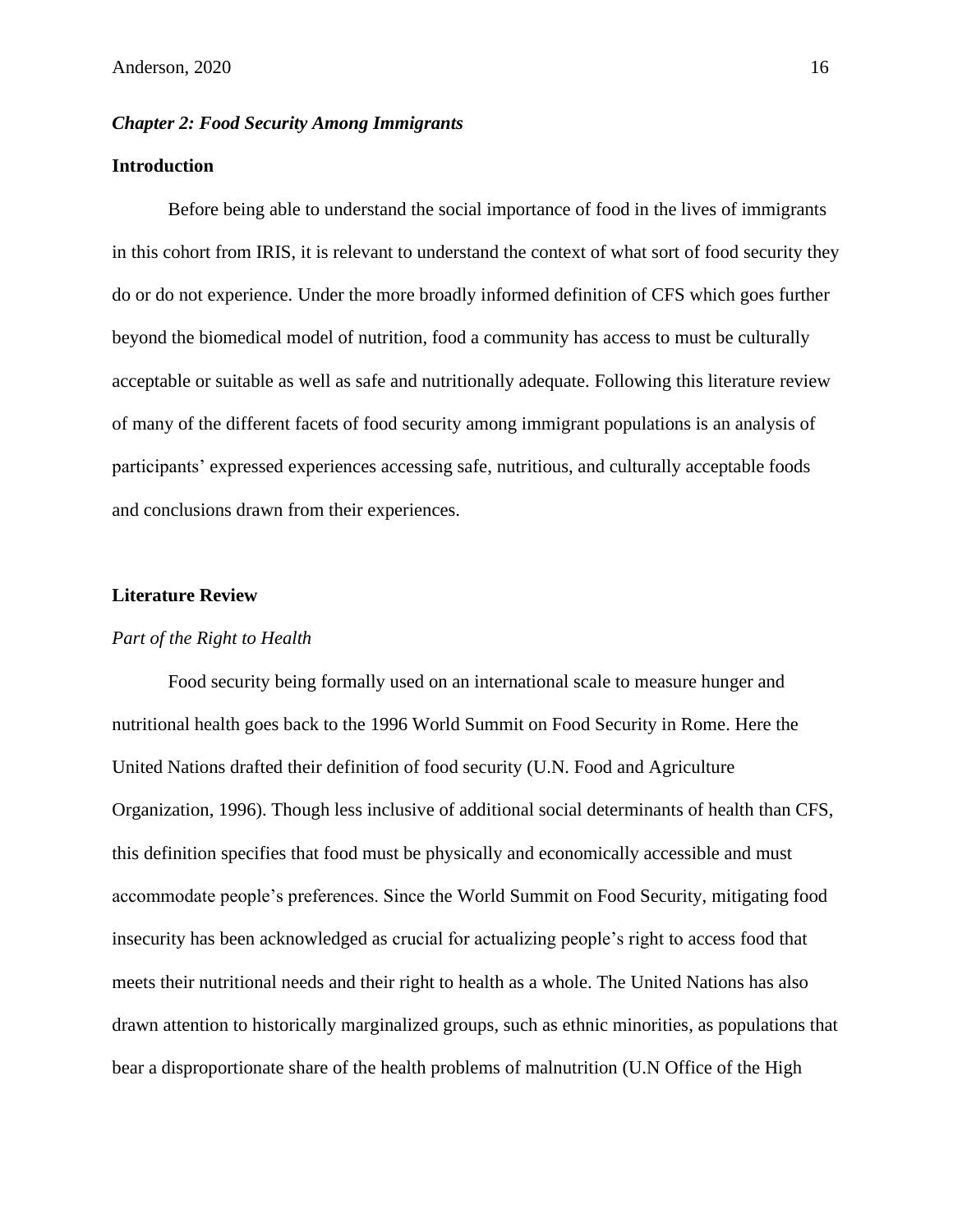## *Chapter 2: Food Security Among Immigrants*

### Introduction

Before being able to understand the social importance of food in the lives of immigrants in this cohort from IRIS, it is relevant to understand the context of what sort of food security they do or do not experience. Under the more broadly informed definition of CFS which goes further beyond the biomedical model of nutrition, food a community has access to must be culturally acceptable or suitable as well as safe and nutritionally adequate. Following this literature review of many of the different facets of food security among immigrant populations is an analysis of participants' expressed experiences accessing safe, nutritious, and culturally acceptable foods and conclusions drawn from their experiences.

### Literature Review

#### *Part of the Right to Health*

Food security being formally used on an international scale to measure hunger and nutritional health goes back to the 1996 World Summit on Food Security in Rome. Here the United Nations drafted their definition of food security (U.N. Food and Agriculture Organization, 1996). Though less inclusive of additional social determinants of health than CFS, this definition specifies that food must be physically and economically accessible and must accommodate people's preferences. Since the World Summit on Food Security, mitigating food insecurity has been acknowledged as crucial for actualizing people's right to access food that meets their nutritional needs and their right to health as a whole. The United Nations has also drawn attention to historically marginalized groups, such as ethnic minorities, as populations that bear a disproportionate share of the health problems of malnutrition (U.N Office of the High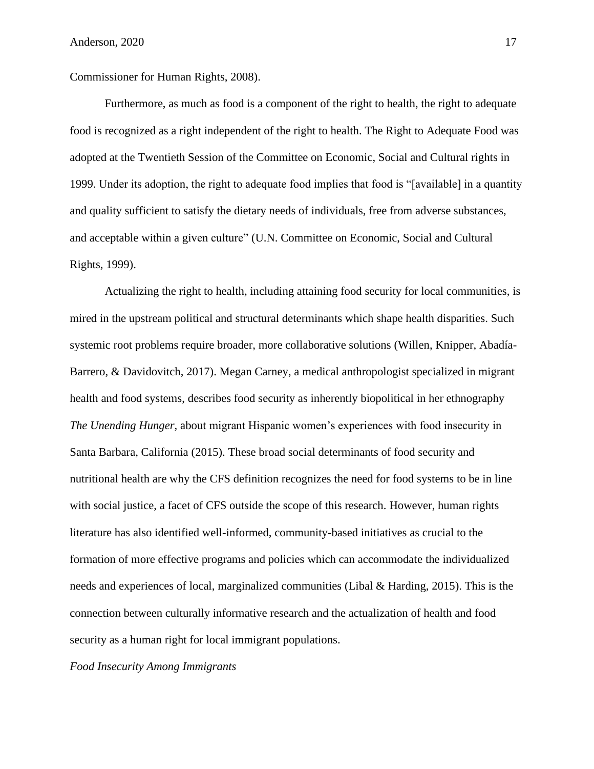Commissioner for Human Rights, 2008).

Furthermore, as much as food is a component of the right to health, the right to adequate food is recognized as a right independent of the right to health. The Right to Adequate Food was adopted at the Twentieth Session of the Committee on Economic, Social and Cultural rights in 1999. Under its adoption, the right to adequate food implies that food is "[available] in a quantity and quality sufficient to satisfy the dietary needs of individuals, free from adverse substances, and acceptable within a given culture" (U.N. Committee on Economic, Social and Cultural Rights, 1999).

Actualizing the right to health, including attaining food security for local communities, is mired in the upstream political and structural determinants which shape health disparities. Such systemic root problems require broader, more collaborative solutions (Willen, Knipper, Abadía-Barrero, & Davidovitch, 2017). Megan Carney, a medical anthropologist specialized in migrant health and food systems, describes food security as inherently biopolitical in her ethnography *The Unending Hunger*, about migrant Hispanic women's experiences with food insecurity in Santa Barbara, California (2015). These broad social determinants of food security and nutritional health are why the CFS definition recognizes the need for food systems to be in line with social justice, a facet of CFS outside the scope of this research. However, human rights literature has also identified well-informed, community-based initiatives as crucial to the formation of more effective programs and policies which can accommodate the individualized needs and experiences of local, marginalized communities (Libal & Harding, 2015). This is the connection between culturally informative research and the actualization of health and food security as a human right for local immigrant populations.

### *Food Insecurity Among Immigrants*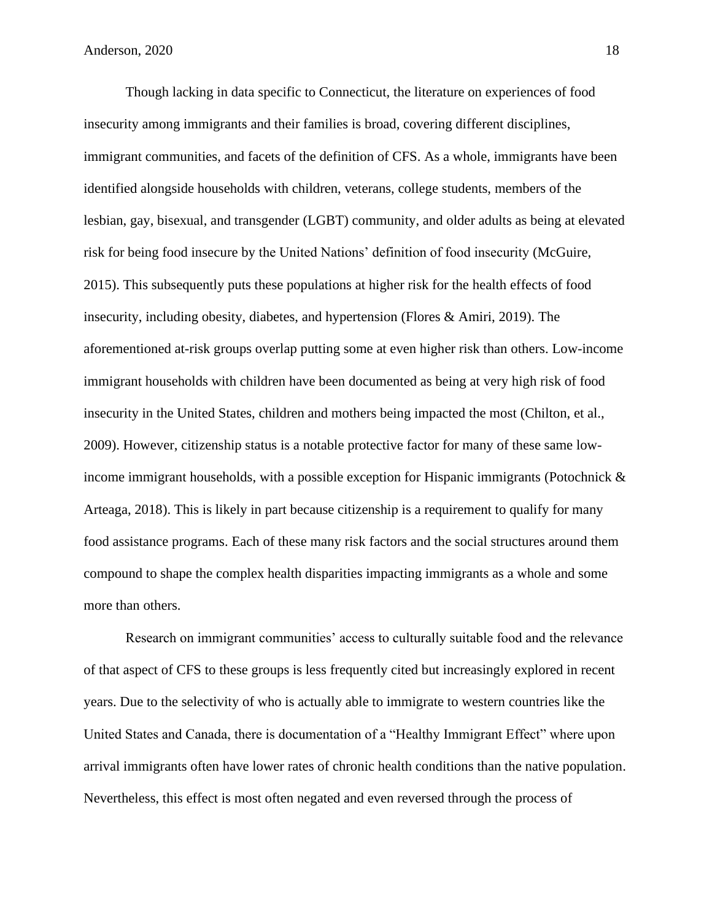Though lacking in data specific to Connecticut, the literature on experiences of food insecurity among immigrants and their families is broad, covering different disciplines, immigrant communities, and facets of the definition of CFS. As a whole, immigrants have been identified alongside households with children, veterans, college students, members of the lesbian, gay, bisexual, and transgender (LGBT) community, and older adults as being at elevated risk for being food insecure by the United Nations' definition of food insecurity (McGuire, 2015). This subsequently puts these populations at higher risk for the health effects of food insecurity, including obesity, diabetes, and hypertension (Flores & Amiri, 2019). The aforementioned at-risk groups overlap putting some at even higher risk than others. Low-income immigrant households with children have been documented as being at very high risk of food insecurity in the United States, children and mothers being impacted the most (Chilton, et al., 2009). However, citizenship status is a notable protective factor for many of these same low-income immigrant households, with a possible exception for Hispanic immigrants (Potochnick & Arteaga, 2018). This is likely in part because citizenship is a requirement to qualify for many food assistance programs. Each of these many risk factors and the social structures around them compound to shape the complex health disparities impacting immigrants as a whole and some more than others.

Research on immigrant communities' access to culturally suitable food and the relevance of that aspect of CFS to these groups is less frequently cited but increasingly explored in recent years. Due to the selectivity of who is actually able to immigrate to western countries like the United States and Canada, there is documentation of a "Healthy Immigrant Effect" where upon arrival immigrants often have lower rates of chronic health conditions than the native population. Nevertheless, this effect is most often negated and even reversed through the process of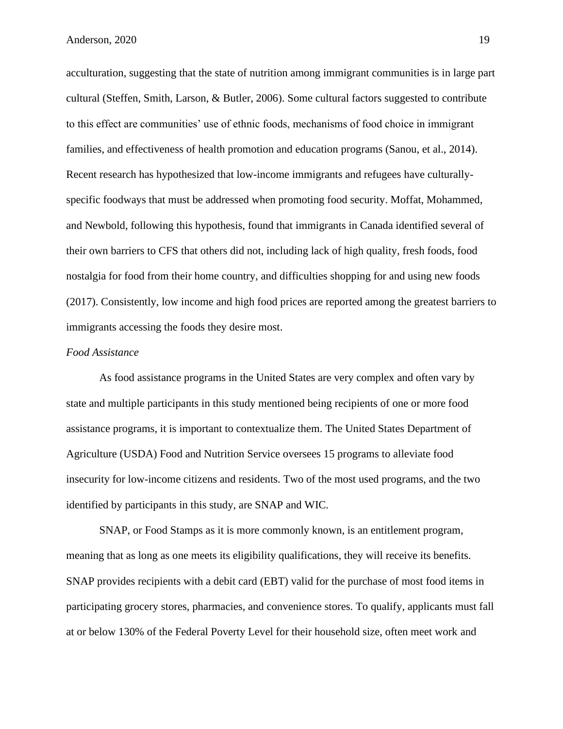acculturation, suggesting that the state of nutrition among immigrant communities is in large part cultural (Steffen, Smith, Larson, & Butler, 2006). Some cultural factors suggested to contribute to this effect are communities' use of ethnic foods, mechanisms of food choice in immigrant families, and effectiveness of health promotion and education programs (Sanou, et al., 2014). Recent research has hypothesized that low-income immigrants and refugees have culturally-specific foodways that must be addressed when promoting food security. Moffat, Mohammed, and Newbold, following this hypothesis, found that immigrants in Canada identified several of their own barriers to CFS that others did not, including lack of high quality, fresh foods, food nostalgia for food from their home country, and difficulties shopping for and using new foods (2017). Consistently, low income and high food prices are reported among the greatest barriers to immigrants accessing the foods they desire most.

*Food Assistance*

As food assistance programs in the United States are very complex and often vary by state and multiple participants in this study mentioned being recipients of one or more food assistance programs, it is important to contextualize them. The United States Department of Agriculture (USDA) Food and Nutrition Service oversees 15 programs to alleviate food insecurity for low-income citizens and residents. Two of the most used programs, and the two identified by participants in this study, are SNAP and WIC.

SNAP, or Food Stamps as it is more commonly known, is an entitlement program, meaning that as long as one meets its eligibility qualifications, they will receive its benefits. SNAP provides recipients with a debit card (EBT) valid for the purchase of most food items in participating grocery stores, pharmacies, and convenience stores. To qualify, applicants must fall at or below 130% of the Federal Poverty Level for their household size, often meet work and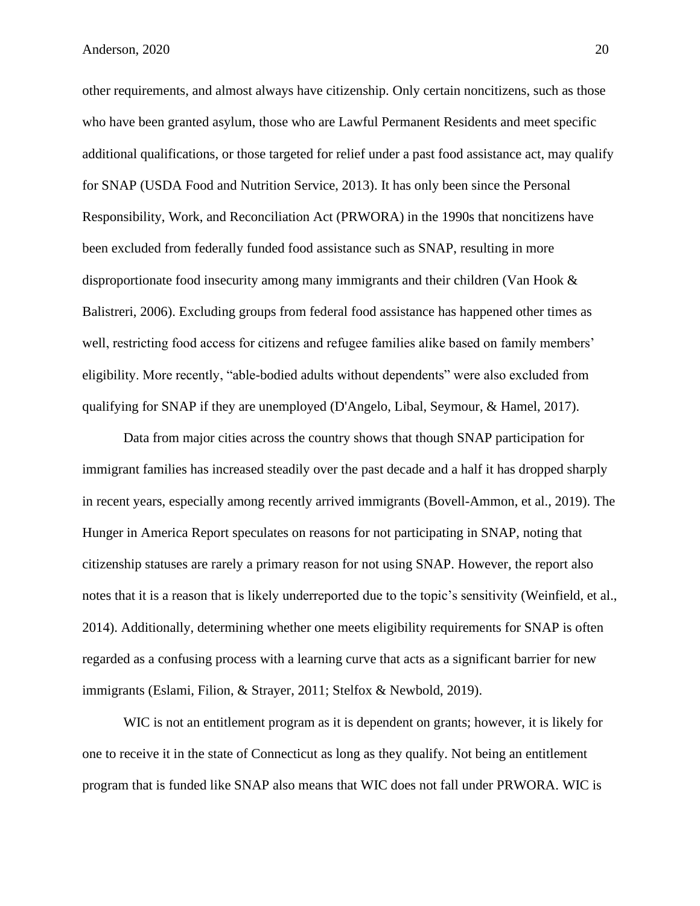other requirements, and almost always have citizenship. Only certain noncitizens, such as those who have been granted asylum, those who are Lawful Permanent Residents and meet specific additional qualifications, or those targeted for relief under a past food assistance act, may qualify for SNAP (USDA Food and Nutrition Service, 2013). It has only been since the Personal Responsibility, Work, and Reconciliation Act (PRWORA) in the 1990s that noncitizens have been excluded from federally funded food assistance such as SNAP, resulting in more disproportionate food insecurity among many immigrants and their children (Van Hook & Balistreri, 2006). Excluding groups from federal food assistance has happened other times as well, restricting food access for citizens and refugee families alike based on family members' eligibility. More recently, "able-bodied adults without dependents" were also excluded from qualifying for SNAP if they are unemployed (D'Angelo, Libal, Seymour, & Hamel, 2017).

Data from major cities across the country shows that though SNAP participation for immigrant families has increased steadily over the past decade and a half it has dropped sharply in recent years, especially among recently arrived immigrants (Bovell-Ammon, et al., 2019). The Hunger in America Report speculates on reasons for not participating in SNAP, noting that citizenship statuses are rarely a primary reason for not using SNAP. However, the report also notes that it is a reason that is likely underreported due to the topic's sensitivity (Weinfield, et al., 2014). Additionally, determining whether one meets eligibility requirements for SNAP is often regarded as a confusing process with a learning curve that acts as a significant barrier for new immigrants (Eslami, Filion, & Strayer, 2011; Stelfox & Newbold, 2019).

WIC is not an entitlement program as it is dependent on grants; however, it is likely for one to receive it in the state of Connecticut as long as they qualify. Not being an entitlement program that is funded like SNAP also means that WIC does not fall under PRWORA. WIC is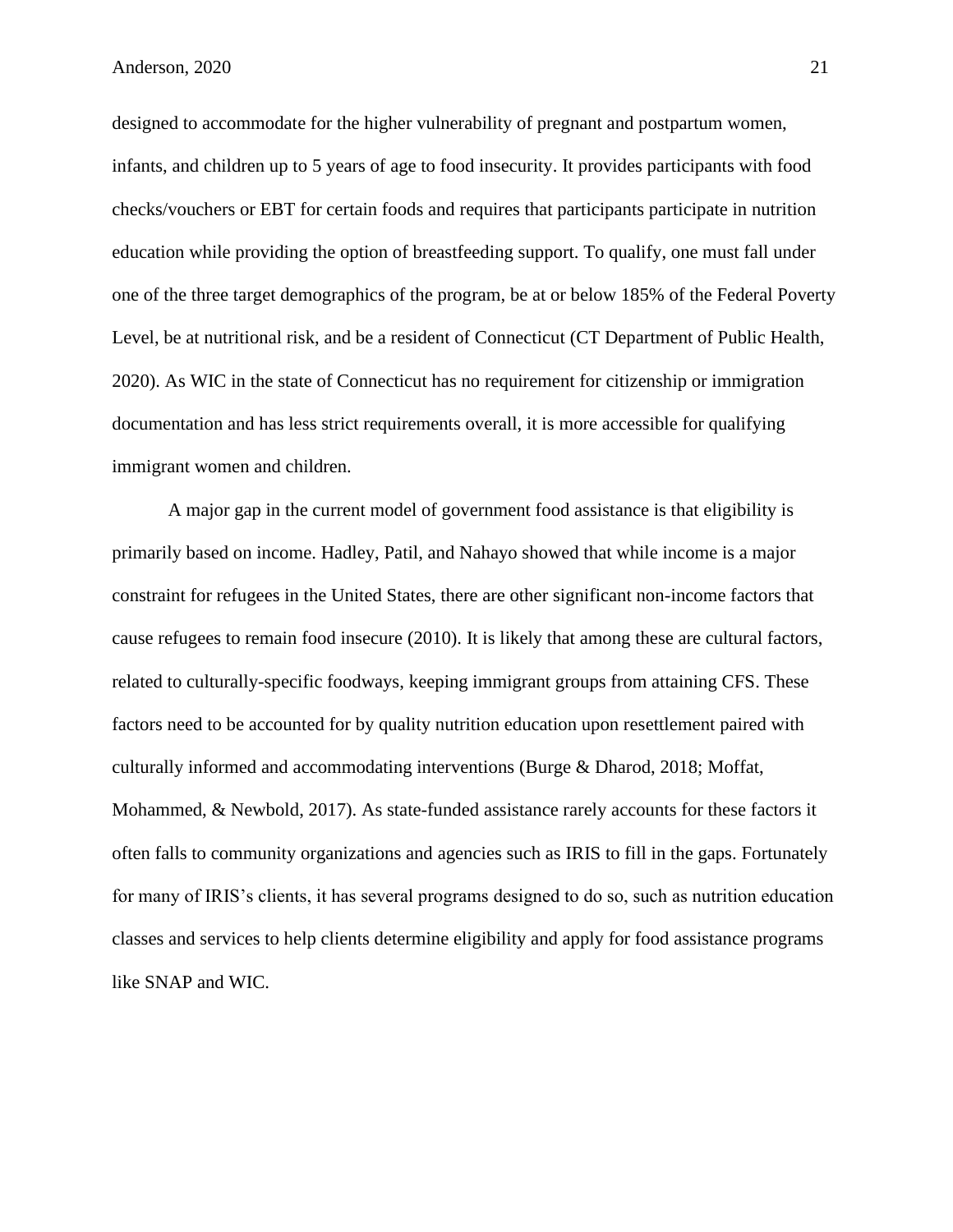designed to accommodate for the higher vulnerability of pregnant and postpartum women, infants, and children up to 5 years of age to food insecurity. It provides participants with food checks/vouchers or EBT for certain foods and requires that participants participate in nutrition education while providing the option of breastfeeding support. To qualify, one must fall under one of the three target demographics of the program, be at or below 185% of the Federal Poverty Level, be at nutritional risk, and be a resident of Connecticut (CT Department of Public Health, 2020). As WIC in the state of Connecticut has no requirement for citizenship or immigration documentation and has less strict requirements overall, it is more accessible for qualifying immigrant women and children.

A major gap in the current model of government food assistance is that eligibility is primarily based on income. Hadley, Patil, and Nahayo showed that while income is a major constraint for refugees in the United States, there are other significant non-income factors that cause refugees to remain food insecure (2010). It is likely that among these are cultural factors, related to culturally-specific foodways, keeping immigrant groups from attaining CFS. These factors need to be accounted for by quality nutrition education upon resettlement paired with culturally informed and accommodating interventions (Burge & Dharod, 2018; Moffat, Mohammed, & Newbold, 2017). As state-funded assistance rarely accounts for these factors it often falls to community organizations and agencies such as IRIS to fill in the gaps. Fortunately for many of IRIS's clients, it has several programs designed to do so, such as nutrition education classes and services to help clients determine eligibility and apply for food assistance programs like SNAP and WIC.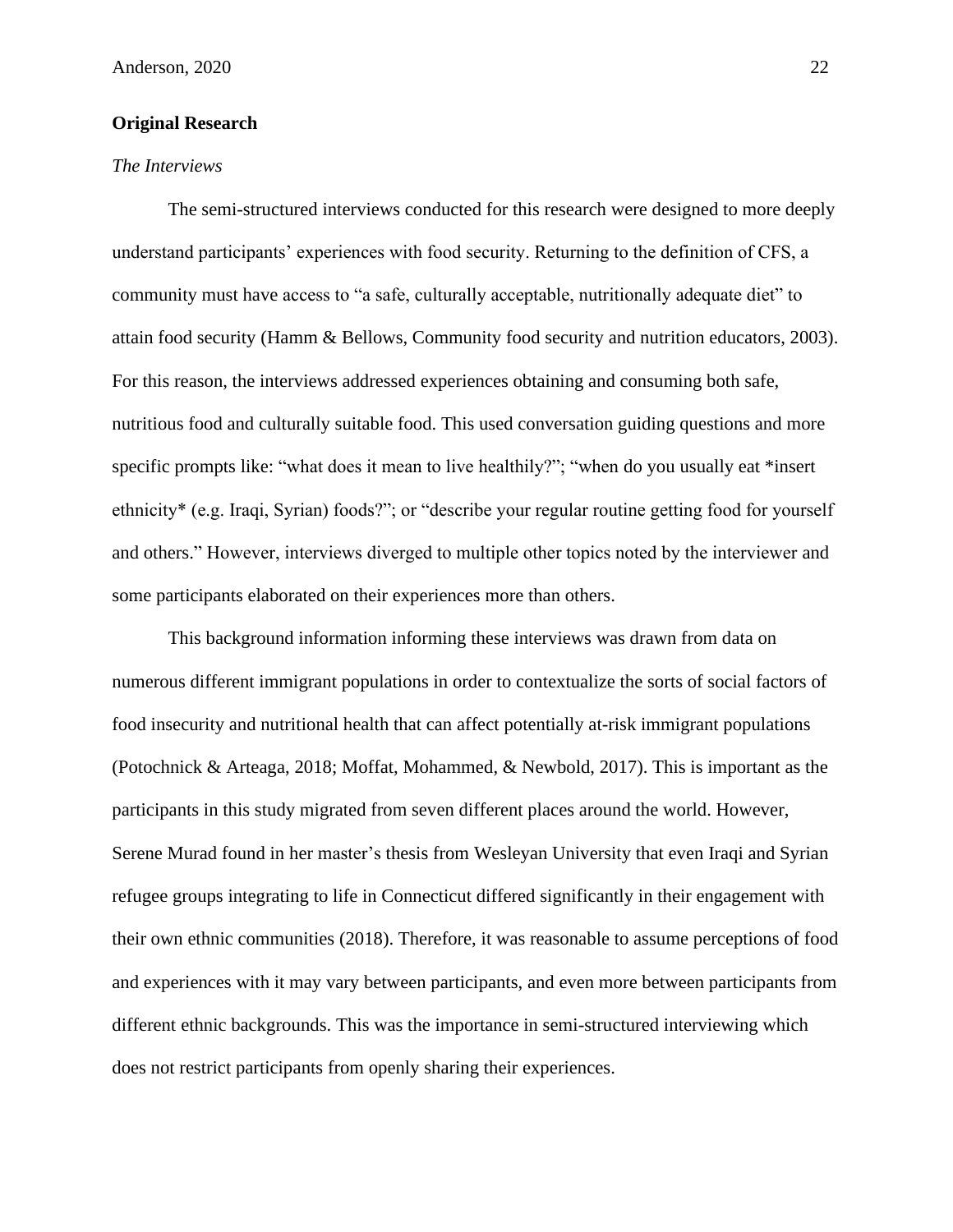**Original Research**

*The Interviews*

The semi-structured interviews conducted for this research were designed to more deeply understand participants' experiences with food security. Returning to the definition of CFS, a community must have access to "a safe, culturally acceptable, nutritionally adequate diet" to attain food security (Hamm & Bellows, Community food security and nutrition educators, 2003). For this reason, the interviews addressed experiences obtaining and consuming both safe, nutritious food and culturally suitable food. This used conversation guiding questions and more specific prompts like: "what does it mean to live healthily?"; "when do you usually eat *insert ethnicity* (e.g. Iraqi, Syrian) foods?"; or "describe your regular routine getting food for yourself and others." However, interviews diverged to multiple other topics noted by the interviewer and some participants elaborated on their experiences more than others.

This background information informing these interviews was drawn from data on numerous different immigrant populations in order to contextualize the sorts of social factors of food insecurity and nutritional health that can affect potentially at-risk immigrant populations (Potochnick & Arteaga, 2018; Moffat, Mohammed, & Newbold, 2017). This is important as the participants in this study migrated from seven different places around the world. However, Serene Murad found in her master's thesis from Wesleyan University that even Iraqi and Syrian refugee groups integrating to life in Connecticut differed significantly in their engagement with their own ethnic communities (2018). Therefore, it was reasonable to assume perceptions of food and experiences with it may vary between participants, and even more between participants from different ethnic backgrounds. This was the importance in semi-structured interviewing which does not restrict participants from openly sharing their experiences.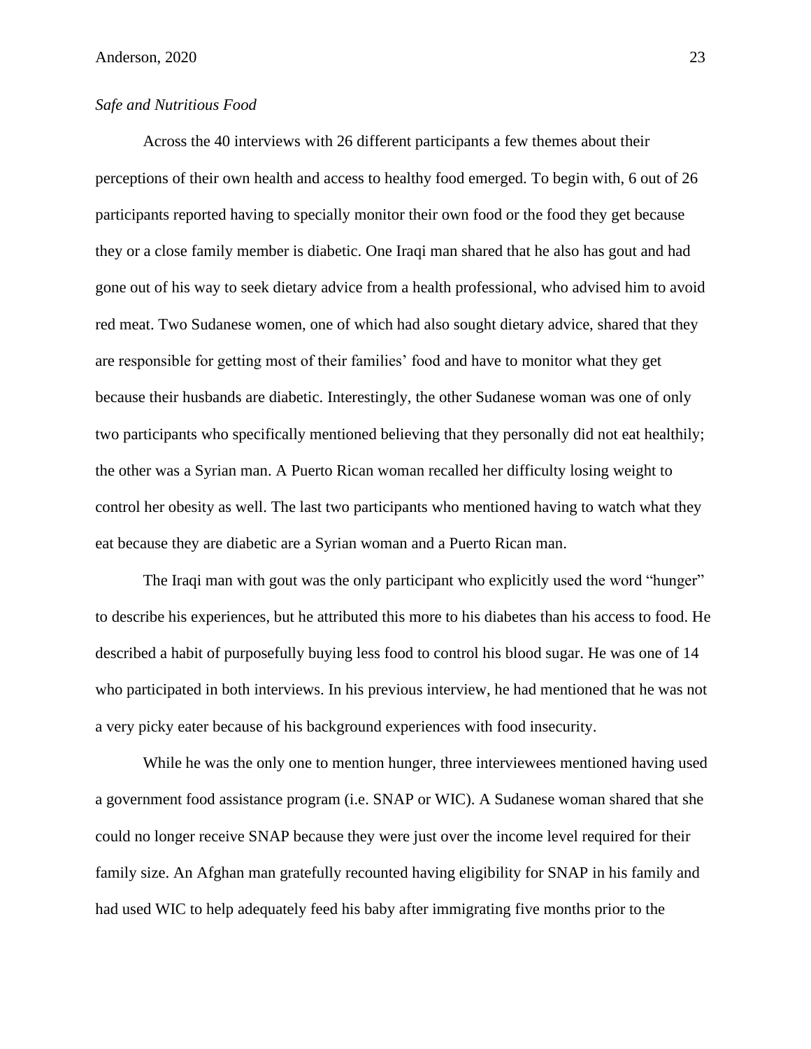*Safe and Nutritious Food*

Across the 40 interviews with 26 different participants a few themes about their perceptions of their own health and access to healthy food emerged. To begin with, 6 out of 26 participants reported having to specially monitor their own food or the food they get because they or a close family member is diabetic. One Iraqi man shared that he also has gout and had gone out of his way to seek dietary advice from a health professional, who advised him to avoid red meat. Two Sudanese women, one of which had also sought dietary advice, shared that they are responsible for getting most of their families' food and have to monitor what they get because their husbands are diabetic. Interestingly, the other Sudanese woman was one of only two participants who specifically mentioned believing that they personally did not eat healthily; the other was a Syrian man. A Puerto Rican woman recalled her difficulty losing weight to control her obesity as well. The last two participants who mentioned having to watch what they eat because they are diabetic are a Syrian woman and a Puerto Rican man.

The Iraqi man with gout was the only participant who explicitly used the word "hunger" to describe his experiences, but he attributed this more to his diabetes than his access to food. He described a habit of purposefully buying less food to control his blood sugar. He was one of 14 who participated in both interviews. In his previous interview, he had mentioned that he was not a very picky eater because of his background experiences with food insecurity.

While he was the only one to mention hunger, three interviewees mentioned having used a government food assistance program (i.e. SNAP or WIC). A Sudanese woman shared that she could no longer receive SNAP because they were just over the income level required for their family size. An Afghan man gratefully recounted having eligibility for SNAP in his family and had used WIC to help adequately feed his baby after immigrating five months prior to the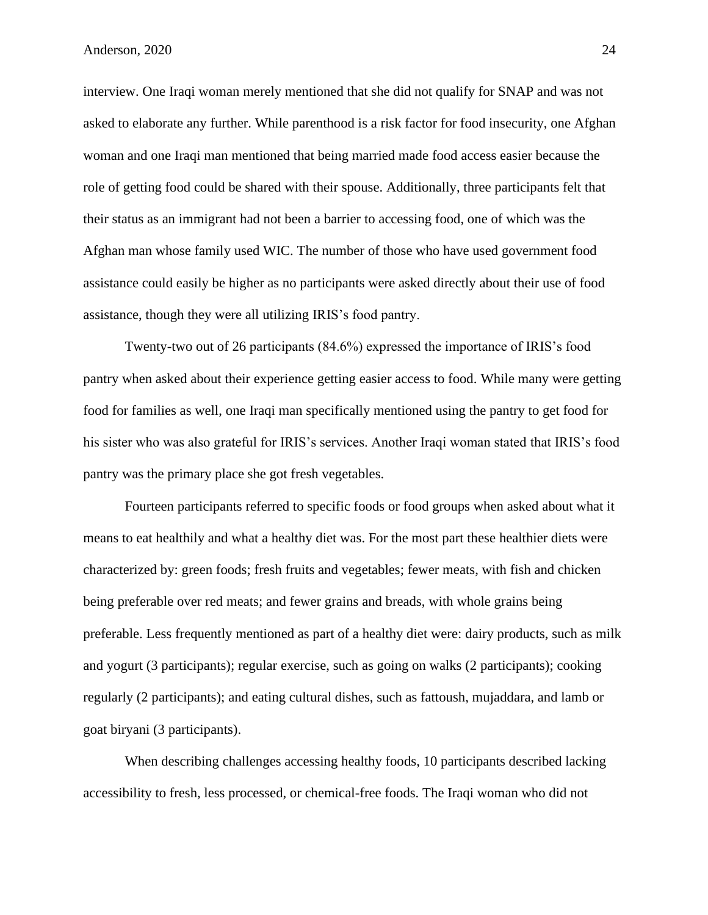interview. One Iraqi woman merely mentioned that she did not qualify for SNAP and was not asked to elaborate any further. While parenthood is a risk factor for food insecurity, one Afghan woman and one Iraqi man mentioned that being married made food access easier because the role of getting food could be shared with their spouse. Additionally, three participants felt that their status as an immigrant had not been a barrier to accessing food, one of which was the Afghan man whose family used WIC. The number of those who have used government food assistance could easily be higher as no participants were asked directly about their use of food assistance, though they were all utilizing IRIS's food pantry.

Twenty-two out of 26 participants (84.6%) expressed the importance of IRIS's food pantry when asked about their experience getting easier access to food. While many were getting food for families as well, one Iraqi man specifically mentioned using the pantry to get food for his sister who was also grateful for IRIS's services. Another Iraqi woman stated that IRIS's food pantry was the primary place she got fresh vegetables.

Fourteen participants referred to specific foods or food groups when asked about what it means to eat healthily and what a healthy diet was. For the most part these healthier diets were characterized by: green foods; fresh fruits and vegetables; fewer meats, with fish and chicken being preferable over red meats; and fewer grains and breads, with whole grains being preferable. Less frequently mentioned as part of a healthy diet were: dairy products, such as milk and yogurt (3 participants); regular exercise, such as going on walks (2 participants); cooking regularly (2 participants); and eating cultural dishes, such as fattoush, mujaddara, and lamb or goat biryani (3 participants).

When describing challenges accessing healthy foods, 10 participants described lacking accessibility to fresh, less processed, or chemical-free foods. The Iraqi woman who did not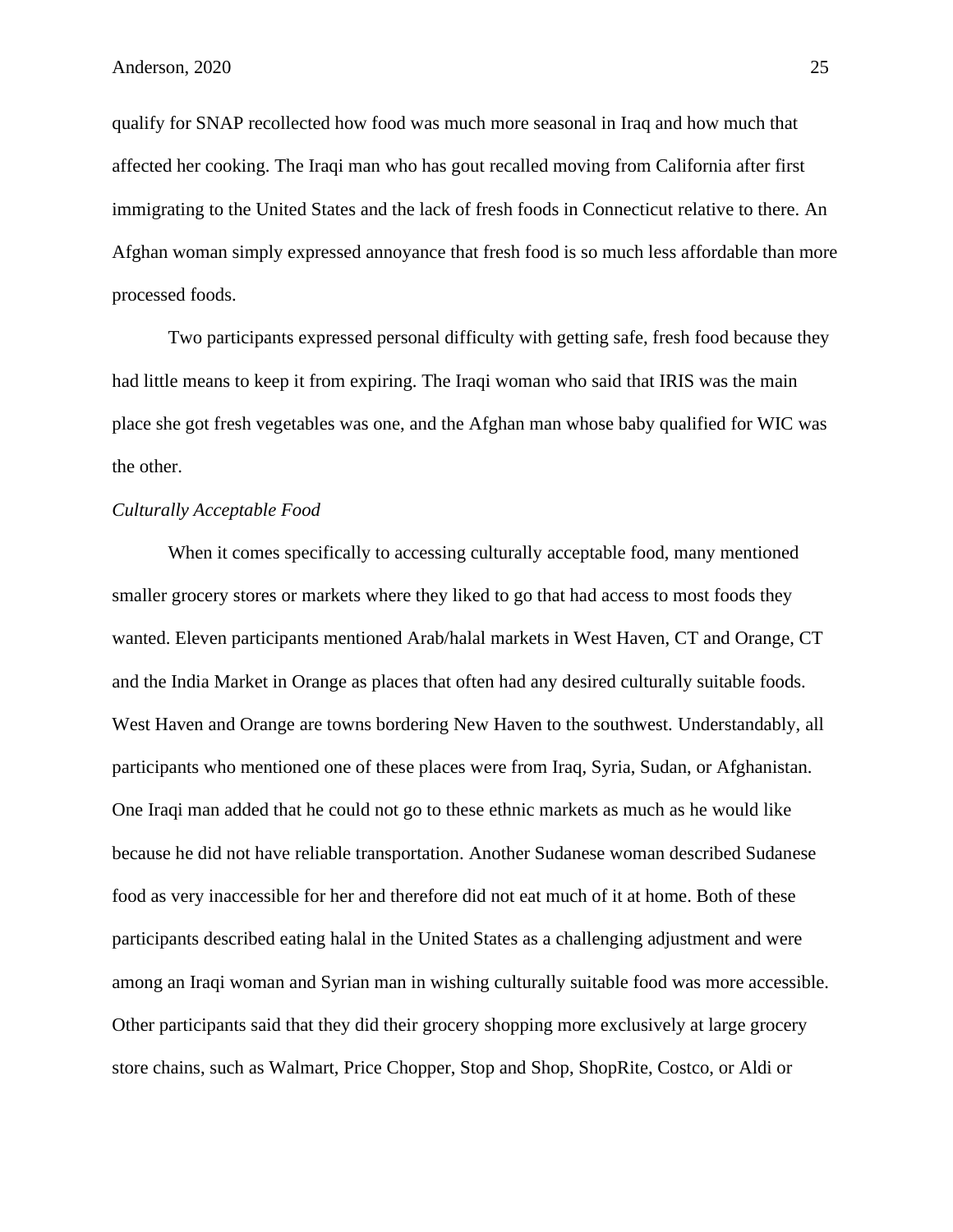qualify for SNAP recollected how food was much more seasonal in Iraq and how much that affected her cooking. The Iraqi man who has gout recalled moving from California after first immigrating to the United States and the lack of fresh foods in Connecticut relative to there. An Afghan woman simply expressed annoyance that fresh food is so much less affordable than more processed foods.

Two participants expressed personal difficulty with getting safe, fresh food because they had little means to keep it from expiring. The Iraqi woman who said that IRIS was the main place she got fresh vegetables was one, and the Afghan man whose baby qualified for WIC was the other.

*Culturally Acceptable Food*

When it comes specifically to accessing culturally acceptable food, many mentioned smaller grocery stores or markets where they liked to go that had access to most foods they wanted. Eleven participants mentioned Arab/halal markets in West Haven, CT and Orange, CT and the India Market in Orange as places that often had any desired culturally suitable foods. West Haven and Orange are towns bordering New Haven to the southwest. Understandably, all participants who mentioned one of these places were from Iraq, Syria, Sudan, or Afghanistan. One Iraqi man added that he could not go to these ethnic markets as much as he would like because he did not have reliable transportation. Another Sudanese woman described Sudanese food as very inaccessible for her and therefore did not eat much of it at home. Both of these participants described eating halal in the United States as a challenging adjustment and were among an Iraqi woman and Syrian man in wishing culturally suitable food was more accessible. Other participants said that they did their grocery shopping more exclusively at large grocery store chains, such as Walmart, Price Chopper, Stop and Shop, ShopRite, Costco, or Aldi or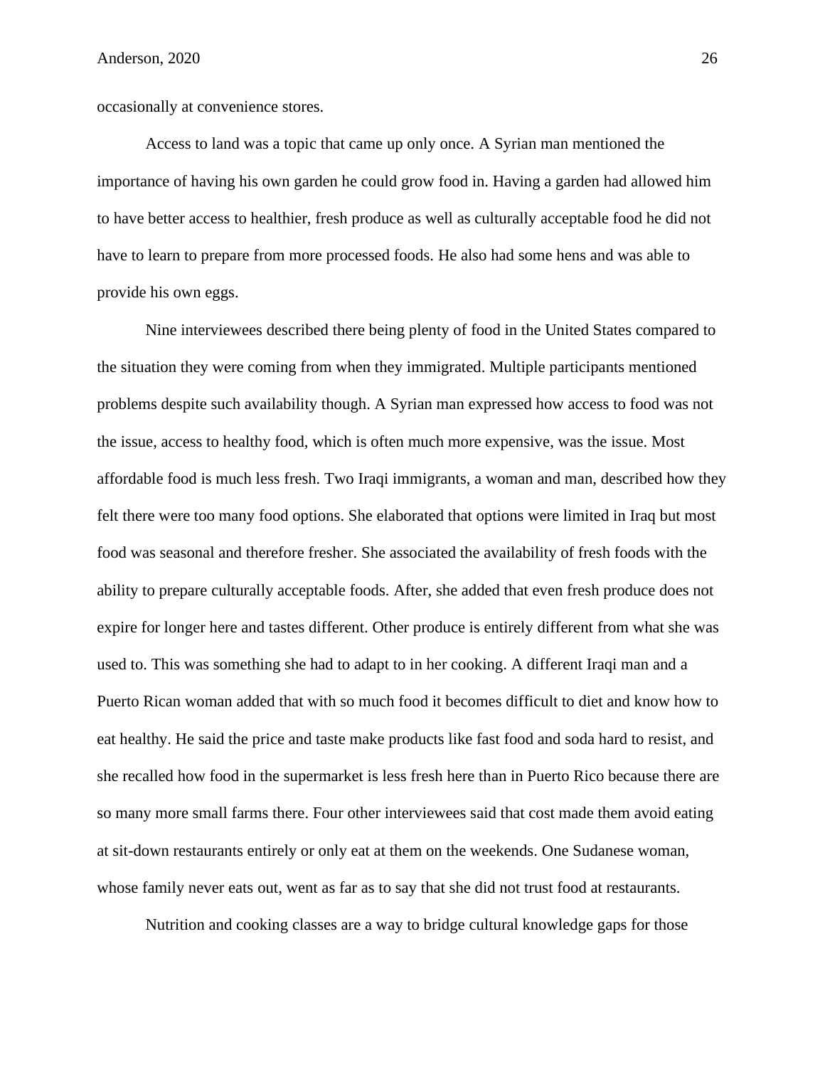occasionally at convenience stores.

Access to land was a topic that came up only once. A Syrian man mentioned the importance of having his own garden he could grow food in. Having a garden had allowed him to have better access to healthier, fresh produce as well as culturally acceptable food he did not have to learn to prepare from more processed foods. He also had some hens and was able to provide his own eggs.

Nine interviewees described there being plenty of food in the United States compared to the situation they were coming from when they immigrated. Multiple participants mentioned problems despite such availability though. A Syrian man expressed how access to food was not the issue, access to healthy food, which is often much more expensive, was the issue. Most affordable food is much less fresh. Two Iraqi immigrants, a woman and man, described how they felt there were too many food options. She elaborated that options were limited in Iraq but most food was seasonal and therefore fresher. She associated the availability of fresh foods with the ability to prepare culturally acceptable foods. After, she added that even fresh produce does not expire for longer here and tastes different. Other produce is entirely different from what she was used to. This was something she had to adapt to in her cooking. A different Iraqi man and a Puerto Rican woman added that with so much food it becomes difficult to diet and know how to eat healthy. He said the price and taste make products like fast food and soda hard to resist, and she recalled how food in the supermarket is less fresh here than in Puerto Rico because there are so many more small farms there. Four other interviewees said that cost made them avoid eating at sit-down restaurants entirely or only eat at them on the weekends. One Sudanese woman, whose family never eats out, went as far as to say that she did not trust food at restaurants.

Nutrition and cooking classes are a way to bridge cultural knowledge gaps for those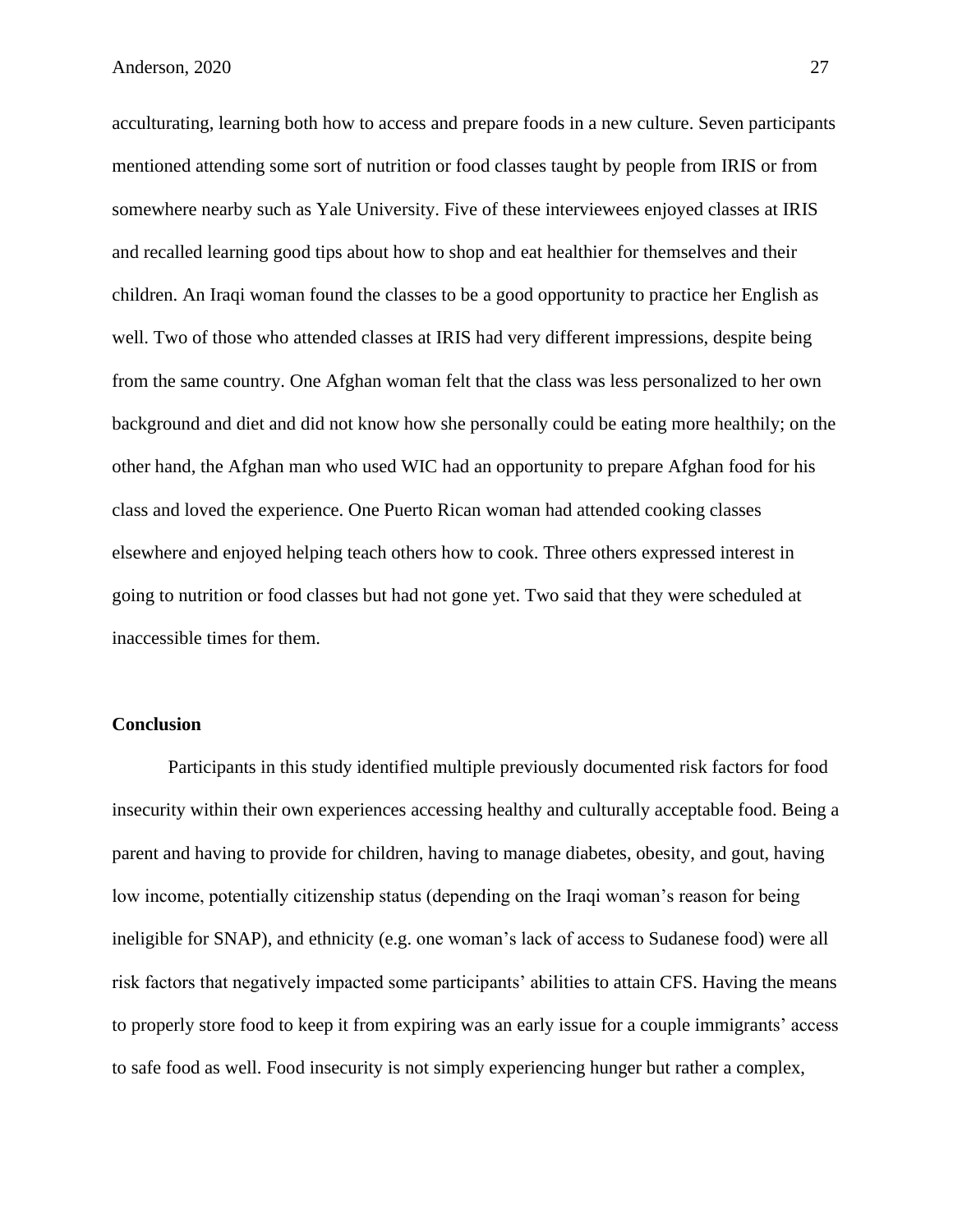acculturating, learning both how to access and prepare foods in a new culture. Seven participants mentioned attending some sort of nutrition or food classes taught by people from IRIS or from somewhere nearby such as Yale University. Five of these interviewees enjoyed classes at IRIS and recalled learning good tips about how to shop and eat healthier for themselves and their children. An Iraqi woman found the classes to be a good opportunity to practice her English as well. Two of those who attended classes at IRIS had very different impressions, despite being from the same country. One Afghan woman felt that the class was less personalized to her own background and diet and did not know how she personally could be eating more healthily; on the other hand, the Afghan man who used WIC had an opportunity to prepare Afghan food for his class and loved the experience. One Puerto Rican woman had attended cooking classes elsewhere and enjoyed helping teach others how to cook. Three others expressed interest in going to nutrition or food classes but had not gone yet. Two said that they were scheduled at inaccessible times for them.

## Conclusion

Participants in this study identified multiple previously documented risk factors for food insecurity within their own experiences accessing healthy and culturally acceptable food. Being a parent and having to provide for children, having to manage diabetes, obesity, and gout, having low income, potentially citizenship status (depending on the Iraqi woman's reason for being ineligible for SNAP), and ethnicity (e.g. one woman's lack of access to Sudanese food) were all risk factors that negatively impacted some participants' abilities to attain CFS. Having the means to properly store food to keep it from expiring was an early issue for a couple immigrants' access to safe food as well. Food insecurity is not simply experiencing hunger but rather a complex,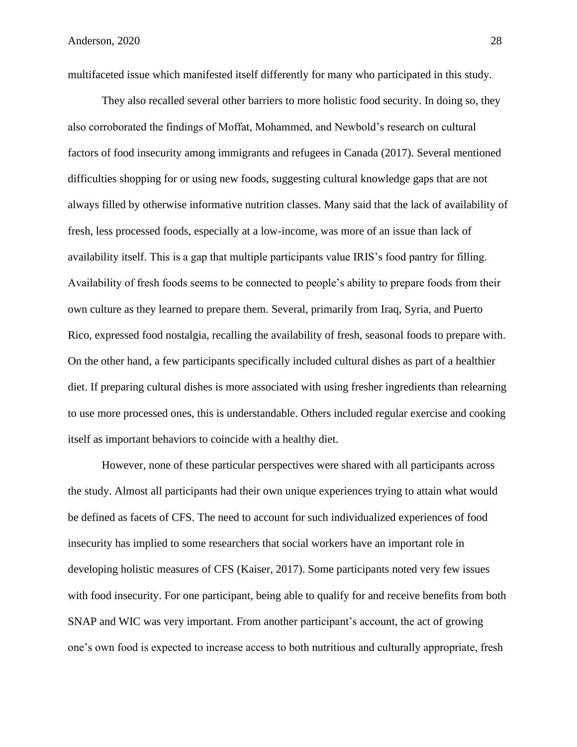multifaceted issue which manifested itself differently for many who participated in this study.

They also recalled several other barriers to more holistic food security. In doing so, they also corroborated the findings of Moffat, Mohammed, and Newbold's research on cultural factors of food insecurity among immigrants and refugees in Canada (2017). Several mentioned difficulties shopping for or using new foods, suggesting cultural knowledge gaps that are not always filled by otherwise informative nutrition classes. Many said that the lack of availability of fresh, less processed foods, especially at a low-income, was more of an issue than lack of availability itself. This is a gap that multiple participants value IRIS's food pantry for filling. Availability of fresh foods seems to be connected to people's ability to prepare foods from their own culture as they learned to prepare them. Several, primarily from Iraq, Syria, and Puerto Rico, expressed food nostalgia, recalling the availability of fresh, seasonal foods to prepare with. On the other hand, a few participants specifically included cultural dishes as part of a healthier diet. If preparing cultural dishes is more associated with using fresher ingredients than relearning to use more processed ones, this is understandable. Others included regular exercise and cooking itself as important behaviors to coincide with a healthy diet.

However, none of these particular perspectives were shared with all participants across the study. Almost all participants had their own unique experiences trying to attain what would be defined as facets of CFS. The need to account for such individualized experiences of food insecurity has implied to some researchers that social workers have an important role in developing holistic measures of CFS (Kaiser, 2017). Some participants noted very few issues with food insecurity. For one participant, being able to qualify for and receive benefits from both SNAP and WIC was very important. From another participant's account, the act of growing one's own food is expected to increase access to both nutritious and culturally appropriate, fresh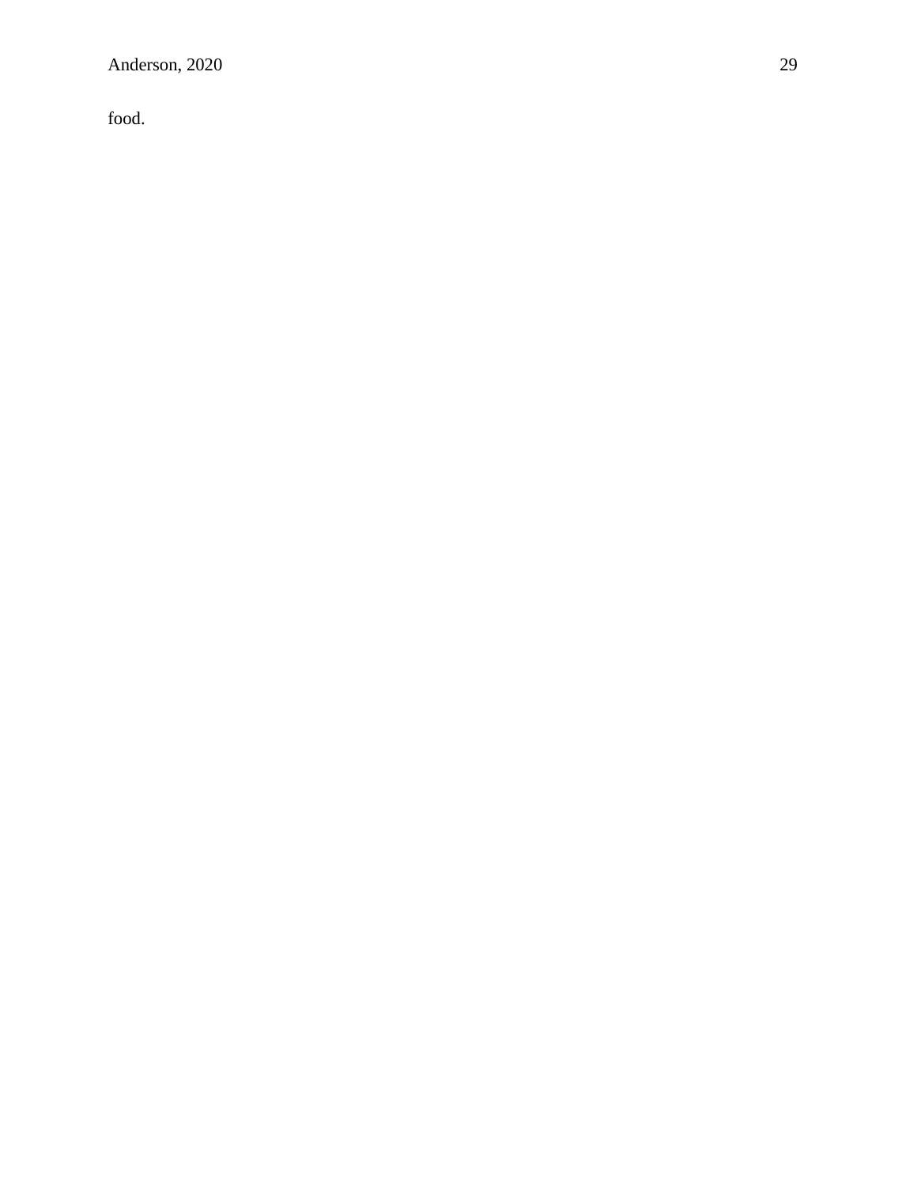food.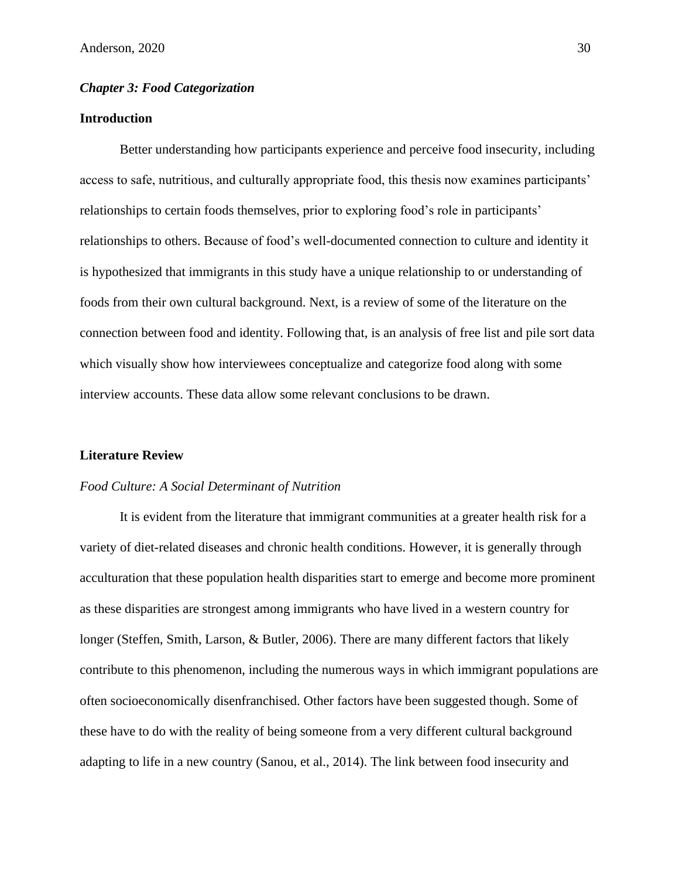### *Chapter 3: Food Categorization*

**Introduction**

Better understanding how participants experience and perceive food insecurity, including access to safe, nutritious, and culturally appropriate food, this thesis now examines participants' relationships to certain foods themselves, prior to exploring food's role in participants' relationships to others. Because of food's well-documented connection to culture and identity it is hypothesized that immigrants in this study have a unique relationship to or understanding of foods from their own cultural background. Next, is a review of some of the literature on the connection between food and identity. Following that, is an analysis of free list and pile sort data which visually show how interviewees conceptualize and categorize food along with some interview accounts. These data allow some relevant conclusions to be drawn.

**Literature Review**

*Food Culture: A Social Determinant of Nutrition*

It is evident from the literature that immigrant communities at a greater health risk for a variety of diet-related diseases and chronic health conditions. However, it is generally through acculturation that these population health disparities start to emerge and become more prominent as these disparities are strongest among immigrants who have lived in a western country for longer (Steffen, Smith, Larson, & Butler, 2006). There are many different factors that likely contribute to this phenomenon, including the numerous ways in which immigrant populations are often socioeconomically disenfranchised. Other factors have been suggested though. Some of these have to do with the reality of being someone from a very different cultural background adapting to life in a new country (Sanou, et al., 2014). The link between food insecurity and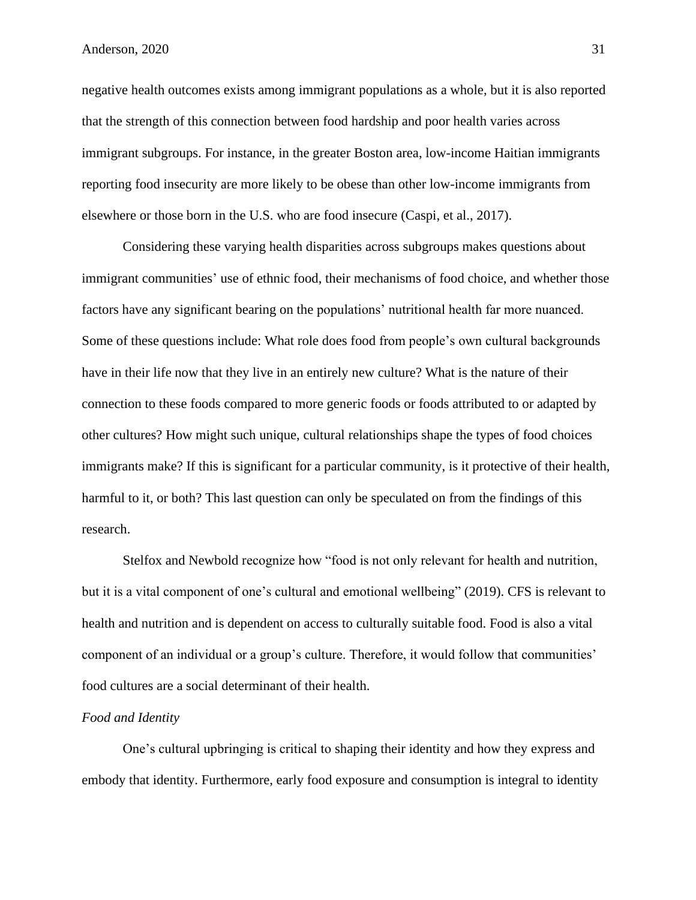negative health outcomes exists among immigrant populations as a whole, but it is also reported that the strength of this connection between food hardship and poor health varies across immigrant subgroups. For instance, in the greater Boston area, low-income Haitian immigrants reporting food insecurity are more likely to be obese than other low-income immigrants from elsewhere or those born in the U.S. who are food insecure (Caspi, et al., 2017).

Considering these varying health disparities across subgroups makes questions about immigrant communities' use of ethnic food, their mechanisms of food choice, and whether those factors have any significant bearing on the populations' nutritional health far more nuanced. Some of these questions include: What role does food from people's own cultural backgrounds have in their life now that they live in an entirely new culture? What is the nature of their connection to these foods compared to more generic foods or foods attributed to or adapted by other cultures? How might such unique, cultural relationships shape the types of food choices immigrants make? If this is significant for a particular community, is it protective of their health, harmful to it, or both? This last question can only be speculated on from the findings of this research.

Stelfox and Newbold recognize how "food is not only relevant for health and nutrition, but it is a vital component of one's cultural and emotional wellbeing" (2019). CFS is relevant to health and nutrition and is dependent on access to culturally suitable food. Food is also a vital component of an individual or a group's culture. Therefore, it would follow that communities' food cultures are a social determinant of their health.

*Food and Identity*

One's cultural upbringing is critical to shaping their identity and how they express and embody that identity. Furthermore, early food exposure and consumption is integral to identity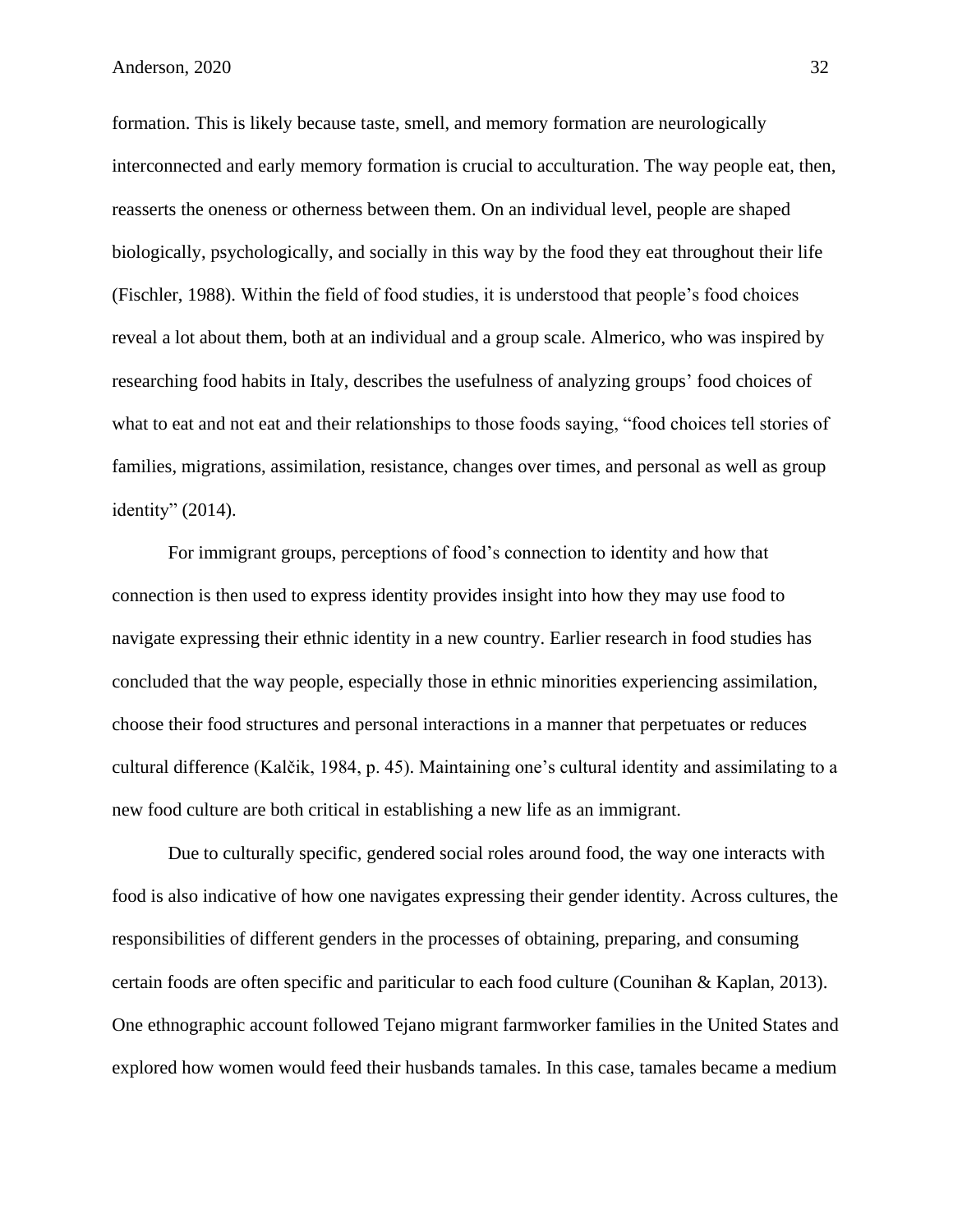formation. This is likely because taste, smell, and memory formation are neurologically interconnected and early memory formation is crucial to acculturation. The way people eat, then, reasserts the oneness or otherness between them. On an individual level, people are shaped biologically, psychologically, and socially in this way by the food they eat throughout their life (Fischler, 1988). Within the field of food studies, it is understood that people's food choices reveal a lot about them, both at an individual and a group scale. Almerico, who was inspired by researching food habits in Italy, describes the usefulness of analyzing groups' food choices of what to eat and not eat and their relationships to those foods saying, "food choices tell stories of families, migrations, assimilation, resistance, changes over times, and personal as well as group identity" (2014).

For immigrant groups, perceptions of food's connection to identity and how that connection is then used to express identity provides insight into how they may use food to navigate expressing their ethnic identity in a new country. Earlier research in food studies has concluded that the way people, especially those in ethnic minorities experiencing assimilation, choose their food structures and personal interactions in a manner that perpetuates or reduces cultural difference (Kalčik, 1984, p. 45). Maintaining one's cultural identity and assimilating to a new food culture are both critical in establishing a new life as an immigrant.

Due to culturally specific, gendered social roles around food, the way one interacts with food is also indicative of how one navigates expressing their gender identity. Across cultures, the responsibilities of different genders in the processes of obtaining, preparing, and consuming certain foods are often specific and pariticular to each food culture (Counihan & Kaplan, 2013). One ethnographic account followed Tejano migrant farmworker families in the United States and explored how women would feed their husbands tamales. In this case, tamales became a medium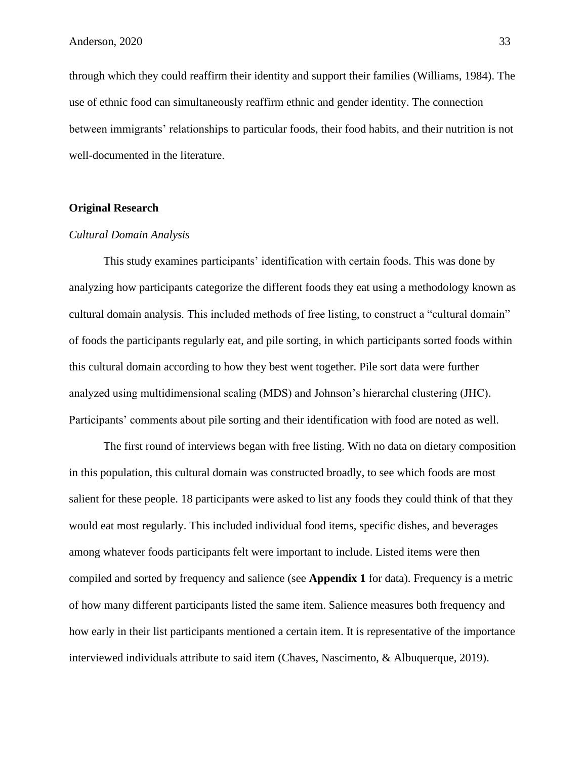through which they could reaffirm their identity and support their families (Williams, 1984). The use of ethnic food can simultaneously reaffirm ethnic and gender identity. The connection between immigrants' relationships to particular foods, their food habits, and their nutrition is not well-documented in the literature.

## Original Research

### *Cultural Domain Analysis*

This study examines participants' identification with certain foods. This was done by analyzing how participants categorize the different foods they eat using a methodology known as cultural domain analysis. This included methods of free listing, to construct a "cultural domain" of foods the participants regularly eat, and pile sorting, in which participants sorted foods within this cultural domain according to how they best went together. Pile sort data were further analyzed using multidimensional scaling (MDS) and Johnson's hierarchal clustering (JHC). Participants' comments about pile sorting and their identification with food are noted as well.

The first round of interviews began with free listing. With no data on dietary composition in this population, this cultural domain was constructed broadly, to see which foods are most salient for these people. 18 participants were asked to list any foods they could think of that they would eat most regularly. This included individual food items, specific dishes, and beverages among whatever foods participants felt were important to include. Listed items were then compiled and sorted by frequency and salience (see **Appendix 1** for data). Frequency is a metric of how many different participants listed the same item. Salience measures both frequency and how early in their list participants mentioned a certain item. It is representative of the importance interviewed individuals attribute to said item (Chaves, Nascimento, & Albuquerque, 2019).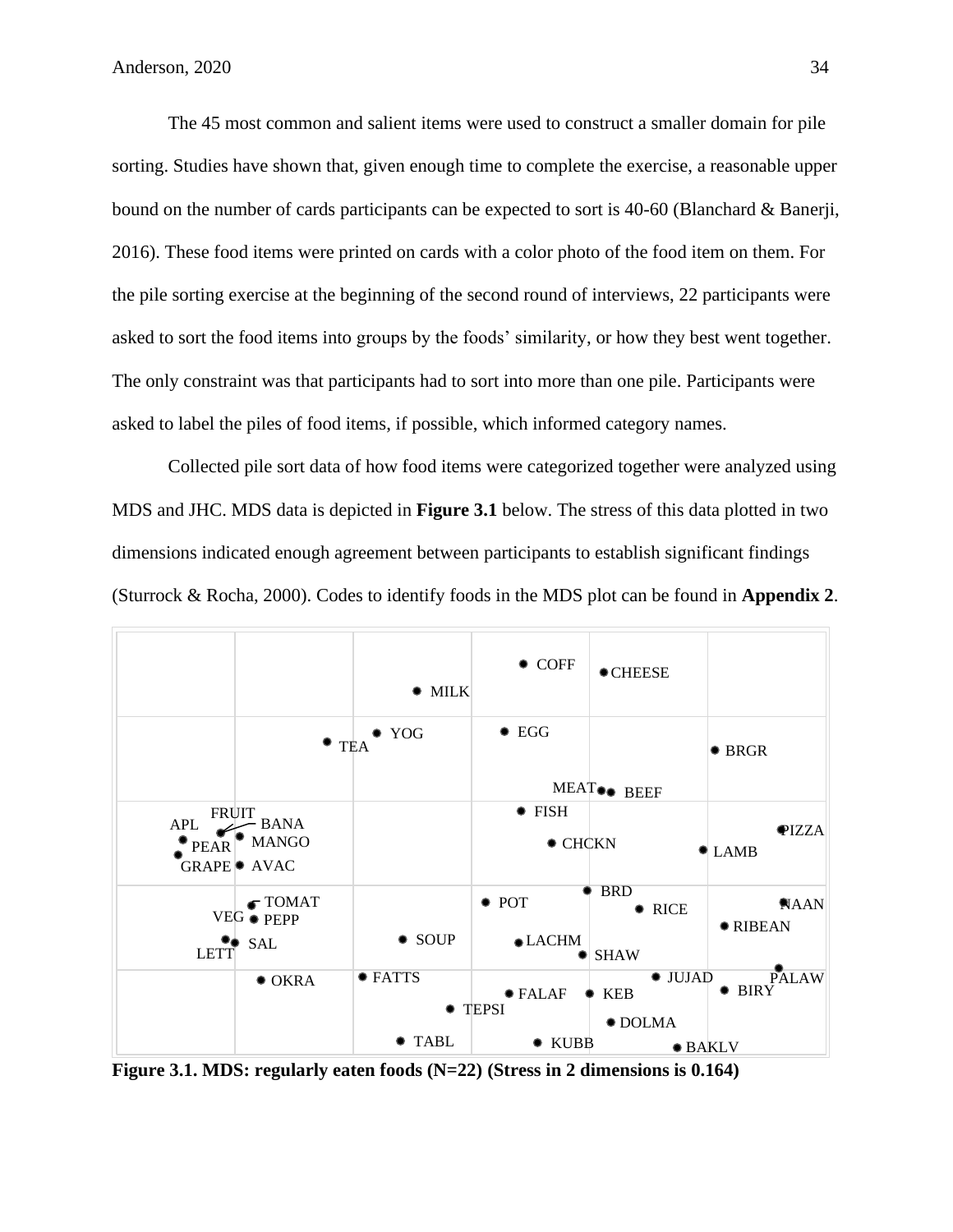The 45 most common and salient items were used to construct a smaller domain for pile sorting. Studies have shown that, given enough time to complete the exercise, a reasonable upper bound on the number of cards participants can be expected to sort is 40-60 (Blanchard & Banerji, 2016). These food items were printed on cards with a color photo of the food item on them. For the pile sorting exercise at the beginning of the second round of interviews, 22 participants were asked to sort the food items into groups by the foods' similarity, or how they best went together. The only constraint was that participants had to sort into more than one pile. Participants were asked to label the piles of food items, if possible, which informed category names.

Collected pile sort data of how food items were categorized together were analyzed using MDS and JHC. MDS data is depicted in **Figure 3.1** below. The stress of this data plotted in two dimensions indicated enough agreement between participants to establish significant findings (Sturrock & Rocha, 2000). Codes to identify foods in the MDS plot can be found in **Appendix 2**.

COFF
CHEESE
MILK
YOG
EGG
TEA
BRGR
MEAT
BEEF
FRUIT
FISH
APL
BANA
PIZZA
PEAR
MANGO
CHCKN
LAMB
GRAPE
AVAC
BRD
TOMAT
POT
NAAN
RICE
VEG
PEPP
RIBEAN
SOUP
LACHM
SAL
SHAW
LETT
OKRA
FATTS
JUJAD
PALAW
FALAF
KEB
BIRY
TEPSI
DOLMA
TABL
KUBB
BAKLV

**Figure 3.1. MDS: regularly eaten foods (N=22) (Stress in 2 dimensions is 0.164)**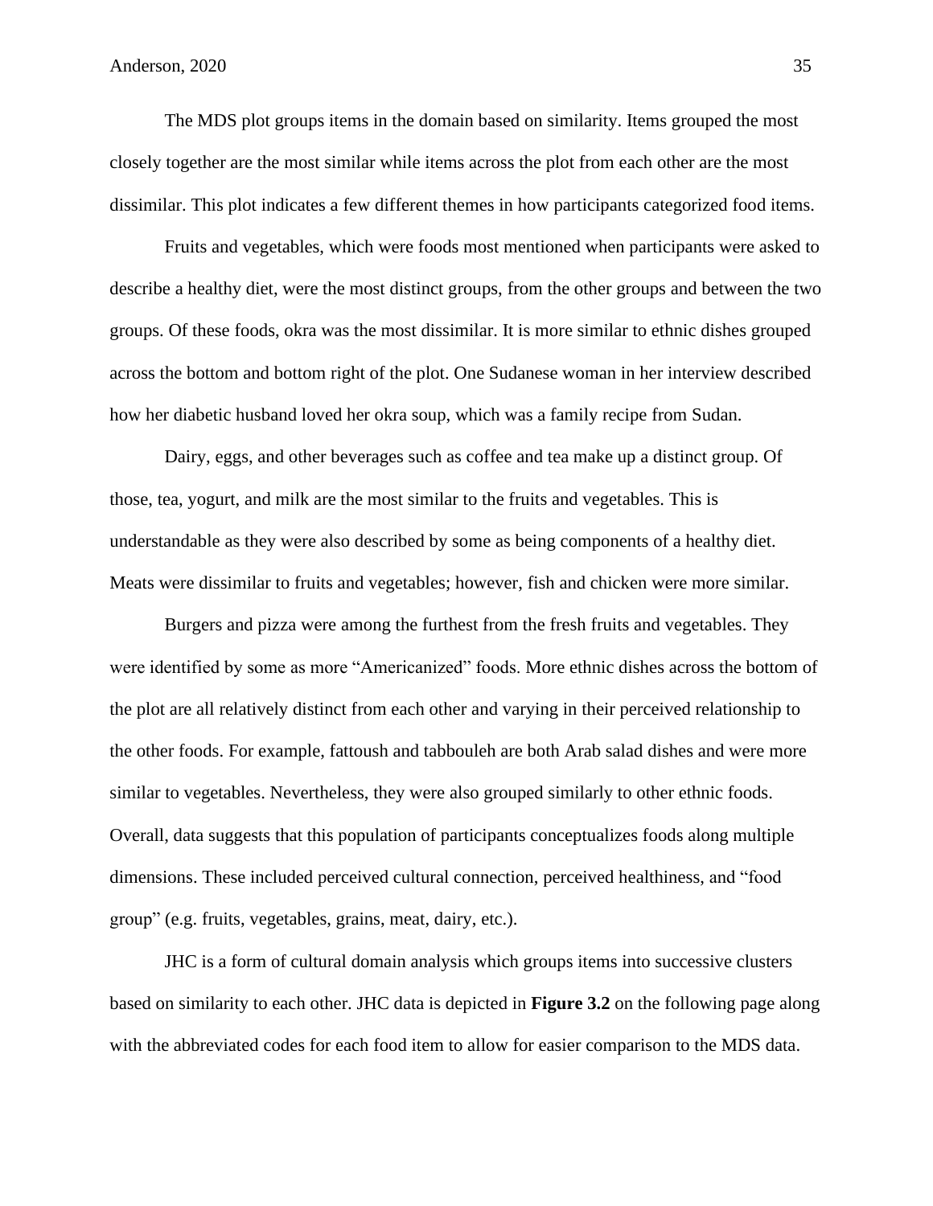The MDS plot groups items in the domain based on similarity. Items grouped the most closely together are the most similar while items across the plot from each other are the most dissimilar. This plot indicates a few different themes in how participants categorized food items.

Fruits and vegetables, which were foods most mentioned when participants were asked to describe a healthy diet, were the most distinct groups, from the other groups and between the two groups. Of these foods, okra was the most dissimilar. It is more similar to ethnic dishes grouped across the bottom and bottom right of the plot. One Sudanese woman in her interview described how her diabetic husband loved her okra soup, which was a family recipe from Sudan.

Dairy, eggs, and other beverages such as coffee and tea make up a distinct group. Of those, tea, yogurt, and milk are the most similar to the fruits and vegetables. This is understandable as they were also described by some as being components of a healthy diet. Meats were dissimilar to fruits and vegetables; however, fish and chicken were more similar.

Burgers and pizza were among the furthest from the fresh fruits and vegetables. They were identified by some as more "Americanized" foods. More ethnic dishes across the bottom of the plot are all relatively distinct from each other and varying in their perceived relationship to the other foods. For example, fattoush and tabbouleh are both Arab salad dishes and were more similar to vegetables. Nevertheless, they were also grouped similarly to other ethnic foods. Overall, data suggests that this population of participants conceptualizes foods along multiple dimensions. These included perceived cultural connection, perceived healthiness, and "food group" (e.g. fruits, vegetables, grains, meat, dairy, etc.).

JHC is a form of cultural domain analysis which groups items into successive clusters based on similarity to each other. JHC data is depicted in **Figure 3.2** on the following page along with the abbreviated codes for each food item to allow for easier comparison to the MDS data.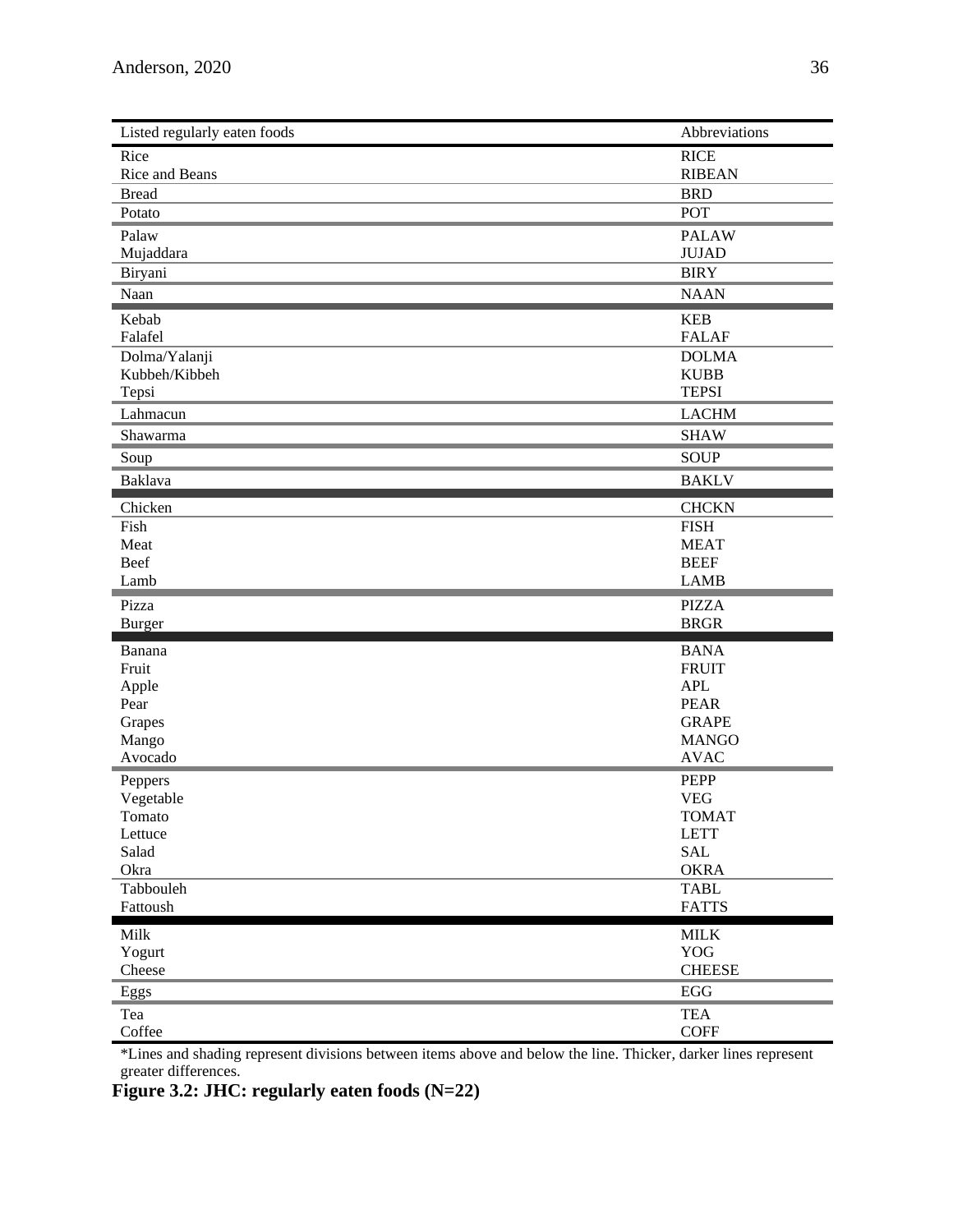| Listed regularly eaten foods | Abbreviations |
|---|---|
| Rice | RICE |
| Rice and Beans | RIBEAN |
| Bread | BRD |
| Potato | POT |
| Palaw | PALAW |
| Mujaddara | JUJAD |
| Biryani | BIRY |
| Naan | NAAN |
| Kebab | KEB |
| Falafel | FALAF |
| Dolma/Yalanji | DOLMA |
| Kubbeh/Kibbeh | KUBB |
| Tepsi | TEPSI |
| Lahmacun | LACHM |
| Shawarma | SHAW |
| Soup | SOUP |
| Baklava | BAKLV |
| Chicken | CHCKN |
| Fish | FISH |
| Meat | MEAT |
| Beef | BEEF |
| Lamb | LAMB |
| Pizza | PIZZA |
| Burger | BRGR |
| Banana | BANA |
| Fruit | FRUIT |
| Apple | APL |
| Pear | PEAR |
| Grapes | GRAPE |
| Mango | MANGO |
| Avocado | AVAC |
| Peppers | PEPP |
| Vegetable | VEG |
| Tomato | TOMAT |
| Lettuce | LETT |
| Salad | SAL |
| Okra | OKRA |
| Tabbouleh | TABL |
| Fattoush | FATTS |
| Milk | MILK |
| Yogurt | YOG |
| Cheese | CHEESE |
| Eggs | EGG |
| Tea | TEA |
| Coffee | COFF |

*Lines and shading represent divisions between items above and below the line. Thicker, darker lines represent greater differences.

**Figure 3.2: JHC: regularly eaten foods (N=22)**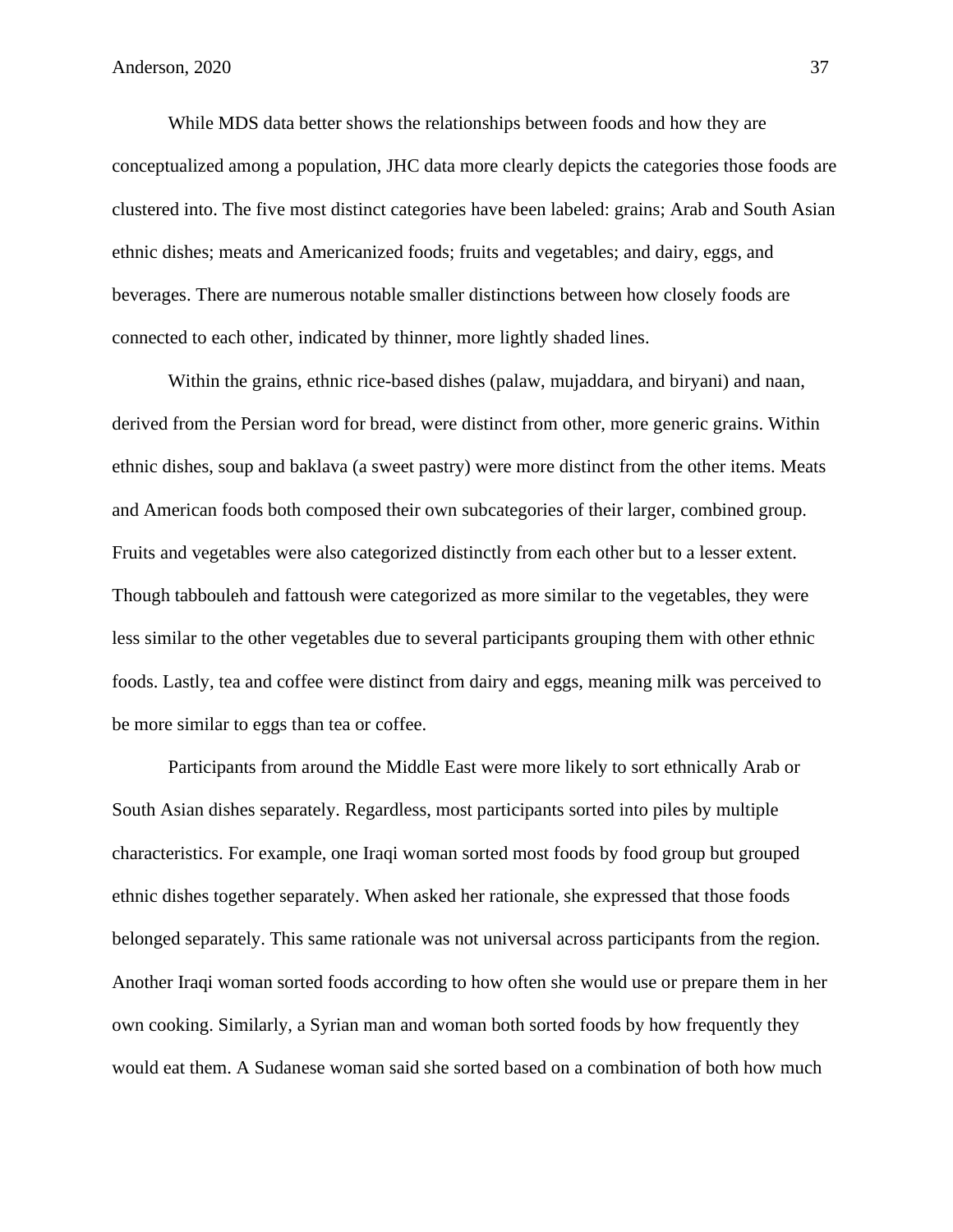While MDS data better shows the relationships between foods and how they are conceptualized among a population, JHC data more clearly depicts the categories those foods are clustered into. The five most distinct categories have been labeled: grains; Arab and South Asian ethnic dishes; meats and Americanized foods; fruits and vegetables; and dairy, eggs, and beverages. There are numerous notable smaller distinctions between how closely foods are connected to each other, indicated by thinner, more lightly shaded lines.

Within the grains, ethnic rice-based dishes (palaw, mujaddara, and biryani) and naan, derived from the Persian word for bread, were distinct from other, more generic grains. Within ethnic dishes, soup and baklava (a sweet pastry) were more distinct from the other items. Meats and American foods both composed their own subcategories of their larger, combined group. Fruits and vegetables were also categorized distinctly from each other but to a lesser extent. Though tabbouleh and fattoush were categorized as more similar to the vegetables, they were less similar to the other vegetables due to several participants grouping them with other ethnic foods. Lastly, tea and coffee were distinct from dairy and eggs, meaning milk was perceived to be more similar to eggs than tea or coffee.

Participants from around the Middle East were more likely to sort ethnically Arab or South Asian dishes separately. Regardless, most participants sorted into piles by multiple characteristics. For example, one Iraqi woman sorted most foods by food group but grouped ethnic dishes together separately. When asked her rationale, she expressed that those foods belonged separately. This same rationale was not universal across participants from the region. Another Iraqi woman sorted foods according to how often she would use or prepare them in her own cooking. Similarly, a Syrian man and woman both sorted foods by how frequently they would eat them. A Sudanese woman said she sorted based on a combination of both how much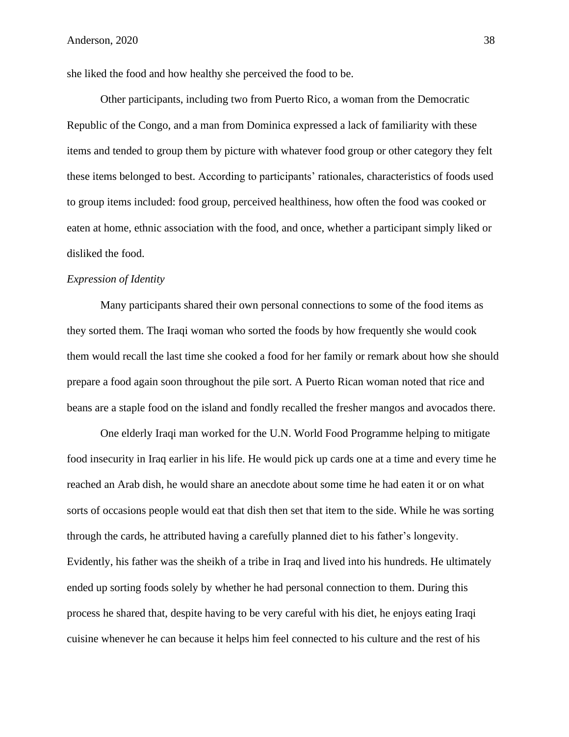she liked the food and how healthy she perceived the food to be.

Other participants, including two from Puerto Rico, a woman from the Democratic Republic of the Congo, and a man from Dominica expressed a lack of familiarity with these items and tended to group them by picture with whatever food group or other category they felt these items belonged to best. According to participants' rationales, characteristics of foods used to group items included: food group, perceived healthiness, how often the food was cooked or eaten at home, ethnic association with the food, and once, whether a participant simply liked or disliked the food.

*Expression of Identity*

Many participants shared their own personal connections to some of the food items as they sorted them. The Iraqi woman who sorted the foods by how frequently she would cook them would recall the last time she cooked a food for her family or remark about how she should prepare a food again soon throughout the pile sort. A Puerto Rican woman noted that rice and beans are a staple food on the island and fondly recalled the fresher mangos and avocados there.

One elderly Iraqi man worked for the U.N. World Food Programme helping to mitigate food insecurity in Iraq earlier in his life. He would pick up cards one at a time and every time he reached an Arab dish, he would share an anecdote about some time he had eaten it or on what sorts of occasions people would eat that dish then set that item to the side. While he was sorting through the cards, he attributed having a carefully planned diet to his father's longevity. Evidently, his father was the sheikh of a tribe in Iraq and lived into his hundreds. He ultimately ended up sorting foods solely by whether he had personal connection to them. During this process he shared that, despite having to be very careful with his diet, he enjoys eating Iraqi cuisine whenever he can because it helps him feel connected to his culture and the rest of his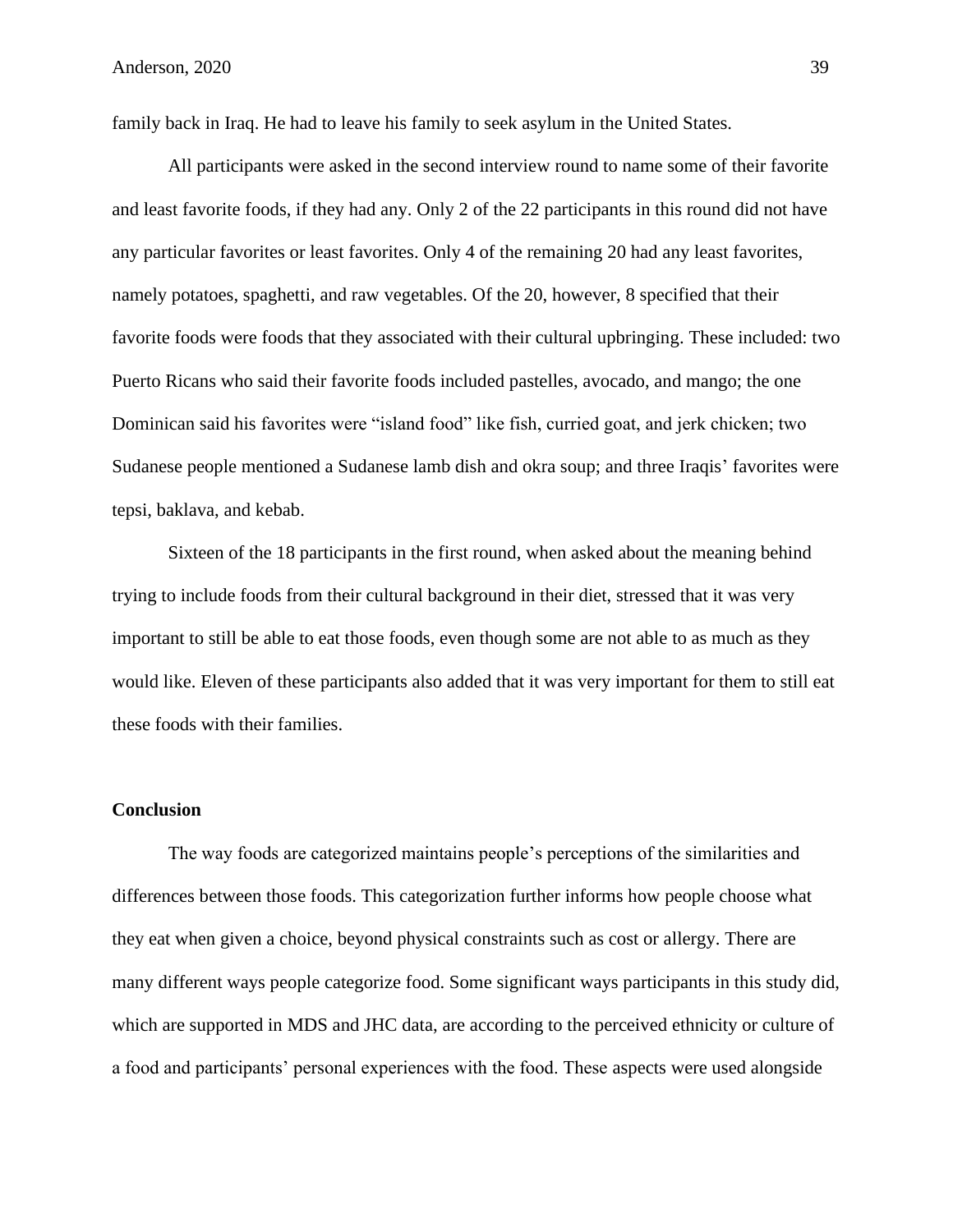family back in Iraq. He had to leave his family to seek asylum in the United States.

All participants were asked in the second interview round to name some of their favorite and least favorite foods, if they had any. Only 2 of the 22 participants in this round did not have any particular favorites or least favorites. Only 4 of the remaining 20 had any least favorites, namely potatoes, spaghetti, and raw vegetables. Of the 20, however, 8 specified that their favorite foods were foods that they associated with their cultural upbringing. These included: two Puerto Ricans who said their favorite foods included pastelles, avocado, and mango; the one Dominican said his favorites were “island food” like fish, curried goat, and jerk chicken; two Sudanese people mentioned a Sudanese lamb dish and okra soup; and three Iraqis’ favorites were tepsi, baklava, and kebab.

Sixteen of the 18 participants in the first round, when asked about the meaning behind trying to include foods from their cultural background in their diet, stressed that it was very important to still be able to eat those foods, even though some are not able to as much as they would like. Eleven of these participants also added that it was very important for them to still eat these foods with their families.

## Conclusion

The way foods are categorized maintains people’s perceptions of the similarities and differences between those foods. This categorization further informs how people choose what they eat when given a choice, beyond physical constraints such as cost or allergy. There are many different ways people categorize food. Some significant ways participants in this study did, which are supported in MDS and JHC data, are according to the perceived ethnicity or culture of a food and participants’ personal experiences with the food. These aspects were used alongside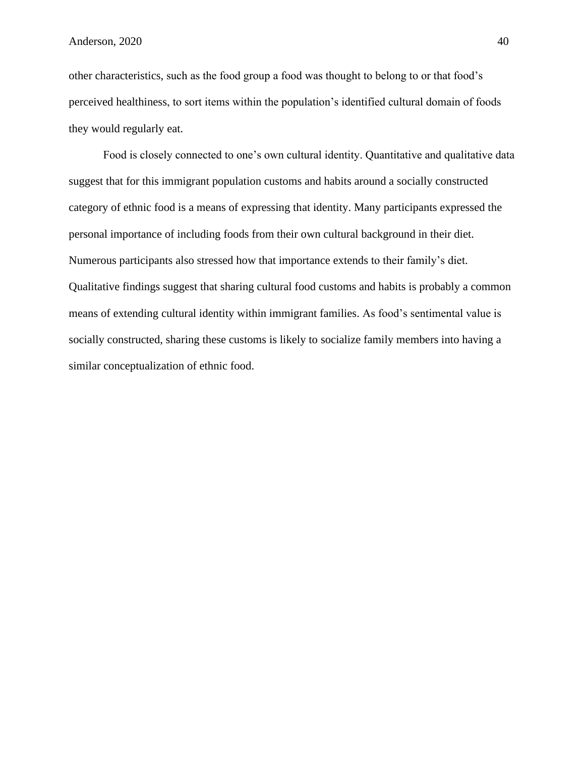other characteristics, such as the food group a food was thought to belong to or that food's perceived healthiness, to sort items within the population's identified cultural domain of foods they would regularly eat.

Food is closely connected to one's own cultural identity. Quantitative and qualitative data suggest that for this immigrant population customs and habits around a socially constructed category of ethnic food is a means of expressing that identity. Many participants expressed the personal importance of including foods from their own cultural background in their diet. Numerous participants also stressed how that importance extends to their family's diet. Qualitative findings suggest that sharing cultural food customs and habits is probably a common means of extending cultural identity within immigrant families. As food's sentimental value is socially constructed, sharing these customs is likely to socialize family members into having a similar conceptualization of ethnic food.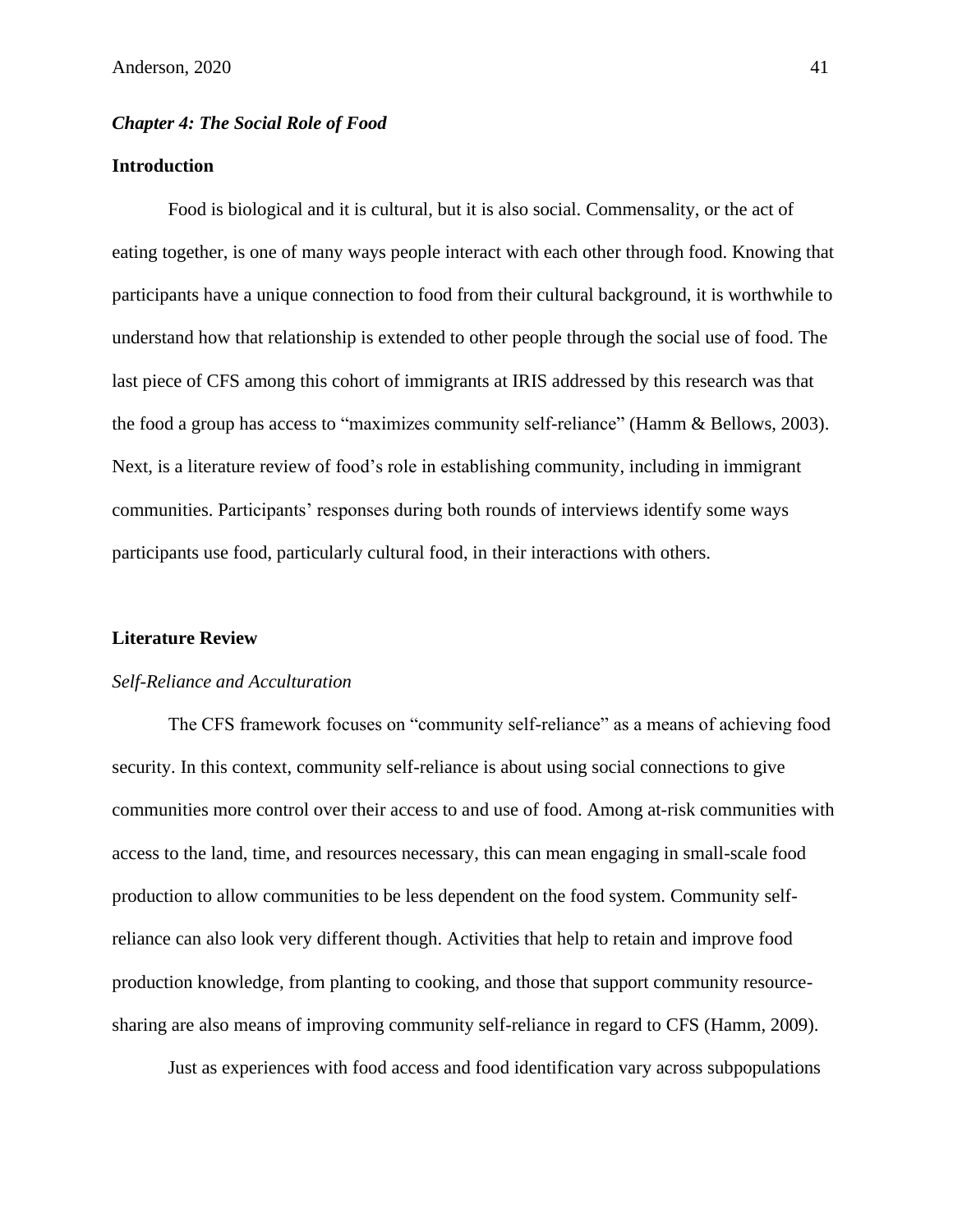### *Chapter 4: The Social Role of Food*

## Introduction

Food is biological and it is cultural, but it is also social. Commensality, or the act of eating together, is one of many ways people interact with each other through food. Knowing that participants have a unique connection to food from their cultural background, it is worthwhile to understand how that relationship is extended to other people through the social use of food. The last piece of CFS among this cohort of immigrants at IRIS addressed by this research was that the food a group has access to "maximizes community self-reliance" (Hamm & Bellows, 2003). Next, is a literature review of food's role in establishing community, including in immigrant communities. Participants' responses during both rounds of interviews identify some ways participants use food, particularly cultural food, in their interactions with others.

## Literature Review

### *Self-Reliance and Acculturation*

The CFS framework focuses on "community self-reliance" as a means of achieving food security. In this context, community self-reliance is about using social connections to give communities more control over their access to and use of food. Among at-risk communities with access to the land, time, and resources necessary, this can mean engaging in small-scale food production to allow communities to be less dependent on the food system. Community self-reliance can also look very different though. Activities that help to retain and improve food production knowledge, from planting to cooking, and those that support community resource-sharing are also means of improving community self-reliance in regard to CFS (Hamm, 2009).

Just as experiences with food access and food identification vary across subpopulations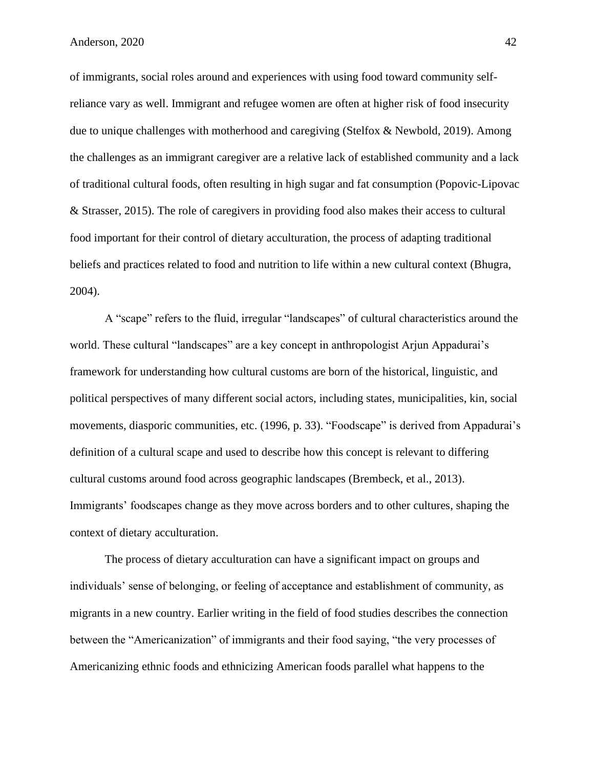of immigrants, social roles around and experiences with using food toward community self-reliance vary as well. Immigrant and refugee women are often at higher risk of food insecurity due to unique challenges with motherhood and caregiving (Stelfox & Newbold, 2019). Among the challenges as an immigrant caregiver are a relative lack of established community and a lack of traditional cultural foods, often resulting in high sugar and fat consumption (Popovic-Lipovac & Strasser, 2015). The role of caregivers in providing food also makes their access to cultural food important for their control of dietary acculturation, the process of adapting traditional beliefs and practices related to food and nutrition to life within a new cultural context (Bhugra, 2004).

A "scape" refers to the fluid, irregular "landscapes" of cultural characteristics around the world. These cultural "landscapes" are a key concept in anthropologist Arjun Appadurai's framework for understanding how cultural customs are born of the historical, linguistic, and political perspectives of many different social actors, including states, municipalities, kin, social movements, diasporic communities, etc. (1996, p. 33). "Foodscape" is derived from Appadurai's definition of a cultural scape and used to describe how this concept is relevant to differing cultural customs around food across geographic landscapes (Brembeck, et al., 2013). Immigrants' foodscapes change as they move across borders and to other cultures, shaping the context of dietary acculturation.

The process of dietary acculturation can have a significant impact on groups and individuals' sense of belonging, or feeling of acceptance and establishment of community, as migrants in a new country. Earlier writing in the field of food studies describes the connection between the "Americanization" of immigrants and their food saying, "the very processes of Americanizing ethnic foods and ethnicizing American foods parallel what happens to the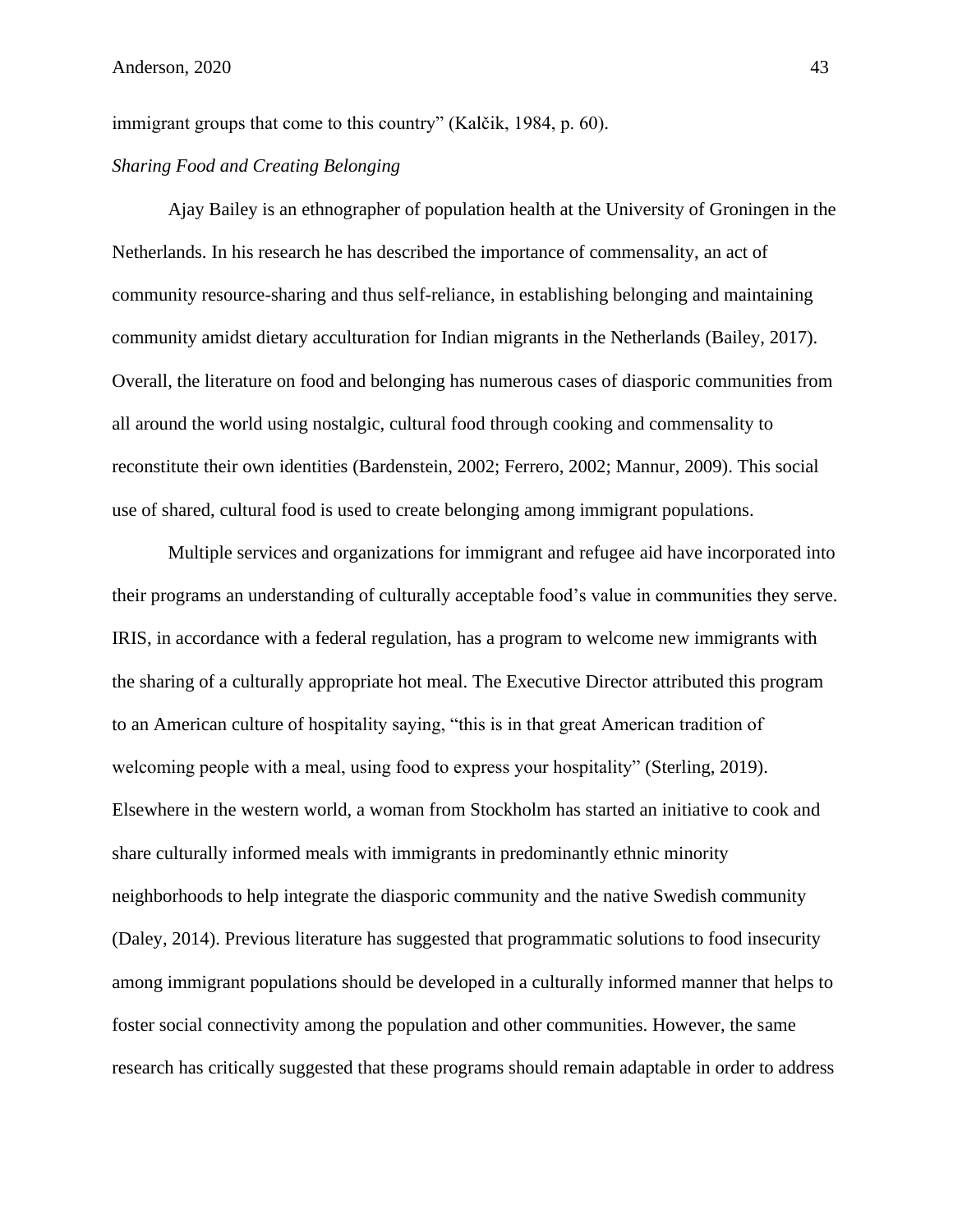immigrant groups that come to this country" (Kalčik, 1984, p. 60).

*Sharing Food and Creating Belonging*

Ajay Bailey is an ethnographer of population health at the University of Groningen in the Netherlands. In his research he has described the importance of commensality, an act of community resource-sharing and thus self-reliance, in establishing belonging and maintaining community amidst dietary acculturation for Indian migrants in the Netherlands (Bailey, 2017). Overall, the literature on food and belonging has numerous cases of diasporic communities from all around the world using nostalgic, cultural food through cooking and commensality to reconstitute their own identities (Bardenstein, 2002; Ferrero, 2002; Mannur, 2009). This social use of shared, cultural food is used to create belonging among immigrant populations.

Multiple services and organizations for immigrant and refugee aid have incorporated into their programs an understanding of culturally acceptable food's value in communities they serve. IRIS, in accordance with a federal regulation, has a program to welcome new immigrants with the sharing of a culturally appropriate hot meal. The Executive Director attributed this program to an American culture of hospitality saying, "this is in that great American tradition of welcoming people with a meal, using food to express your hospitality" (Sterling, 2019). Elsewhere in the western world, a woman from Stockholm has started an initiative to cook and share culturally informed meals with immigrants in predominantly ethnic minority neighborhoods to help integrate the diasporic community and the native Swedish community (Daley, 2014). Previous literature has suggested that programmatic solutions to food insecurity among immigrant populations should be developed in a culturally informed manner that helps to foster social connectivity among the population and other communities. However, the same research has critically suggested that these programs should remain adaptable in order to address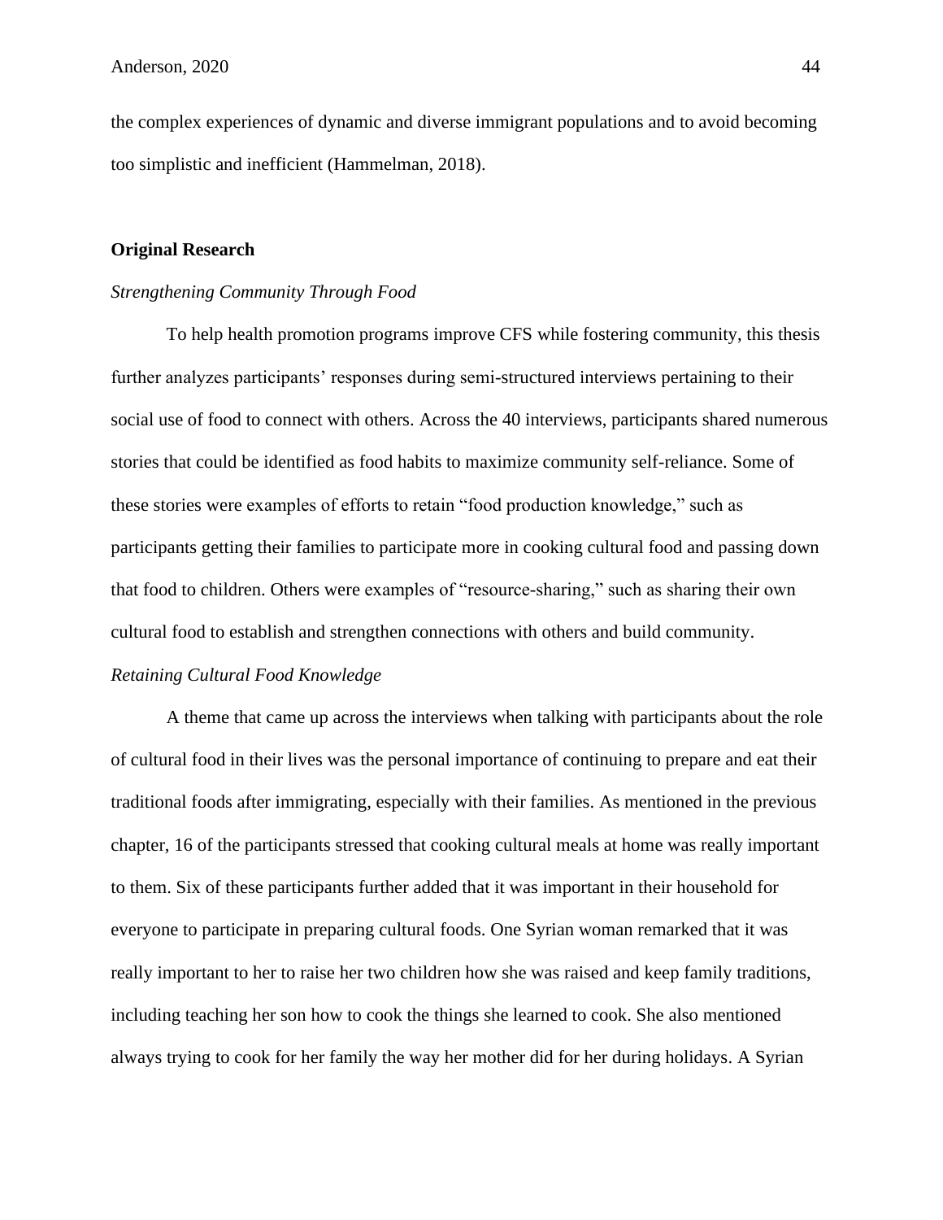the complex experiences of dynamic and diverse immigrant populations and to avoid becoming too simplistic and inefficient (Hammelman, 2018).

## Original Research

### *Strengthening Community Through Food*

To help health promotion programs improve CFS while fostering community, this thesis further analyzes participants' responses during semi-structured interviews pertaining to their social use of food to connect with others. Across the 40 interviews, participants shared numerous stories that could be identified as food habits to maximize community self-reliance. Some of these stories were examples of efforts to retain "food production knowledge," such as participants getting their families to participate more in cooking cultural food and passing down that food to children. Others were examples of "resource-sharing," such as sharing their own cultural food to establish and strengthen connections with others and build community.

### *Retaining Cultural Food Knowledge*

A theme that came up across the interviews when talking with participants about the role of cultural food in their lives was the personal importance of continuing to prepare and eat their traditional foods after immigrating, especially with their families. As mentioned in the previous chapter, 16 of the participants stressed that cooking cultural meals at home was really important to them. Six of these participants further added that it was important in their household for everyone to participate in preparing cultural foods. One Syrian woman remarked that it was really important to her to raise her two children how she was raised and keep family traditions, including teaching her son how to cook the things she learned to cook. She also mentioned always trying to cook for her family the way her mother did for her during holidays. A Syrian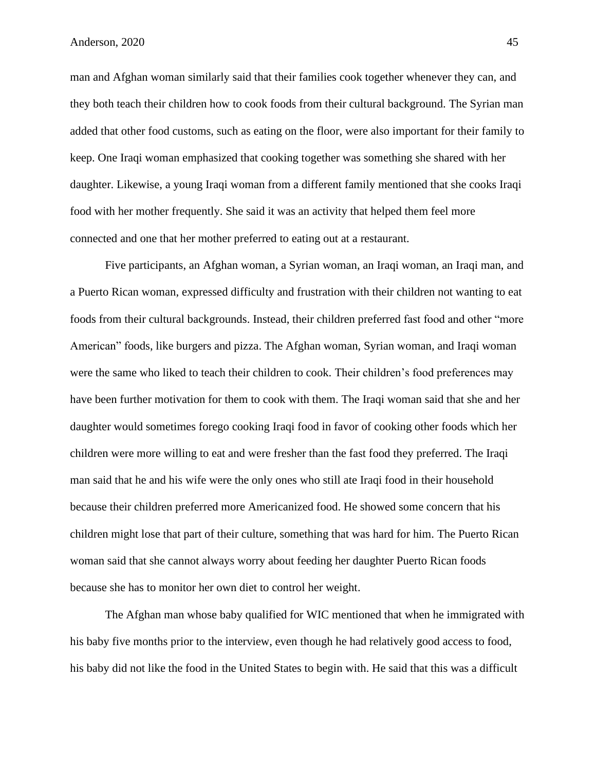man and Afghan woman similarly said that their families cook together whenever they can, and they both teach their children how to cook foods from their cultural background. The Syrian man added that other food customs, such as eating on the floor, were also important for their family to keep. One Iraqi woman emphasized that cooking together was something she shared with her daughter. Likewise, a young Iraqi woman from a different family mentioned that she cooks Iraqi food with her mother frequently. She said it was an activity that helped them feel more connected and one that her mother preferred to eating out at a restaurant.

Five participants, an Afghan woman, a Syrian woman, an Iraqi woman, an Iraqi man, and a Puerto Rican woman, expressed difficulty and frustration with their children not wanting to eat foods from their cultural backgrounds. Instead, their children preferred fast food and other "more American" foods, like burgers and pizza. The Afghan woman, Syrian woman, and Iraqi woman were the same who liked to teach their children to cook. Their children's food preferences may have been further motivation for them to cook with them. The Iraqi woman said that she and her daughter would sometimes forego cooking Iraqi food in favor of cooking other foods which her children were more willing to eat and were fresher than the fast food they preferred. The Iraqi man said that he and his wife were the only ones who still ate Iraqi food in their household because their children preferred more Americanized food. He showed some concern that his children might lose that part of their culture, something that was hard for him. The Puerto Rican woman said that she cannot always worry about feeding her daughter Puerto Rican foods because she has to monitor her own diet to control her weight.

The Afghan man whose baby qualified for WIC mentioned that when he immigrated with his baby five months prior to the interview, even though he had relatively good access to food, his baby did not like the food in the United States to begin with. He said that this was a difficult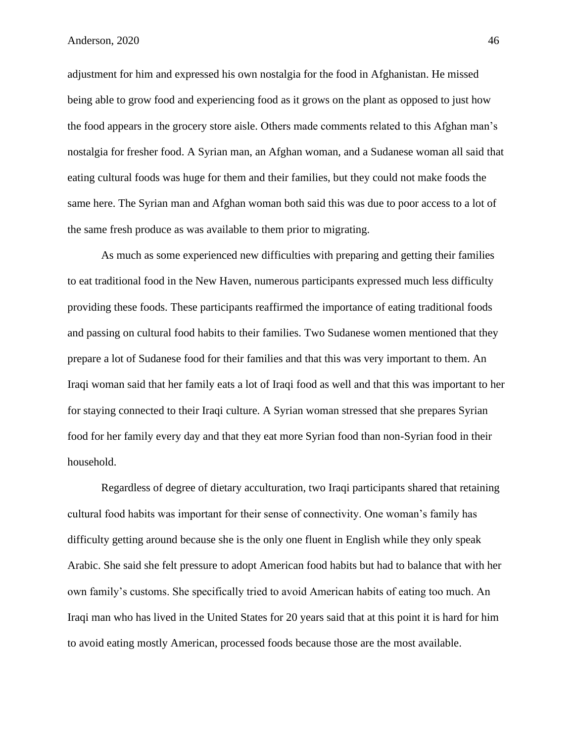adjustment for him and expressed his own nostalgia for the food in Afghanistan. He missed being able to grow food and experiencing food as it grows on the plant as opposed to just how the food appears in the grocery store aisle. Others made comments related to this Afghan man's nostalgia for fresher food. A Syrian man, an Afghan woman, and a Sudanese woman all said that eating cultural foods was huge for them and their families, but they could not make foods the same here. The Syrian man and Afghan woman both said this was due to poor access to a lot of the same fresh produce as was available to them prior to migrating.

As much as some experienced new difficulties with preparing and getting their families to eat traditional food in the New Haven, numerous participants expressed much less difficulty providing these foods. These participants reaffirmed the importance of eating traditional foods and passing on cultural food habits to their families. Two Sudanese women mentioned that they prepare a lot of Sudanese food for their families and that this was very important to them. An Iraqi woman said that her family eats a lot of Iraqi food as well and that this was important to her for staying connected to their Iraqi culture. A Syrian woman stressed that she prepares Syrian food for her family every day and that they eat more Syrian food than non-Syrian food in their household.

Regardless of degree of dietary acculturation, two Iraqi participants shared that retaining cultural food habits was important for their sense of connectivity. One woman's family has difficulty getting around because she is the only one fluent in English while they only speak Arabic. She said she felt pressure to adopt American food habits but had to balance that with her own family's customs. She specifically tried to avoid American habits of eating too much. An Iraqi man who has lived in the United States for 20 years said that at this point it is hard for him to avoid eating mostly American, processed foods because those are the most available.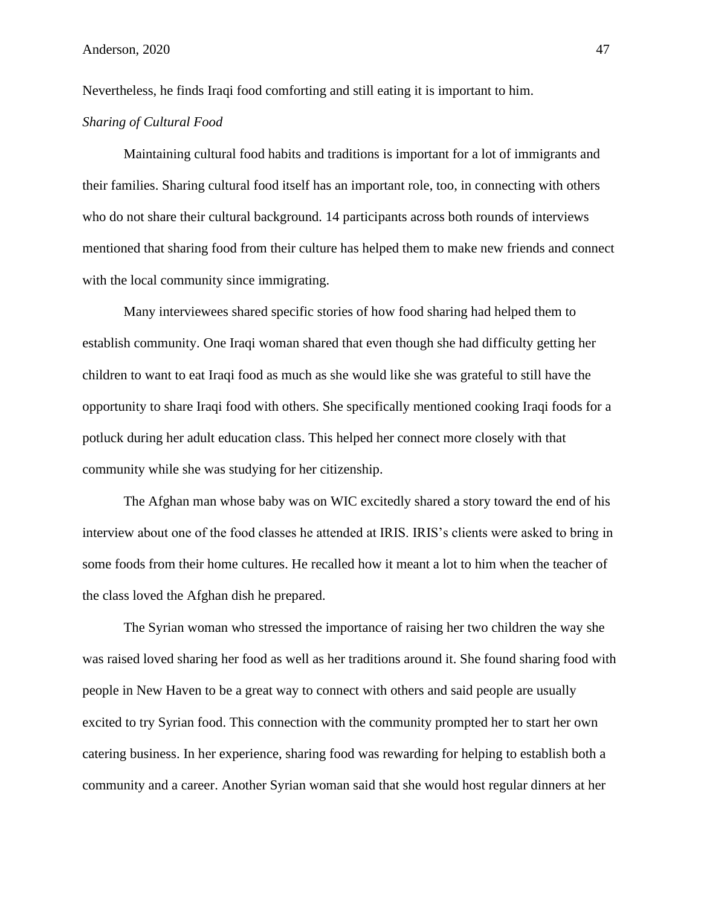Nevertheless, he finds Iraqi food comforting and still eating it is important to him.

*Sharing of Cultural Food*

Maintaining cultural food habits and traditions is important for a lot of immigrants and their families. Sharing cultural food itself has an important role, too, in connecting with others who do not share their cultural background. 14 participants across both rounds of interviews mentioned that sharing food from their culture has helped them to make new friends and connect with the local community since immigrating.

Many interviewees shared specific stories of how food sharing had helped them to establish community. One Iraqi woman shared that even though she had difficulty getting her children to want to eat Iraqi food as much as she would like she was grateful to still have the opportunity to share Iraqi food with others. She specifically mentioned cooking Iraqi foods for a potluck during her adult education class. This helped her connect more closely with that community while she was studying for her citizenship.

The Afghan man whose baby was on WIC excitedly shared a story toward the end of his interview about one of the food classes he attended at IRIS. IRIS's clients were asked to bring in some foods from their home cultures. He recalled how it meant a lot to him when the teacher of the class loved the Afghan dish he prepared.

The Syrian woman who stressed the importance of raising her two children the way she was raised loved sharing her food as well as her traditions around it. She found sharing food with people in New Haven to be a great way to connect with others and said people are usually excited to try Syrian food. This connection with the community prompted her to start her own catering business. In her experience, sharing food was rewarding for helping to establish both a community and a career. Another Syrian woman said that she would host regular dinners at her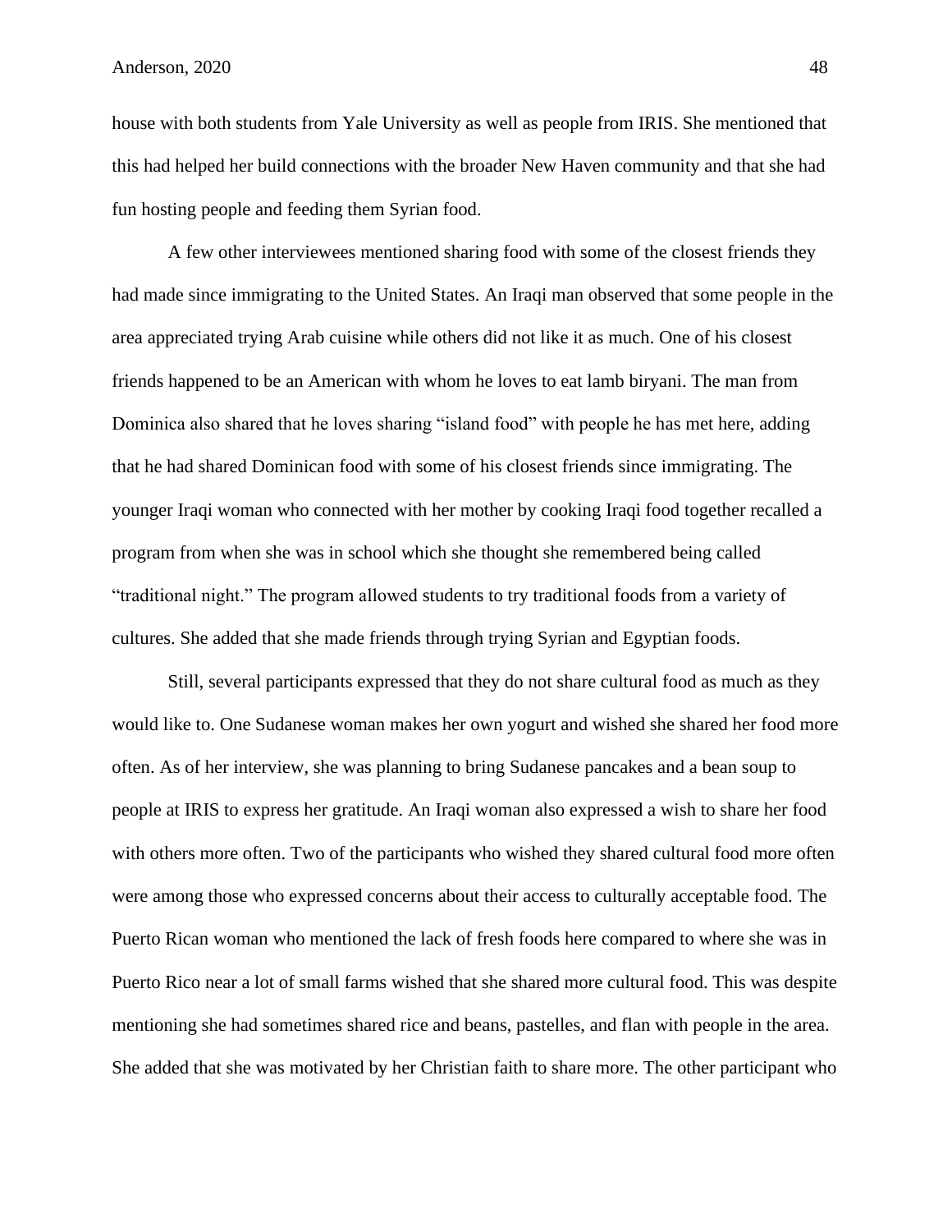house with both students from Yale University as well as people from IRIS. She mentioned that this had helped her build connections with the broader New Haven community and that she had fun hosting people and feeding them Syrian food.

A few other interviewees mentioned sharing food with some of the closest friends they had made since immigrating to the United States. An Iraqi man observed that some people in the area appreciated trying Arab cuisine while others did not like it as much. One of his closest friends happened to be an American with whom he loves to eat lamb biryani. The man from Dominica also shared that he loves sharing "island food" with people he has met here, adding that he had shared Dominican food with some of his closest friends since immigrating. The younger Iraqi woman who connected with her mother by cooking Iraqi food together recalled a program from when she was in school which she thought she remembered being called "traditional night." The program allowed students to try traditional foods from a variety of cultures. She added that she made friends through trying Syrian and Egyptian foods.

Still, several participants expressed that they do not share cultural food as much as they would like to. One Sudanese woman makes her own yogurt and wished she shared her food more often. As of her interview, she was planning to bring Sudanese pancakes and a bean soup to people at IRIS to express her gratitude. An Iraqi woman also expressed a wish to share her food with others more often. Two of the participants who wished they shared cultural food more often were among those who expressed concerns about their access to culturally acceptable food. The Puerto Rican woman who mentioned the lack of fresh foods here compared to where she was in Puerto Rico near a lot of small farms wished that she shared more cultural food. This was despite mentioning she had sometimes shared rice and beans, pastelles, and flan with people in the area. She added that she was motivated by her Christian faith to share more. The other participant who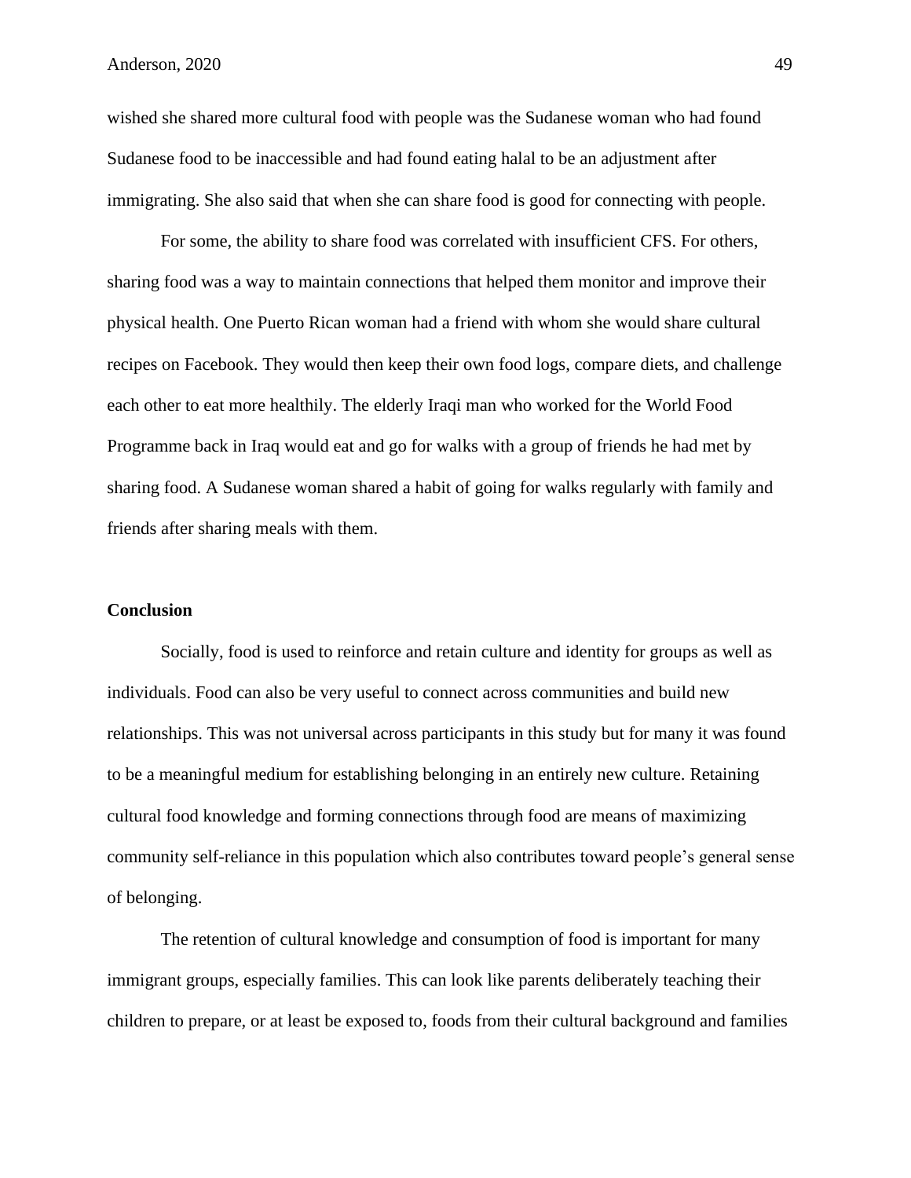wished she shared more cultural food with people was the Sudanese woman who had found Sudanese food to be inaccessible and had found eating halal to be an adjustment after immigrating. She also said that when she can share food is good for connecting with people.

For some, the ability to share food was correlated with insufficient CFS. For others, sharing food was a way to maintain connections that helped them monitor and improve their physical health. One Puerto Rican woman had a friend with whom she would share cultural recipes on Facebook. They would then keep their own food logs, compare diets, and challenge each other to eat more healthily. The elderly Iraqi man who worked for the World Food Programme back in Iraq would eat and go for walks with a group of friends he had met by sharing food. A Sudanese woman shared a habit of going for walks regularly with family and friends after sharing meals with them.

**Conclusion**

Socially, food is used to reinforce and retain culture and identity for groups as well as individuals. Food can also be very useful to connect across communities and build new relationships. This was not universal across participants in this study but for many it was found to be a meaningful medium for establishing belonging in an entirely new culture. Retaining cultural food knowledge and forming connections through food are means of maximizing community self-reliance in this population which also contributes toward people's general sense of belonging.

The retention of cultural knowledge and consumption of food is important for many immigrant groups, especially families. This can look like parents deliberately teaching their children to prepare, or at least be exposed to, foods from their cultural background and families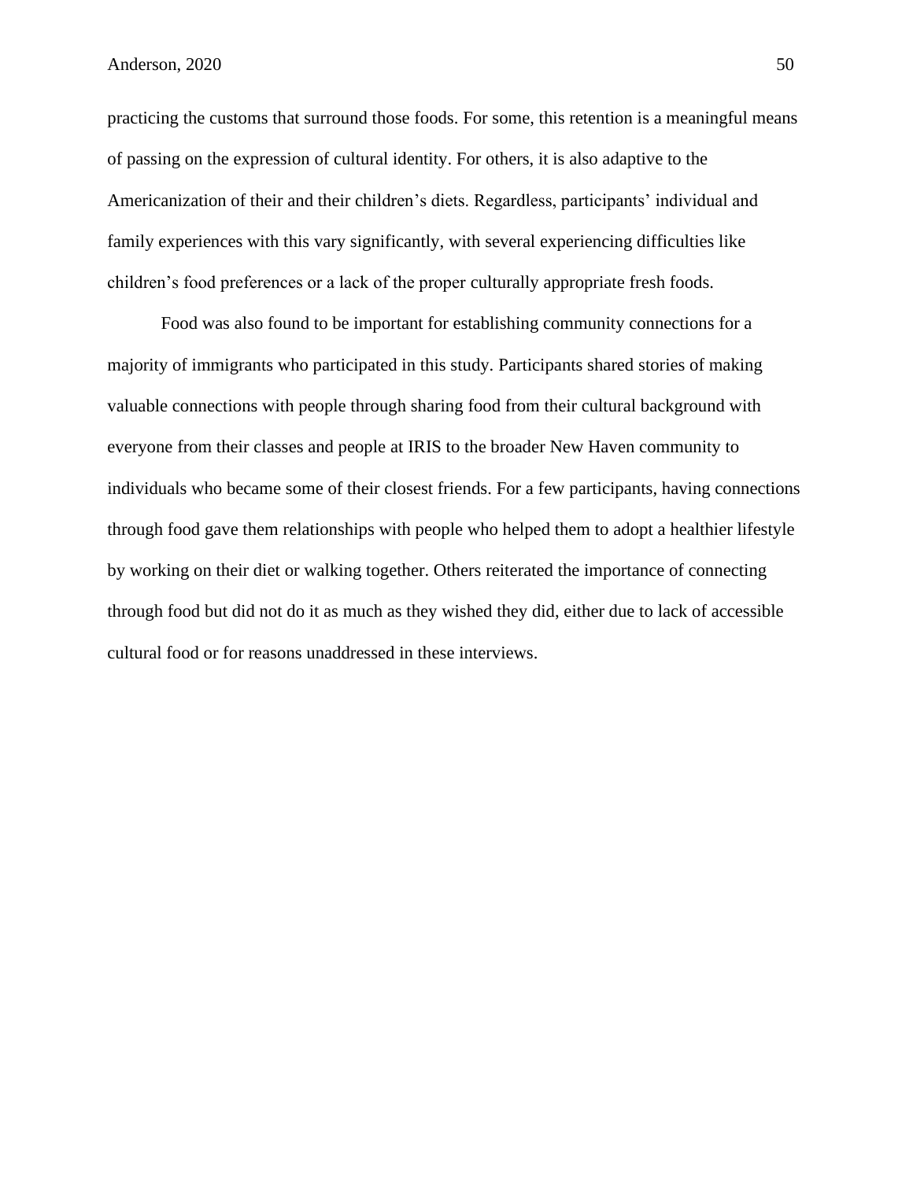practicing the customs that surround those foods. For some, this retention is a meaningful means of passing on the expression of cultural identity. For others, it is also adaptive to the Americanization of their and their children's diets. Regardless, participants' individual and family experiences with this vary significantly, with several experiencing difficulties like children's food preferences or a lack of the proper culturally appropriate fresh foods.

Food was also found to be important for establishing community connections for a majority of immigrants who participated in this study. Participants shared stories of making valuable connections with people through sharing food from their cultural background with everyone from their classes and people at IRIS to the broader New Haven community to individuals who became some of their closest friends. For a few participants, having connections through food gave them relationships with people who helped them to adopt a healthier lifestyle by working on their diet or walking together. Others reiterated the importance of connecting through food but did not do it as much as they wished they did, either due to lack of accessible cultural food or for reasons unaddressed in these interviews.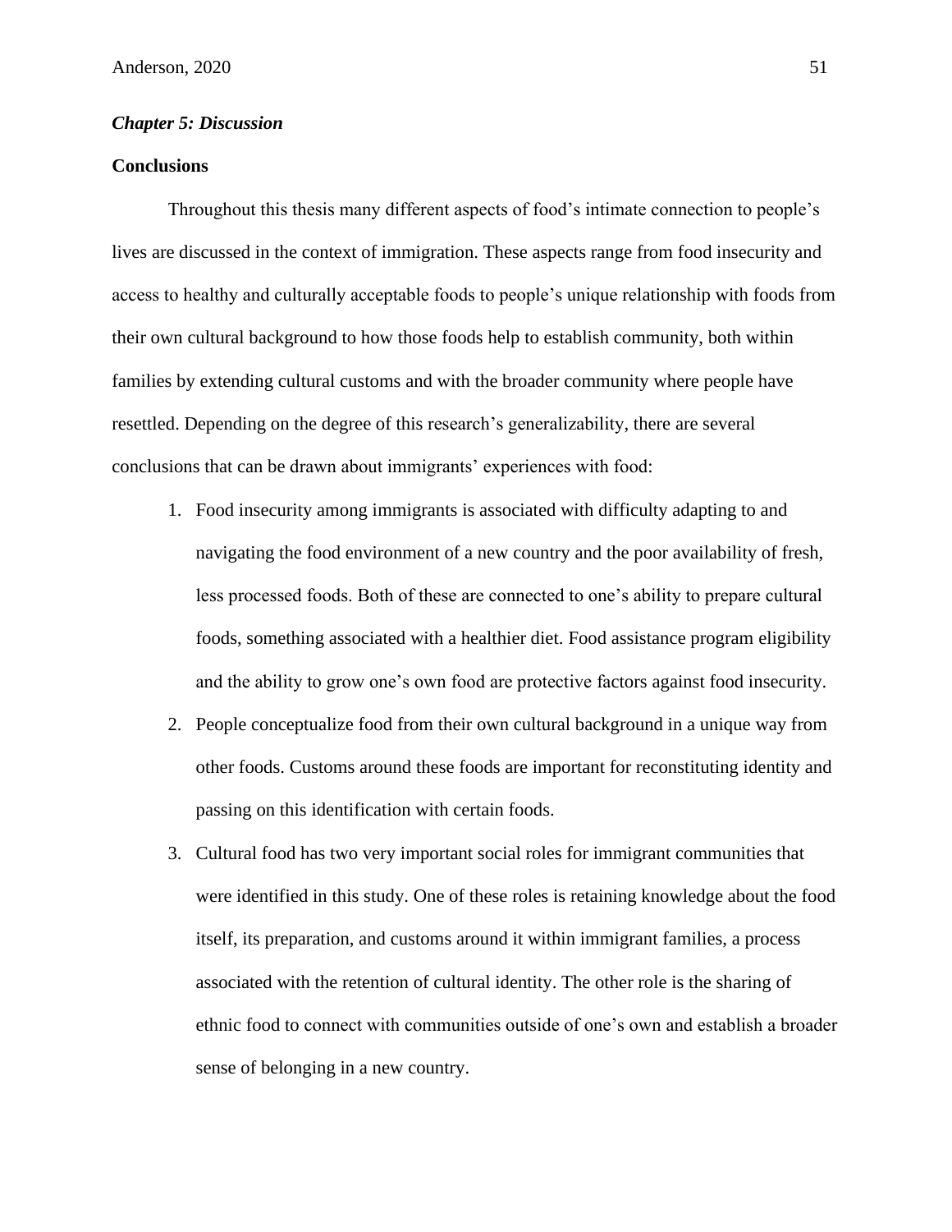## *Chapter 5: Discussion*

### Conclusions

Throughout this thesis many different aspects of food's intimate connection to people's lives are discussed in the context of immigration. These aspects range from food insecurity and access to healthy and culturally acceptable foods to people's unique relationship with foods from their own cultural background to how those foods help to establish community, both within families by extending cultural customs and with the broader community where people have resettled. Depending on the degree of this research's generalizability, there are several conclusions that can be drawn about immigrants' experiences with food:

1. Food insecurity among immigrants is associated with difficulty adapting to and navigating the food environment of a new country and the poor availability of fresh, less processed foods. Both of these are connected to one's ability to prepare cultural foods, something associated with a healthier diet. Food assistance program eligibility and the ability to grow one's own food are protective factors against food insecurity.
2. People conceptualize food from their own cultural background in a unique way from other foods. Customs around these foods are important for reconstituting identity and passing on this identification with certain foods.
3. Cultural food has two very important social roles for immigrant communities that were identified in this study. One of these roles is retaining knowledge about the food itself, its preparation, and customs around it within immigrant families, a process associated with the retention of cultural identity. The other role is the sharing of ethnic food to connect with communities outside of one's own and establish a broader sense of belonging in a new country.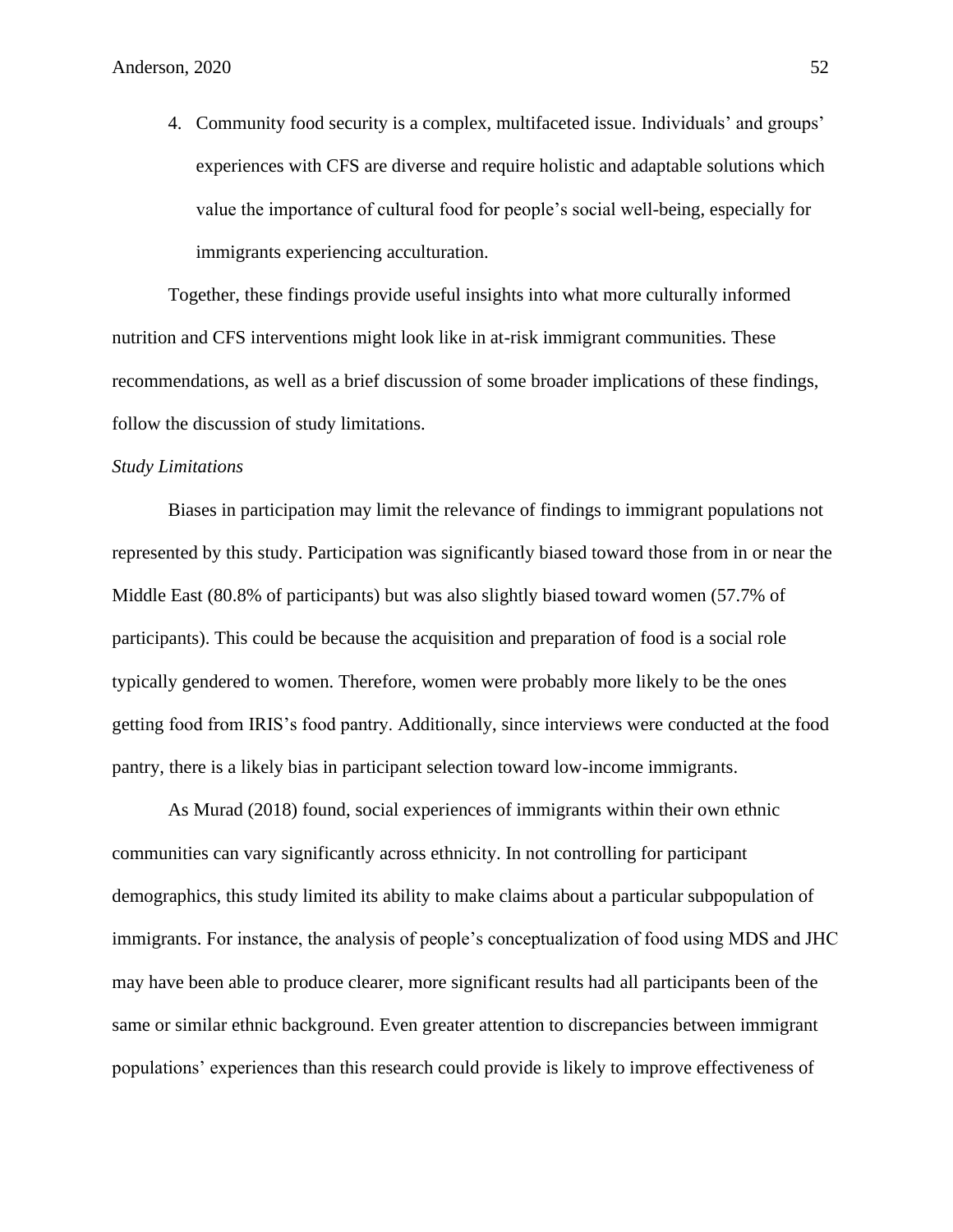4. Community food security is a complex, multifaceted issue. Individuals' and groups' experiences with CFS are diverse and require holistic and adaptable solutions which value the importance of cultural food for people's social well-being, especially for immigrants experiencing acculturation.

Together, these findings provide useful insights into what more culturally informed nutrition and CFS interventions might look like in at-risk immigrant communities. These recommendations, as well as a brief discussion of some broader implications of these findings, follow the discussion of study limitations.

*Study Limitations*

Biases in participation may limit the relevance of findings to immigrant populations not represented by this study. Participation was significantly biased toward those from in or near the Middle East (80.8% of participants) but was also slightly biased toward women (57.7% of participants). This could be because the acquisition and preparation of food is a social role typically gendered to women. Therefore, women were probably more likely to be the ones getting food from IRIS's food pantry. Additionally, since interviews were conducted at the food pantry, there is a likely bias in participant selection toward low-income immigrants.

As Murad (2018) found, social experiences of immigrants within their own ethnic communities can vary significantly across ethnicity. In not controlling for participant demographics, this study limited its ability to make claims about a particular subpopulation of immigrants. For instance, the analysis of people's conceptualization of food using MDS and JHC may have been able to produce clearer, more significant results had all participants been of the same or similar ethnic background. Even greater attention to discrepancies between immigrant populations' experiences than this research could provide is likely to improve effectiveness of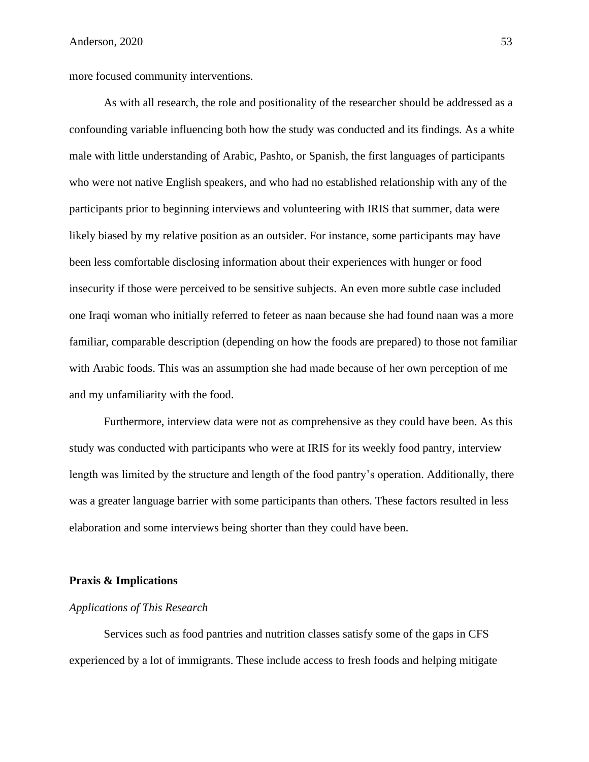more focused community interventions.

As with all research, the role and positionality of the researcher should be addressed as a confounding variable influencing both how the study was conducted and its findings. As a white male with little understanding of Arabic, Pashto, or Spanish, the first languages of participants who were not native English speakers, and who had no established relationship with any of the participants prior to beginning interviews and volunteering with IRIS that summer, data were likely biased by my relative position as an outsider. For instance, some participants may have been less comfortable disclosing information about their experiences with hunger or food insecurity if those were perceived to be sensitive subjects. An even more subtle case included one Iraqi woman who initially referred to feteer as naan because she had found naan was a more familiar, comparable description (depending on how the foods are prepared) to those not familiar with Arabic foods. This was an assumption she had made because of her own perception of me and my unfamiliarity with the food.

Furthermore, interview data were not as comprehensive as they could have been. As this study was conducted with participants who were at IRIS for its weekly food pantry, interview length was limited by the structure and length of the food pantry's operation. Additionally, there was a greater language barrier with some participants than others. These factors resulted in less elaboration and some interviews being shorter than they could have been.

## Praxis & Implications

### *Applications of This Research*

Services such as food pantries and nutrition classes satisfy some of the gaps in CFS experienced by a lot of immigrants. These include access to fresh foods and helping mitigate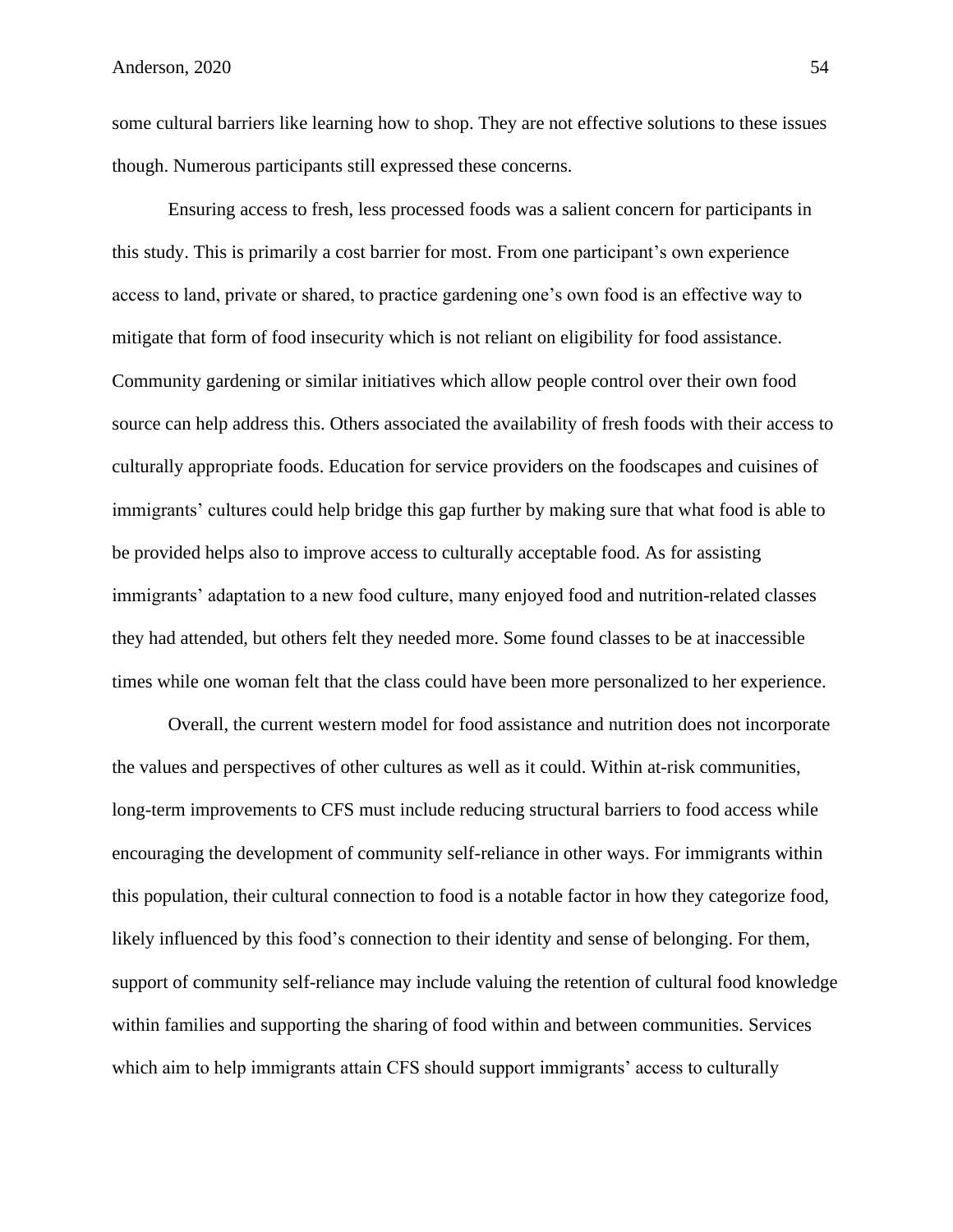some cultural barriers like learning how to shop. They are not effective solutions to these issues though. Numerous participants still expressed these concerns.

Ensuring access to fresh, less processed foods was a salient concern for participants in this study. This is primarily a cost barrier for most. From one participant's own experience access to land, private or shared, to practice gardening one's own food is an effective way to mitigate that form of food insecurity which is not reliant on eligibility for food assistance. Community gardening or similar initiatives which allow people control over their own food source can help address this. Others associated the availability of fresh foods with their access to culturally appropriate foods. Education for service providers on the foodscapes and cuisines of immigrants' cultures could help bridge this gap further by making sure that what food is able to be provided helps also to improve access to culturally acceptable food. As for assisting immigrants' adaptation to a new food culture, many enjoyed food and nutrition-related classes they had attended, but others felt they needed more. Some found classes to be at inaccessible times while one woman felt that the class could have been more personalized to her experience.

Overall, the current western model for food assistance and nutrition does not incorporate the values and perspectives of other cultures as well as it could. Within at-risk communities, long-term improvements to CFS must include reducing structural barriers to food access while encouraging the development of community self-reliance in other ways. For immigrants within this population, their cultural connection to food is a notable factor in how they categorize food, likely influenced by this food's connection to their identity and sense of belonging. For them, support of community self-reliance may include valuing the retention of cultural food knowledge within families and supporting the sharing of food within and between communities. Services which aim to help immigrants attain CFS should support immigrants' access to culturally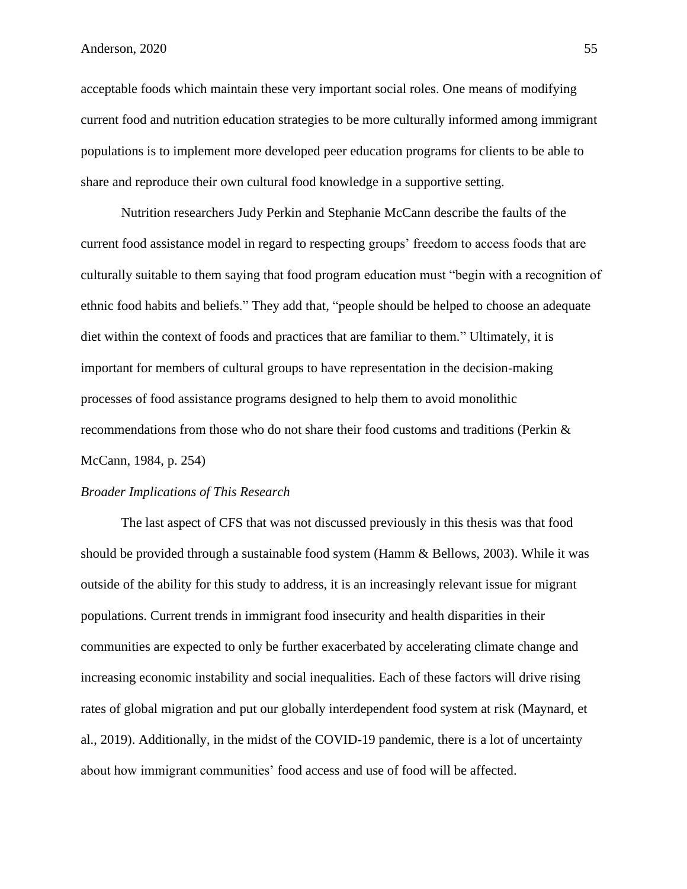acceptable foods which maintain these very important social roles. One means of modifying current food and nutrition education strategies to be more culturally informed among immigrant populations is to implement more developed peer education programs for clients to be able to share and reproduce their own cultural food knowledge in a supportive setting.

Nutrition researchers Judy Perkin and Stephanie McCann describe the faults of the current food assistance model in regard to respecting groups' freedom to access foods that are culturally suitable to them saying that food program education must "begin with a recognition of ethnic food habits and beliefs." They add that, "people should be helped to choose an adequate diet within the context of foods and practices that are familiar to them." Ultimately, it is important for members of cultural groups to have representation in the decision-making processes of food assistance programs designed to help them to avoid monolithic recommendations from those who do not share their food customs and traditions (Perkin & McCann, 1984, p. 254)

*Broader Implications of This Research*

The last aspect of CFS that was not discussed previously in this thesis was that food should be provided through a sustainable food system (Hamm & Bellows, 2003). While it was outside of the ability for this study to address, it is an increasingly relevant issue for migrant populations. Current trends in immigrant food insecurity and health disparities in their communities are expected to only be further exacerbated by accelerating climate change and increasing economic instability and social inequalities. Each of these factors will drive rising rates of global migration and put our globally interdependent food system at risk (Maynard, et al., 2019). Additionally, in the midst of the COVID-19 pandemic, there is a lot of uncertainty about how immigrant communities' food access and use of food will be affected.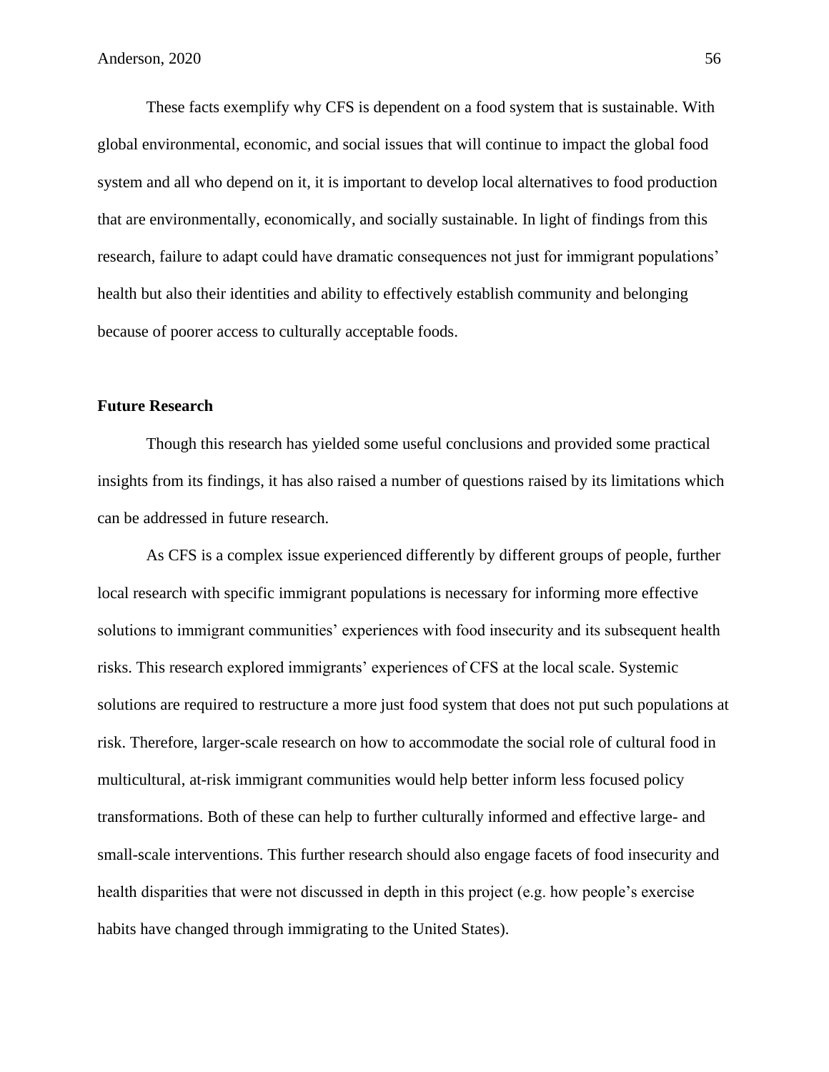These facts exemplify why CFS is dependent on a food system that is sustainable. With global environmental, economic, and social issues that will continue to impact the global food system and all who depend on it, it is important to develop local alternatives to food production that are environmentally, economically, and socially sustainable. In light of findings from this research, failure to adapt could have dramatic consequences not just for immigrant populations' health but also their identities and ability to effectively establish community and belonging because of poorer access to culturally acceptable foods.

**Future Research**

Though this research has yielded some useful conclusions and provided some practical insights from its findings, it has also raised a number of questions raised by its limitations which can be addressed in future research.

As CFS is a complex issue experienced differently by different groups of people, further local research with specific immigrant populations is necessary for informing more effective solutions to immigrant communities' experiences with food insecurity and its subsequent health risks. This research explored immigrants' experiences of CFS at the local scale. Systemic solutions are required to restructure a more just food system that does not put such populations at risk. Therefore, larger-scale research on how to accommodate the social role of cultural food in multicultural, at-risk immigrant communities would help better inform less focused policy transformations. Both of these can help to further culturally informed and effective large- and small-scale interventions. This further research should also engage facets of food insecurity and health disparities that were not discussed in depth in this project (e.g. how people's exercise habits have changed through immigrating to the United States).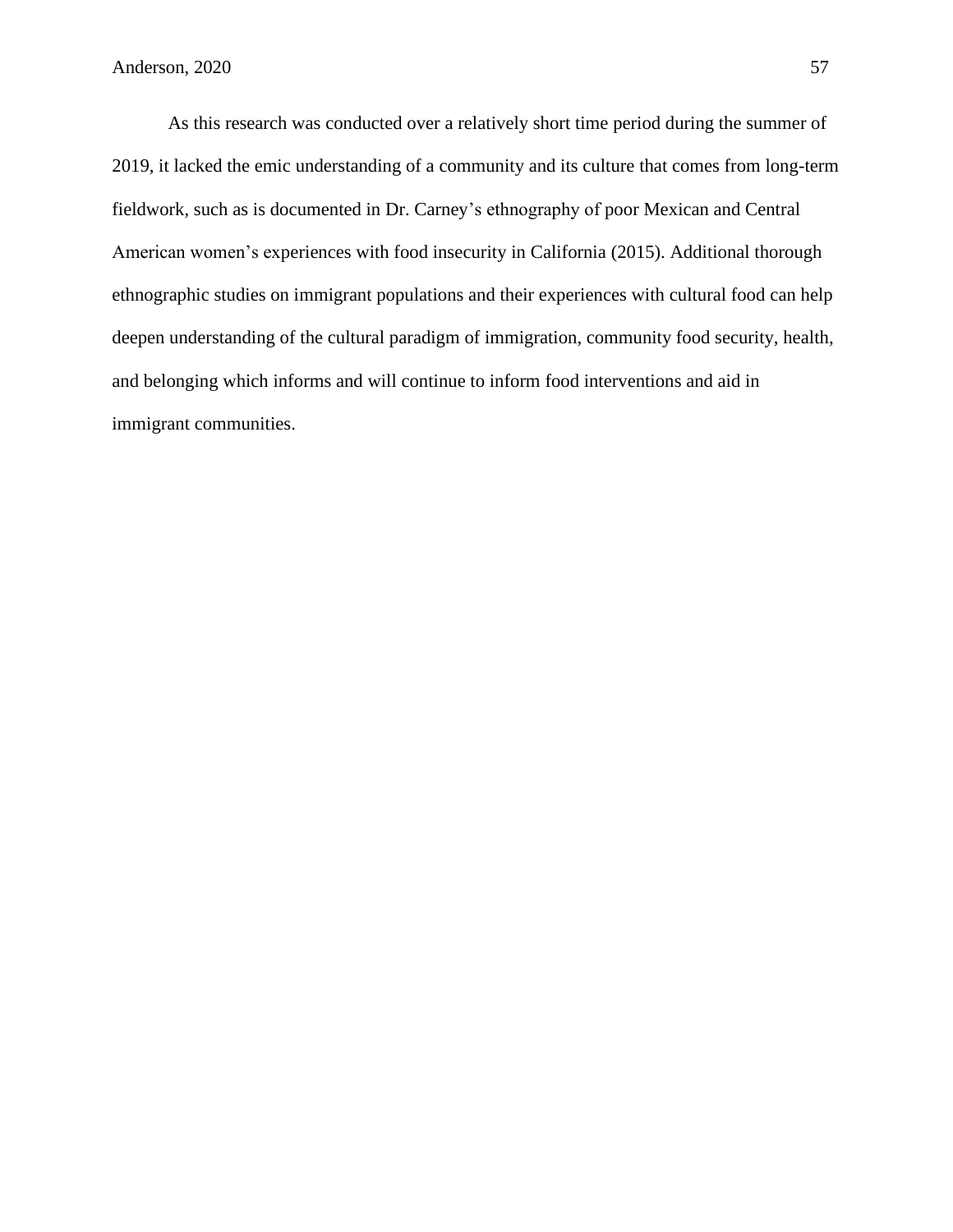As this research was conducted over a relatively short time period during the summer of 2019, it lacked the emic understanding of a community and its culture that comes from long-term fieldwork, such as is documented in Dr. Carney's ethnography of poor Mexican and Central American women's experiences with food insecurity in California (2015). Additional thorough ethnographic studies on immigrant populations and their experiences with cultural food can help deepen understanding of the cultural paradigm of immigration, community food security, health, and belonging which informs and will continue to inform food interventions and aid in immigrant communities.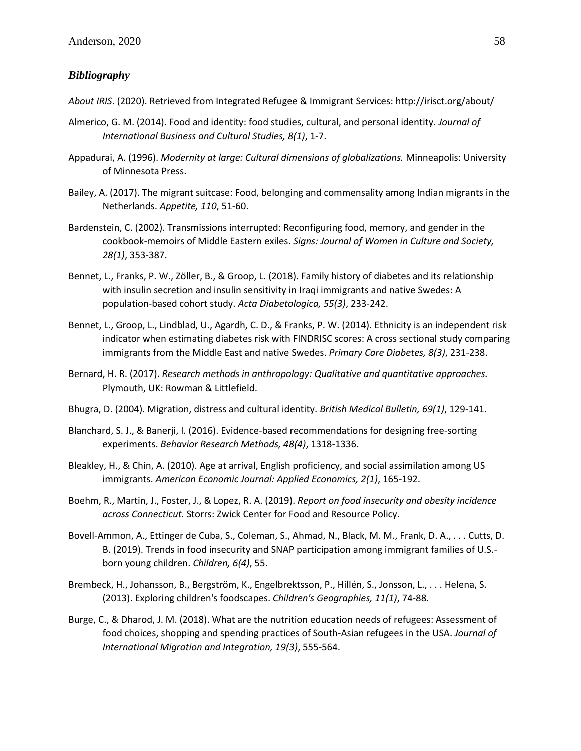## *Bibliography*

*About IRIS*. (2020). Retrieved from Integrated Refugee & Immigrant Services: http://irisct.org/about/

Almerico, G. M. (2014). Food and identity: food studies, cultural, and personal identity. *Journal of International Business and Cultural Studies, 8(1)*, 1-7.

Appadurai, A. (1996). *Modernity at large: Cultural dimensions of globalizations.* Minneapolis: University of Minnesota Press.

Bailey, A. (2017). The migrant suitcase: Food, belonging and commensality among Indian migrants in the Netherlands. *Appetite, 110*, 51-60.

Bardenstein, C. (2002). Transmissions interrupted: Reconfiguring food, memory, and gender in the cookbook-memoirs of Middle Eastern exiles. *Signs: Journal of Women in Culture and Society, 28(1)*, 353-387.

Bennet, L., Franks, P. W., Zöller, B., & Groop, L. (2018). Family history of diabetes and its relationship with insulin secretion and insulin sensitivity in Iraqi immigrants and native Swedes: A population-based cohort study. *Acta Diabetologica, 55(3)*, 233-242.

Bennet, L., Groop, L., Lindblad, U., Agardh, C. D., & Franks, P. W. (2014). Ethnicity is an independent risk indicator when estimating diabetes risk with FINDRISC scores: A cross sectional study comparing immigrants from the Middle East and native Swedes. *Primary Care Diabetes, 8(3)*, 231-238.

Bernard, H. R. (2017). *Research methods in anthropology: Qualitative and quantitative approaches.* Plymouth, UK: Rowman & Littlefield.

Bhugra, D. (2004). Migration, distress and cultural identity. *British Medical Bulletin, 69(1)*, 129-141.

Blanchard, S. J., & Banerji, I. (2016). Evidence-based recommendations for designing free-sorting experiments. *Behavior Research Methods, 48(4)*, 1318-1336.

Bleakley, H., & Chin, A. (2010). Age at arrival, English proficiency, and social assimilation among US immigrants. *American Economic Journal: Applied Economics, 2(1)*, 165-192.

Boehm, R., Martin, J., Foster, J., & Lopez, R. A. (2019). *Report on food insecurity and obesity incidence across Connecticut.* Storrs: Zwick Center for Food and Resource Policy.

Bovell-Ammon, A., Ettinger de Cuba, S., Coleman, S., Ahmad, N., Black, M. M., Frank, D. A., . . . Cutts, D. B. (2019). Trends in food insecurity and SNAP participation among immigrant families of U.S.-born young children. *Children, 6(4)*, 55.

Brembeck, H., Johansson, B., Bergström, K., Engelbrektsson, P., Hillén, S., Jonsson, L., . . . Helena, S. (2013). Exploring children's foodscapes. *Children's Geographies, 11(1)*, 74-88.

Burge, C., & Dharod, J. M. (2018). What are the nutrition education needs of refugees: Assessment of food choices, shopping and spending practices of South-Asian refugees in the USA. *Journal of International Migration and Integration, 19(3)*, 555-564.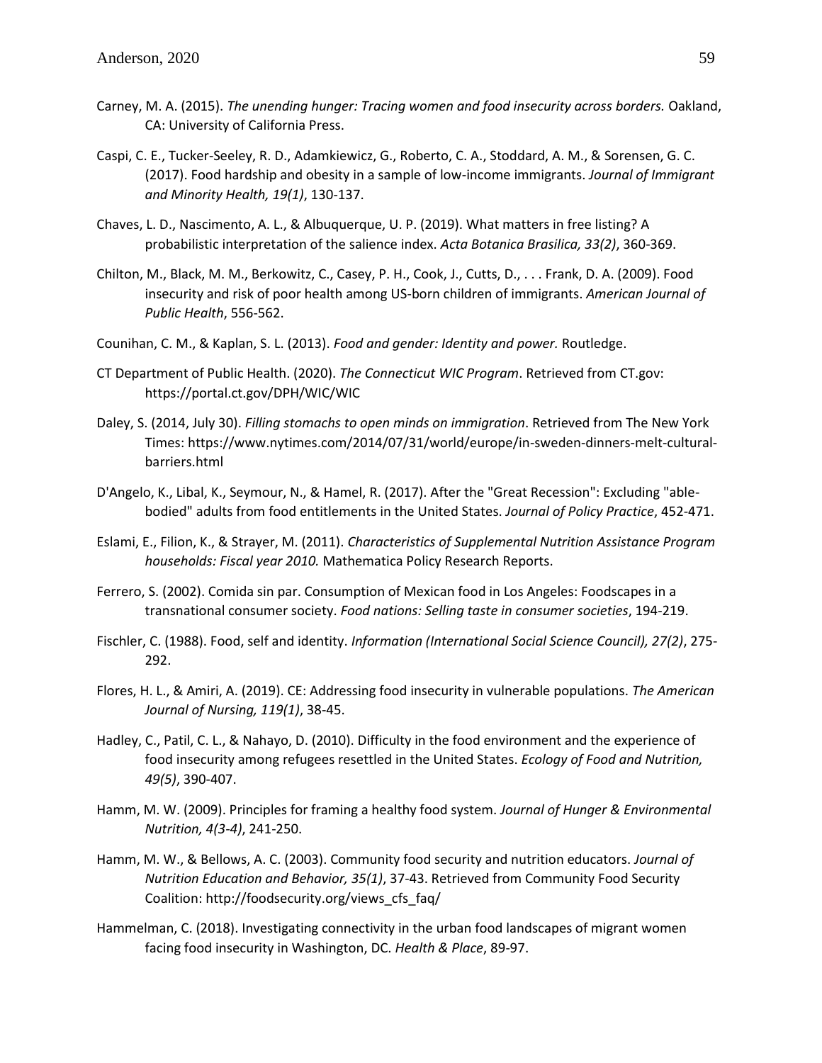Carney, M. A. (2015). *The unending hunger: Tracing women and food insecurity across borders.* Oakland, CA: University of California Press.

Caspi, C. E., Tucker-Seeley, R. D., Adamkiewicz, G., Roberto, C. A., Stoddard, A. M., & Sorensen, G. C. (2017). Food hardship and obesity in a sample of low-income immigrants. *Journal of Immigrant and Minority Health, 19(1)*, 130-137.

Chaves, L. D., Nascimento, A. L., & Albuquerque, U. P. (2019). What matters in free listing? A probabilistic interpretation of the salience index. *Acta Botanica Brasilica, 33(2)*, 360-369.

Chilton, M., Black, M. M., Berkowitz, C., Casey, P. H., Cook, J., Cutts, D., . . . Frank, D. A. (2009). Food insecurity and risk of poor health among US-born children of immigrants. *American Journal of Public Health*, 556-562.

Counihan, C. M., & Kaplan, S. L. (2013). *Food and gender: Identity and power.* Routledge.

CT Department of Public Health. (2020). *The Connecticut WIC Program*. Retrieved from CT.gov: https://portal.ct.gov/DPH/WIC/WIC

Daley, S. (2014, July 30). *Filling stomachs to open minds on immigration*. Retrieved from The New York Times: https://www.nytimes.com/2014/07/31/world/europe/in-sweden-dinners-melt-cultural-barriers.html

D'Angelo, K., Libal, K., Seymour, N., & Hamel, R. (2017). After the "Great Recession": Excluding "able-bodied" adults from food entitlements in the United States. *Journal of Policy Practice*, 452-471.

Eslami, E., Filion, K., & Strayer, M. (2011). *Characteristics of Supplemental Nutrition Assistance Program households: Fiscal year 2010.* Mathematica Policy Research Reports.

Ferrero, S. (2002). Comida sin par. Consumption of Mexican food in Los Angeles: Foodscapes in a transnational consumer society. *Food nations: Selling taste in consumer societies*, 194-219.

Fischler, C. (1988). Food, self and identity. *Information (International Social Science Council), 27(2)*, 275-292.

Flores, H. L., & Amiri, A. (2019). CE: Addressing food insecurity in vulnerable populations. *The American Journal of Nursing, 119(1)*, 38-45.

Hadley, C., Patil, C. L., & Nahayo, D. (2010). Difficulty in the food environment and the experience of food insecurity among refugees resettled in the United States. *Ecology of Food and Nutrition, 49(5)*, 390-407.

Hamm, M. W. (2009). Principles for framing a healthy food system. *Journal of Hunger & Environmental Nutrition, 4(3-4)*, 241-250.

Hamm, M. W., & Bellows, A. C. (2003). Community food security and nutrition educators. *Journal of Nutrition Education and Behavior, 35(1)*, 37-43. Retrieved from Community Food Security Coalition: http://foodsecurity.org/views_cfs_faq/

Hammelman, C. (2018). Investigating connectivity in the urban food landscapes of migrant women facing food insecurity in Washington, DC. *Health & Place*, 89-97.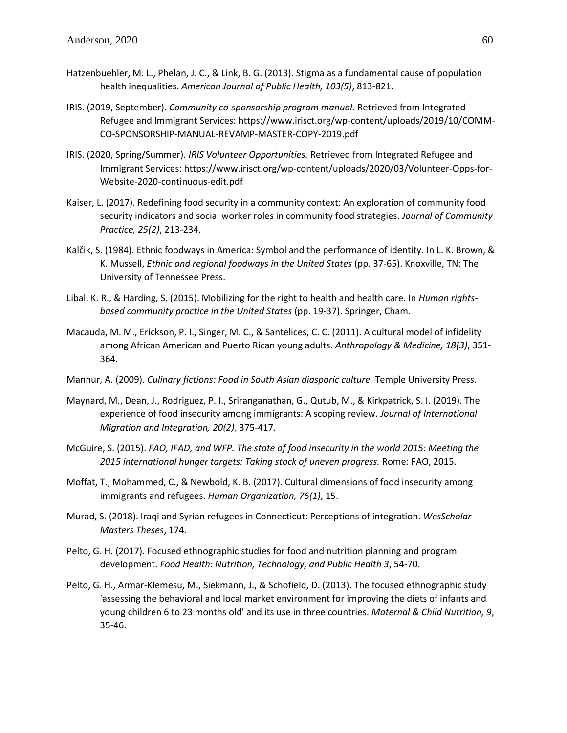Hatzenbuehler, M. L., Phelan, J. C., & Link, B. G. (2013). Stigma as a fundamental cause of population health inequalities. *American Journal of Public Health, 103(5)*, 813-821.

IRIS. (2019, September). *Community co-sponsorship program manual.* Retrieved from Integrated Refugee and Immigrant Services: https://www.irisct.org/wp-content/uploads/2019/10/COMM-CO-SPONSORSHIP-MANUAL-REVAMP-MASTER-COPY-2019.pdf

IRIS. (2020, Spring/Summer). *IRIS Volunteer Opportunities.* Retrieved from Integrated Refugee and Immigrant Services: https://www.irisct.org/wp-content/uploads/2020/03/Volunteer-Opps-for-Website-2020-continuous-edit.pdf

Kaiser, L. (2017). Redefining food security in a community context: An exploration of community food security indicators and social worker roles in community food strategies. *Journal of Community Practice, 25(2)*, 213-234.

Kalčik, S. (1984). Ethnic foodways in America: Symbol and the performance of identity. In L. K. Brown, & K. Mussell, *Ethnic and regional foodways in the United States* (pp. 37-65). Knoxville, TN: The University of Tennessee Press.

Libal, K. R., & Harding, S. (2015). Mobilizing for the right to health and health care. In *Human rights-based community practice in the United States* (pp. 19-37). Springer, Cham.

Macauda, M. M., Erickson, P. I., Singer, M. C., & Santelices, C. C. (2011). A cultural model of infidelity among African American and Puerto Rican young adults. *Anthropology & Medicine, 18(3)*, 351-364.

Mannur, A. (2009). *Culinary fictions: Food in South Asian diasporic culture.* Temple University Press.

Maynard, M., Dean, J., Rodriguez, P. I., Sriranganathan, G., Qutub, M., & Kirkpatrick, S. I. (2019). The experience of food insecurity among immigrants: A scoping review. *Journal of International Migration and Integration, 20(2)*, 375-417.

McGuire, S. (2015). *FAO, IFAD, and WFP. The state of food insecurity in the world 2015: Meeting the 2015 international hunger targets: Taking stock of uneven progress.* Rome: FAO, 2015.

Moffat, T., Mohammed, C., & Newbold, K. B. (2017). Cultural dimensions of food insecurity among immigrants and refugees. *Human Organization, 76(1)*, 15.

Murad, S. (2018). Iraqi and Syrian refugees in Connecticut: Perceptions of integration. *WesScholar Masters Theses*, 174.

Pelto, G. H. (2017). Focused ethnographic studies for food and nutrition planning and program development. *Food Health: Nutrition, Technology, and Public Health 3*, 54-70.

Pelto, G. H., Armar-Klemesu, M., Siekmann, J., & Schofield, D. (2013). The focused ethnographic study 'assessing the behavioral and local market environment for improving the diets of infants and young children 6 to 23 months old' and its use in three countries. *Maternal & Child Nutrition, 9*, 35-46.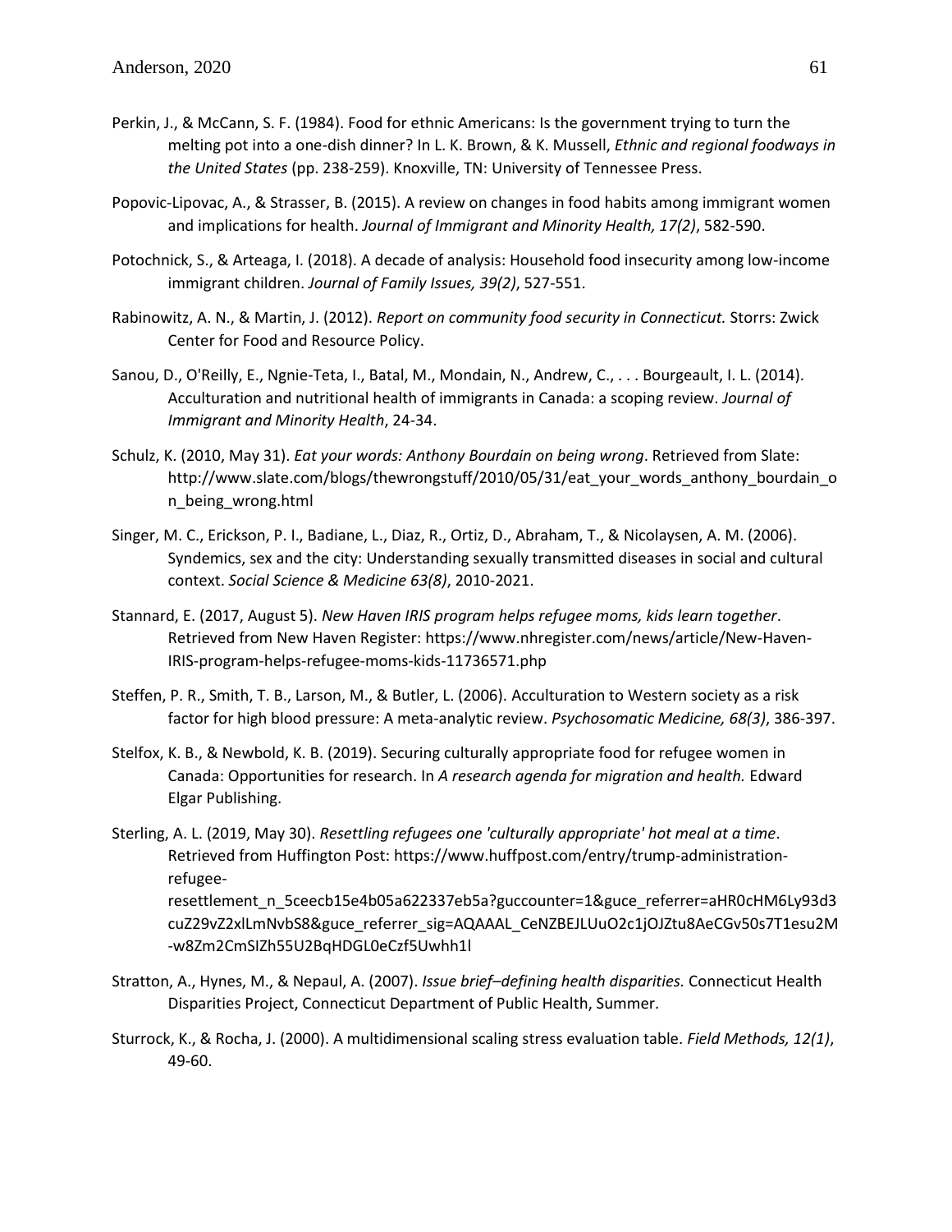Perkin, J., & McCann, S. F. (1984). Food for ethnic Americans: Is the government trying to turn the melting pot into a one-dish dinner? In L. K. Brown, & K. Mussell, *Ethnic and regional foodways in the United States* (pp. 238-259). Knoxville, TN: University of Tennessee Press.

Popovic-Lipovac, A., & Strasser, B. (2015). A review on changes in food habits among immigrant women and implications for health. *Journal of Immigrant and Minority Health, 17(2)*, 582-590.

Potochnick, S., & Arteaga, I. (2018). A decade of analysis: Household food insecurity among low-income immigrant children. *Journal of Family Issues, 39(2)*, 527-551.

Rabinowitz, A. N., & Martin, J. (2012). *Report on community food security in Connecticut.* Storrs: Zwick Center for Food and Resource Policy.

Sanou, D., O'Reilly, E., Ngnie-Teta, I., Batal, M., Mondain, N., Andrew, C., . . . Bourgeault, I. L. (2014). Acculturation and nutritional health of immigrants in Canada: a scoping review. *Journal of Immigrant and Minority Health*, 24-34.

Schulz, K. (2010, May 31). *Eat your words: Anthony Bourdain on being wrong*. Retrieved from Slate: http://www.slate.com/blogs/thewrongstuff/2010/05/31/eat_your_words_anthony_bourdain_on_being_wrong.html

Singer, M. C., Erickson, P. I., Badiane, L., Diaz, R., Ortiz, D., Abraham, T., & Nicolaysen, A. M. (2006). Syndemics, sex and the city: Understanding sexually transmitted diseases in social and cultural context. *Social Science & Medicine 63(8)*, 2010-2021.

Stannard, E. (2017, August 5). *New Haven IRIS program helps refugee moms, kids learn together*. Retrieved from New Haven Register: https://www.nhregister.com/news/article/New-Haven-IRIS-program-helps-refugee-moms-kids-11736571.php

Steffen, P. R., Smith, T. B., Larson, M., & Butler, L. (2006). Acculturation to Western society as a risk factor for high blood pressure: A meta-analytic review. *Psychosomatic Medicine, 68(3)*, 386-397.

Stelfox, K. B., & Newbold, K. B. (2019). Securing culturally appropriate food for refugee women in Canada: Opportunities for research. In *A research agenda for migration and health.* Edward Elgar Publishing.

Sterling, A. L. (2019, May 30). *Resettling refugees one 'culturally appropriate' hot meal at a time*. Retrieved from Huffington Post: https://www.huffpost.com/entry/trump-administration-refugee-resettlement_n_5ceecb15e4b05a622337eb5a?guccounter=1&guce_referrer=aHR0cHM6Ly93d3cuZ29vZ2xlLmNvbS8&guce_referrer_sig=AQAAAL_CeNZBEJLUuO2c1jOJZtu8AeCGv50s7T1esu2M-w8Zm2CmSIZh55U2BqHDGL0eCzf5Uwhh1l

Stratton, A., Hynes, M., & Nepaul, A. (2007). *Issue brief–defining health disparities.* Connecticut Health Disparities Project, Connecticut Department of Public Health, Summer.

Sturrock, K., & Rocha, J. (2000). A multidimensional scaling stress evaluation table. *Field Methods, 12(1)*, 49-60.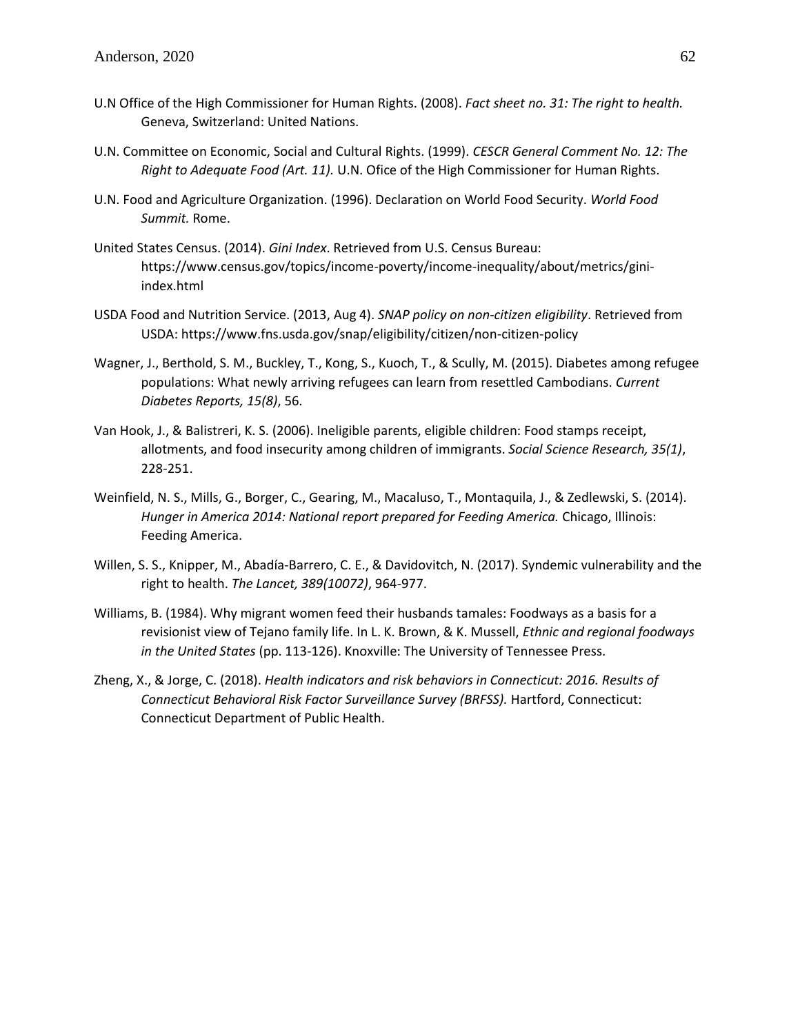U.N Office of the High Commissioner for Human Rights. (2008). *Fact sheet no. 31: The right to health.* Geneva, Switzerland: United Nations.

U.N. Committee on Economic, Social and Cultural Rights. (1999). *CESCR General Comment No. 12: The Right to Adequate Food (Art. 11).* U.N. Ofice of the High Commissioner for Human Rights.

U.N. Food and Agriculture Organization. (1996). Declaration on World Food Security. *World Food Summit.* Rome.

United States Census. (2014). *Gini Index*. Retrieved from U.S. Census Bureau: https://www.census.gov/topics/income-poverty/income-inequality/about/metrics/gini-index.html

USDA Food and Nutrition Service. (2013, Aug 4). *SNAP policy on non-citizen eligibility*. Retrieved from USDA: https://www.fns.usda.gov/snap/eligibility/citizen/non-citizen-policy

Wagner, J., Berthold, S. M., Buckley, T., Kong, S., Kuoch, T., & Scully, M. (2015). Diabetes among refugee populations: What newly arriving refugees can learn from resettled Cambodians. *Current Diabetes Reports, 15(8)*, 56.

Van Hook, J., & Balistreri, K. S. (2006). Ineligible parents, eligible children: Food stamps receipt, allotments, and food insecurity among children of immigrants. *Social Science Research, 35(1)*, 228-251.

Weinfield, N. S., Mills, G., Borger, C., Gearing, M., Macaluso, T., Montaquila, J., & Zedlewski, S. (2014). *Hunger in America 2014: National report prepared for Feeding America.* Chicago, Illinois: Feeding America.

Willen, S. S., Knipper, M., Abadía-Barrero, C. E., & Davidovitch, N. (2017). Syndemic vulnerability and the right to health. *The Lancet, 389(10072)*, 964-977.

Williams, B. (1984). Why migrant women feed their husbands tamales: Foodways as a basis for a revisionist view of Tejano family life. In L. K. Brown, & K. Mussell, *Ethnic and regional foodways in the United States* (pp. 113-126). Knoxville: The University of Tennessee Press.

Zheng, X., & Jorge, C. (2018). *Health indicators and risk behaviors in Connecticut: 2016. Results of Connecticut Behavioral Risk Factor Surveillance Survey (BRFSS).* Hartford, Connecticut: Connecticut Department of Public Health.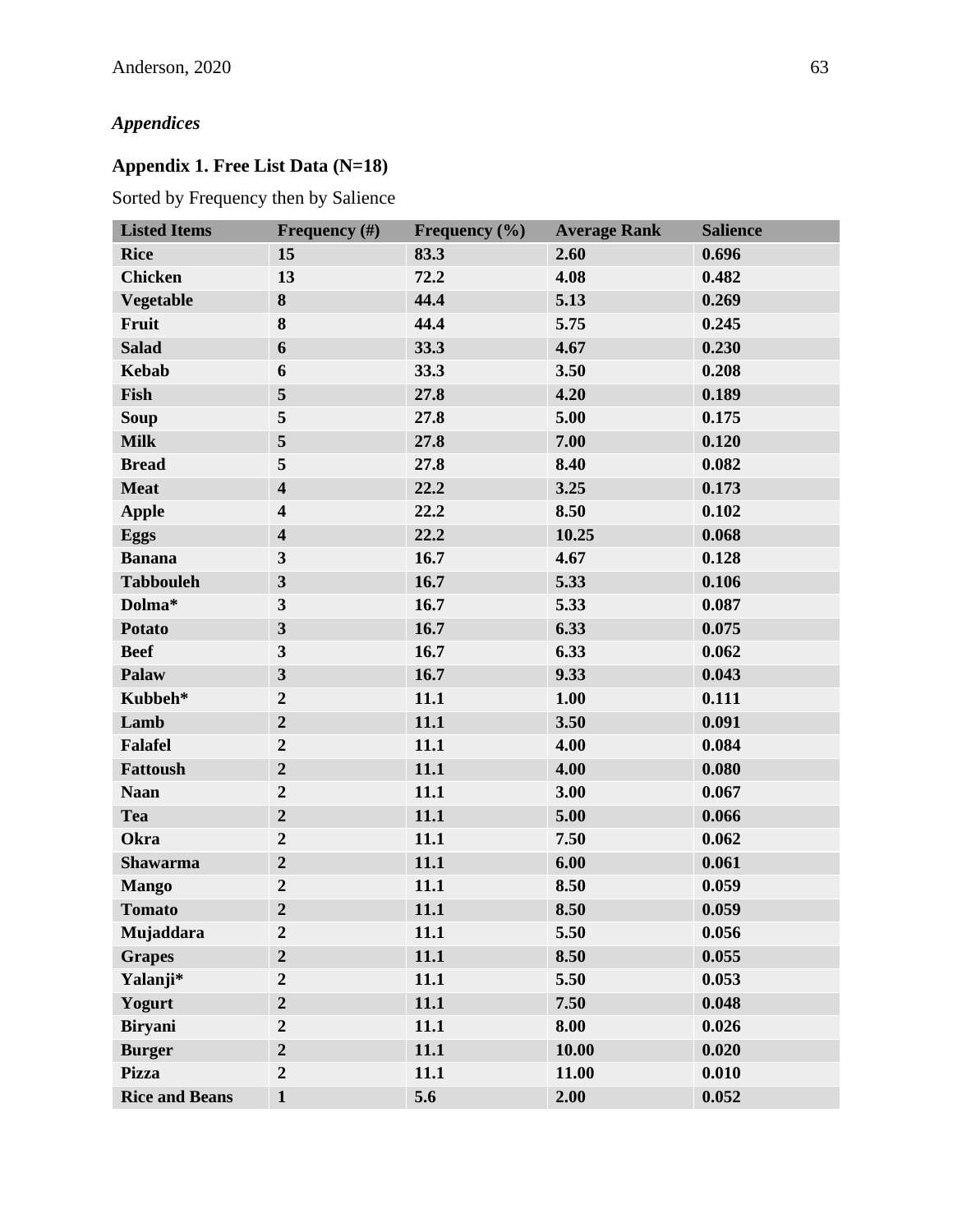*Appendices*

**Appendix 1. Free List Data (N=18)**

Sorted by Frequency then by Salience

| Listed Items | Frequency (#) | Frequency (%) | Average Rank | Salience |
|---|---|---|---|---|
| **Rice** | **15** | **83.3** | **2.60** | **0.696** |
| **Chicken** | **13** | **72.2** | **4.08** | **0.482** |
| **Vegetable** | **8** | **44.4** | **5.13** | **0.269** |
| **Fruit** | **8** | **44.4** | **5.75** | **0.245** |
| **Salad** | **6** | **33.3** | **4.67** | **0.230** |
| **Kebab** | **6** | **33.3** | **3.50** | **0.208** |
| **Fish** | **5** | **27.8** | **4.20** | **0.189** |
| **Soup** | **5** | **27.8** | **5.00** | **0.175** |
| **Milk** | **5** | **27.8** | **7.00** | **0.120** |
| **Bread** | **5** | **27.8** | **8.40** | **0.082** |
| **Meat** | **4** | **22.2** | **3.25** | **0.173** |
| **Apple** | **4** | **22.2** | **8.50** | **0.102** |
| **Eggs** | **4** | **22.2** | **10.25** | **0.068** |
| **Banana** | **3** | **16.7** | **4.67** | **0.128** |
| **Tabbouleh** | **3** | **16.7** | **5.33** | **0.106** |
| **Dolma*** | **3** | **16.7** | **5.33** | **0.087** |
| **Potato** | **3** | **16.7** | **6.33** | **0.075** |
| **Beef** | **3** | **16.7** | **6.33** | **0.062** |
| **Palaw** | **3** | **16.7** | **9.33** | **0.043** |
| **Kubbeh*** | **2** | **11.1** | **1.00** | **0.111** |
| **Lamb** | **2** | **11.1** | **3.50** | **0.091** |
| **Falafel** | **2** | **11.1** | **4.00** | **0.084** |
| **Fattoush** | **2** | **11.1** | **4.00** | **0.080** |
| **Naan** | **2** | **11.1** | **3.00** | **0.067** |
| **Tea** | **2** | **11.1** | **5.00** | **0.066** |
| **Okra** | **2** | **11.1** | **7.50** | **0.062** |
| **Shawarma** | **2** | **11.1** | **6.00** | **0.061** |
| **Mango** | **2** | **11.1** | **8.50** | **0.059** |
| **Tomato** | **2** | **11.1** | **8.50** | **0.059** |
| **Mujaddara** | **2** | **11.1** | **5.50** | **0.056** |
| **Grapes** | **2** | **11.1** | **8.50** | **0.055** |
| **Yalanji*** | **2** | **11.1** | **5.50** | **0.053** |
| **Yogurt** | **2** | **11.1** | **7.50** | **0.048** |
| **Biryani** | **2** | **11.1** | **8.00** | **0.026** |
| **Burger** | **2** | **11.1** | **10.00** | **0.020** |
| **Pizza** | **2** | **11.1** | **11.00** | **0.010** |
| **Rice and Beans** | **1** | **5.6** | **2.00** | **0.052** |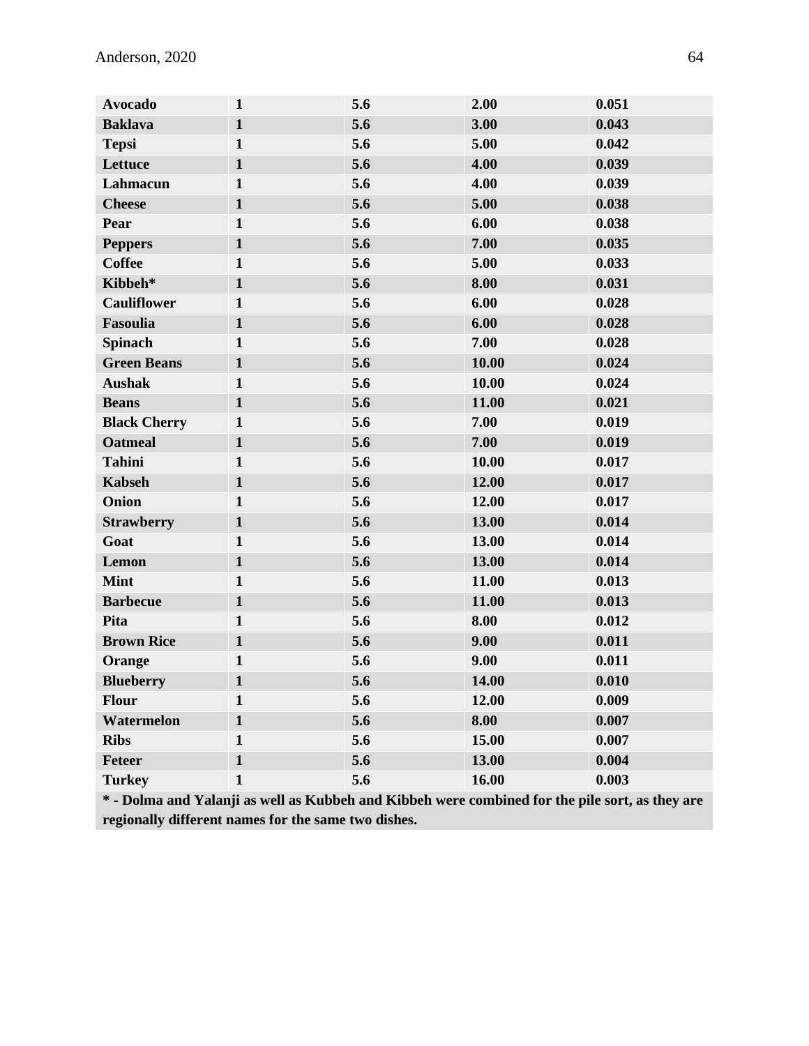| | | | | |
|---|---|---|---|---|
| **Avocado** | **1** | **5.6** | **2.00** | **0.051** |
| **Baklava** | **1** | **5.6** | **3.00** | **0.043** |
| **Tepsi** | **1** | **5.6** | **5.00** | **0.042** |
| **Lettuce** | **1** | **5.6** | **4.00** | **0.039** |
| **Lahmacun** | **1** | **5.6** | **4.00** | **0.039** |
| **Cheese** | **1** | **5.6** | **5.00** | **0.038** |
| **Pear** | **1** | **5.6** | **6.00** | **0.038** |
| **Peppers** | **1** | **5.6** | **7.00** | **0.035** |
| **Coffee** | **1** | **5.6** | **5.00** | **0.033** |
| **Kibbeh*** | **1** | **5.6** | **8.00** | **0.031** |
| **Cauliflower** | **1** | **5.6** | **6.00** | **0.028** |
| **Fasoulia** | **1** | **5.6** | **6.00** | **0.028** |
| **Spinach** | **1** | **5.6** | **7.00** | **0.028** |
| **Green Beans** | **1** | **5.6** | **10.00** | **0.024** |
| **Aushak** | **1** | **5.6** | **10.00** | **0.024** |
| **Beans** | **1** | **5.6** | **11.00** | **0.021** |
| **Black Cherry** | **1** | **5.6** | **7.00** | **0.019** |
| **Oatmeal** | **1** | **5.6** | **7.00** | **0.019** |
| **Tahini** | **1** | **5.6** | **10.00** | **0.017** |
| **Kabseh** | **1** | **5.6** | **12.00** | **0.017** |
| **Onion** | **1** | **5.6** | **12.00** | **0.017** |
| **Strawberry** | **1** | **5.6** | **13.00** | **0.014** |
| **Goat** | **1** | **5.6** | **13.00** | **0.014** |
| **Lemon** | **1** | **5.6** | **13.00** | **0.014** |
| **Mint** | **1** | **5.6** | **11.00** | **0.013** |
| **Barbecue** | **1** | **5.6** | **11.00** | **0.013** |
| **Pita** | **1** | **5.6** | **8.00** | **0.012** |
| **Brown Rice** | **1** | **5.6** | **9.00** | **0.011** |
| **Orange** | **1** | **5.6** | **9.00** | **0.011** |
| **Blueberry** | **1** | **5.6** | **14.00** | **0.010** |
| **Flour** | **1** | **5.6** | **12.00** | **0.009** |
| **Watermelon** | **1** | **5.6** | **8.00** | **0.007** |
| **Ribs** | **1** | **5.6** | **15.00** | **0.007** |
| **Feteer** | **1** | **5.6** | **13.00** | **0.004** |
| **Turkey** | **1** | **5.6** | **16.00** | **0.003** |

**\* - Dolma and Yalanji as well as Kubbeh and Kibbeh were combined for the pile sort, as they are regionally different names for the same two dishes.**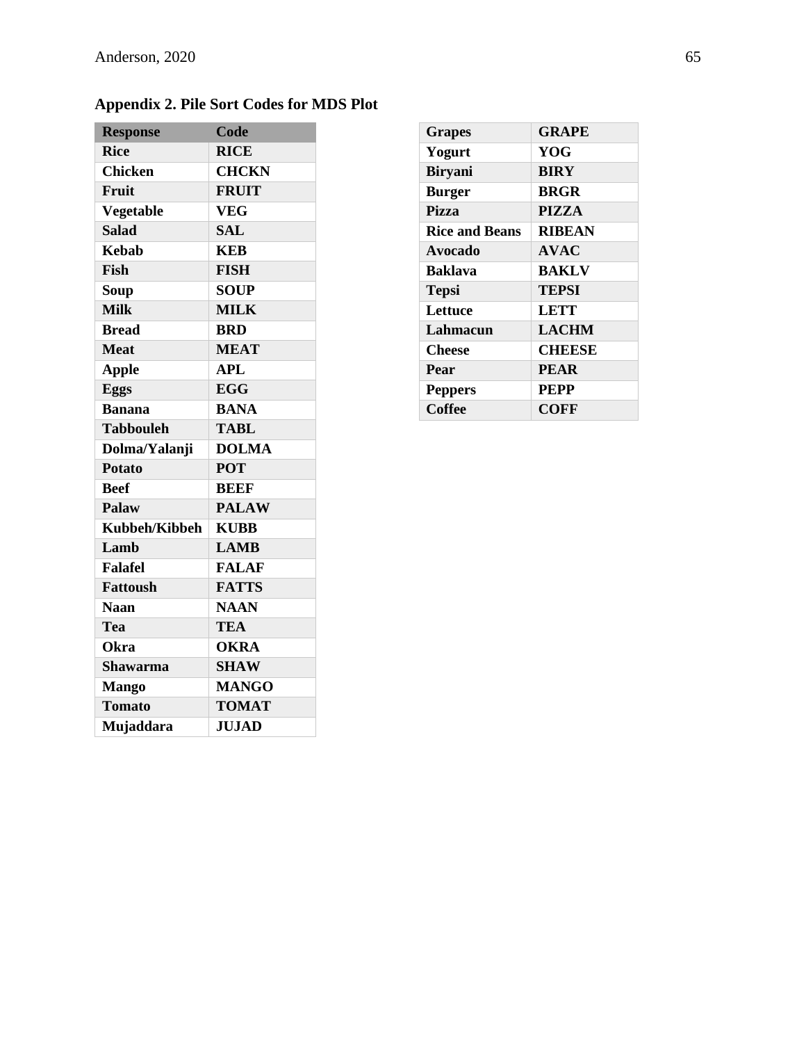**Appendix 2. Pile Sort Codes for MDS Plot**

| Response | Code |
|---|---|
| Rice | RICE |
| Chicken | CHCKN |
| Fruit | FRUIT |
| Vegetable | VEG |
| Salad | SAL |
| Kebab | KEB |
| Fish | FISH |
| Soup | SOUP |
| Milk | MILK |
| Bread | BRD |
| Meat | MEAT |
| Apple | APL |
| Eggs | EGG |
| Banana | BANA |
| Tabbouleh | TABL |
| Dolma/Yalanji | DOLMA |
| Potato | POT |
| Beef | BEEF |
| Palaw | PALAW |
| Kubbeh/Kibbeh | KUBB |
| Lamb | LAMB |
| Falafel | FALAF |
| Fattoush | FATTS |
| Naan | NAAN |
| Tea | TEA |
| Okra | OKRA |
| Shawarma | SHAW |
| Mango | MANGO |
| Tomato | TOMAT |
| Mujaddara | JUJAD |
| Grapes | GRAPE |
| Yogurt | YOG |
| Biryani | BIRY |
| Burger | BRGR |
| Pizza | PIZZA |
| Rice and Beans | RIBEAN |
| Avocado | AVAC |
| Baklava | BAKLV |
| Tepsi | TEPSI |
| Lettuce | LETT |
| Lahmacun | LACHM |
| Cheese | CHEESE |
| Pear | PEAR |
| Peppers | PEPP |
| Coffee | COFF |